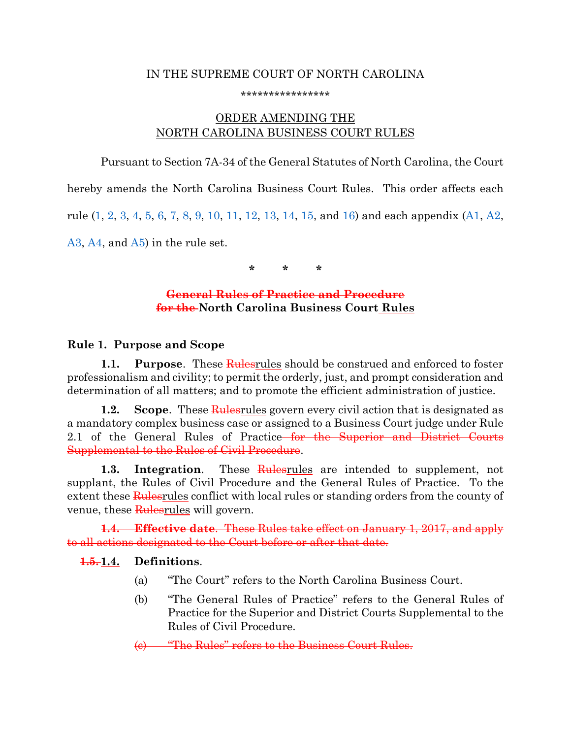IN THE SUPREME COURT OF NORTH CAROLINA

****************

ORDER AMENDING THE
NORTH CAROLINA BUSINESS COURT RULES

Pursuant to Section 7A-34 of the General Statutes of North Carolina, the Court hereby amends the North Carolina Business Court Rules. This order affects each rule (1, 2, 3, 4, 5, 6, 7, 8, 9, 10, 11, 12, 13, 14, 15, and 16) and each appendix (A1, A2, A3, A4, and A5) in the rule set.

*       *       *

~~General Rules of Practice and Procedure~~
~~for the~~ **North Carolina Business Court Rules**

## Rule 1. Purpose and Scope

**1.1. Purpose**. These ~~Rules~~rules should be construed and enforced to foster professionalism and civility; to permit the orderly, just, and prompt consideration and determination of all matters; and to promote the efficient administration of justice.

**1.2. Scope**. These ~~Rules~~rules govern every civil action that is designated as a mandatory complex business case or assigned to a Business Court judge under Rule 2.1 of the General Rules of Practice ~~for the Superior and District Courts Supplemental to the Rules of Civil Procedure~~.

**1.3. Integration**. These ~~Rules~~rules are intended to supplement, not supplant, the Rules of Civil Procedure and the General Rules of Practice. To the extent these ~~Rules~~rules conflict with local rules or standing orders from the county of venue, these ~~Rules~~rules will govern.

~~**1.4. Effective date**. These Rules take effect on January 1, 2017, and apply to all actions designated to the Court before or after that date.~~

~~1.5.~~ **1.4. Definitions**.

(a) "The Court" refers to the North Carolina Business Court.

(b) "The General Rules of Practice" refers to the General Rules of Practice for the Superior and District Courts Supplemental to the Rules of Civil Procedure.

~~(c) "The Rules" refers to the Business Court Rules.~~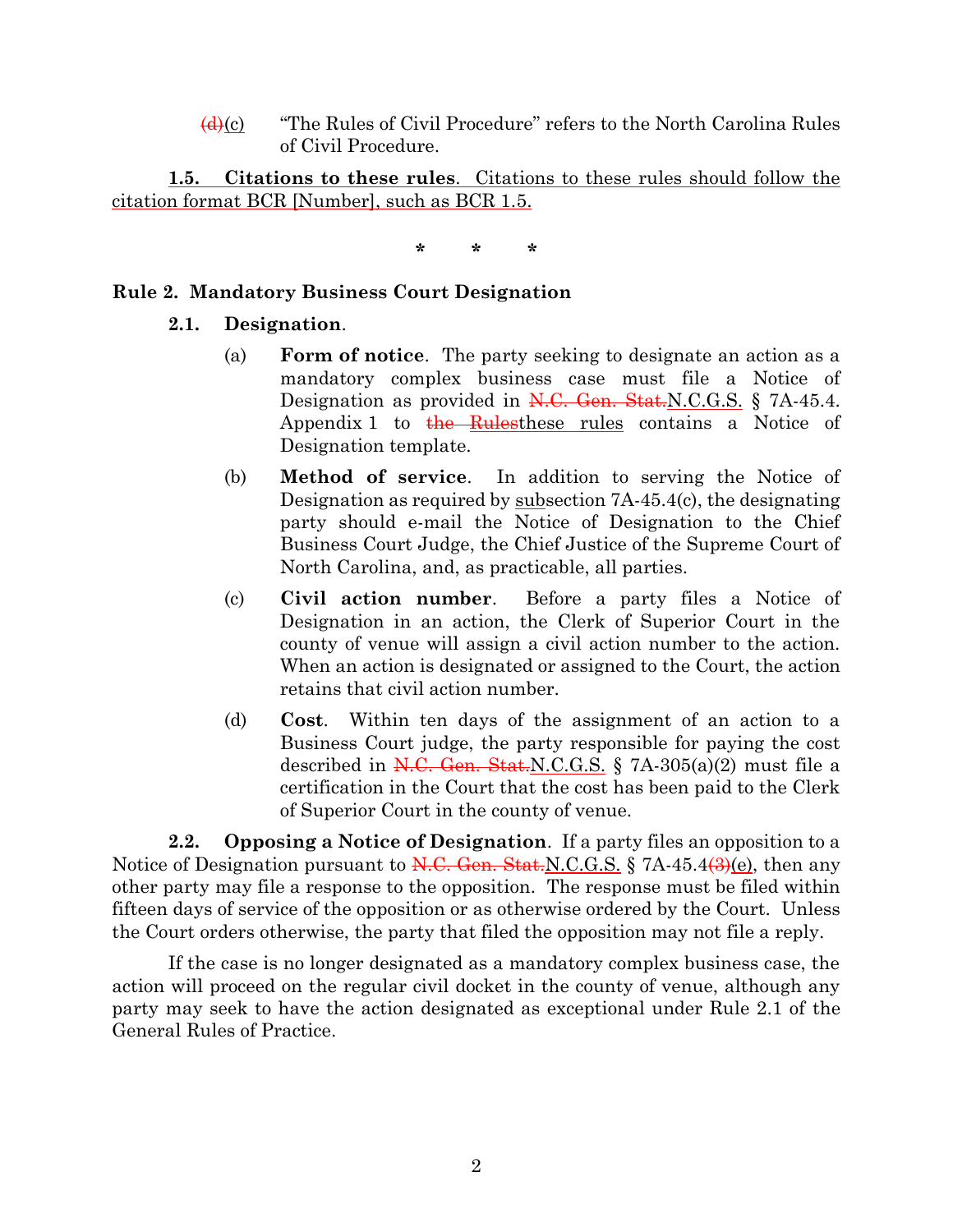~~(d)~~<u>(c)</u> "The Rules of Civil Procedure" refers to the North Carolina Rules of Civil Procedure.

<u>**1.5. Citations to these rules**. Citations to these rules should follow the citation format BCR [Number], such as BCR 1.5.</u>

\* \* \*

### Rule 2. Mandatory Business Court Designation

**2.1. Designation**.

(a) **Form of notice**. The party seeking to designate an action as a mandatory complex business case must file a Notice of Designation as provided in ~~N.C. Gen. Stat.~~<u>N.C.G.S.</u> § 7A-45.4. Appendix 1 to ~~the Rules~~<u>these rules</u> contains a Notice of Designation template.

(b) **Method of service**. In addition to serving the Notice of Designation as required by <u>sub</u>section 7A-45.4(c), the designating party should e-mail the Notice of Designation to the Chief Business Court Judge, the Chief Justice of the Supreme Court of North Carolina, and, as practicable, all parties.

(c) **Civil action number**. Before a party files a Notice of Designation in an action, the Clerk of Superior Court in the county of venue will assign a civil action number to the action. When an action is designated or assigned to the Court, the action retains that civil action number.

(d) **Cost**. Within ten days of the assignment of an action to a Business Court judge, the party responsible for paying the cost described in ~~N.C. Gen. Stat.~~<u>N.C.G.S.</u> § 7A-305(a)(2) must file a certification in the Court that the cost has been paid to the Clerk of Superior Court in the county of venue.

**2.2. Opposing a Notice of Designation**. If a party files an opposition to a Notice of Designation pursuant to ~~N.C. Gen. Stat.~~<u>N.C.G.S.</u> § 7A-45.4~~(3)~~<u>(e)</u>, then any other party may file a response to the opposition. The response must be filed within fifteen days of service of the opposition or as otherwise ordered by the Court. Unless the Court orders otherwise, the party that filed the opposition may not file a reply.

If the case is no longer designated as a mandatory complex business case, the action will proceed on the regular civil docket in the county of venue, although any party may seek to have the action designated as exceptional under Rule 2.1 of the General Rules of Practice.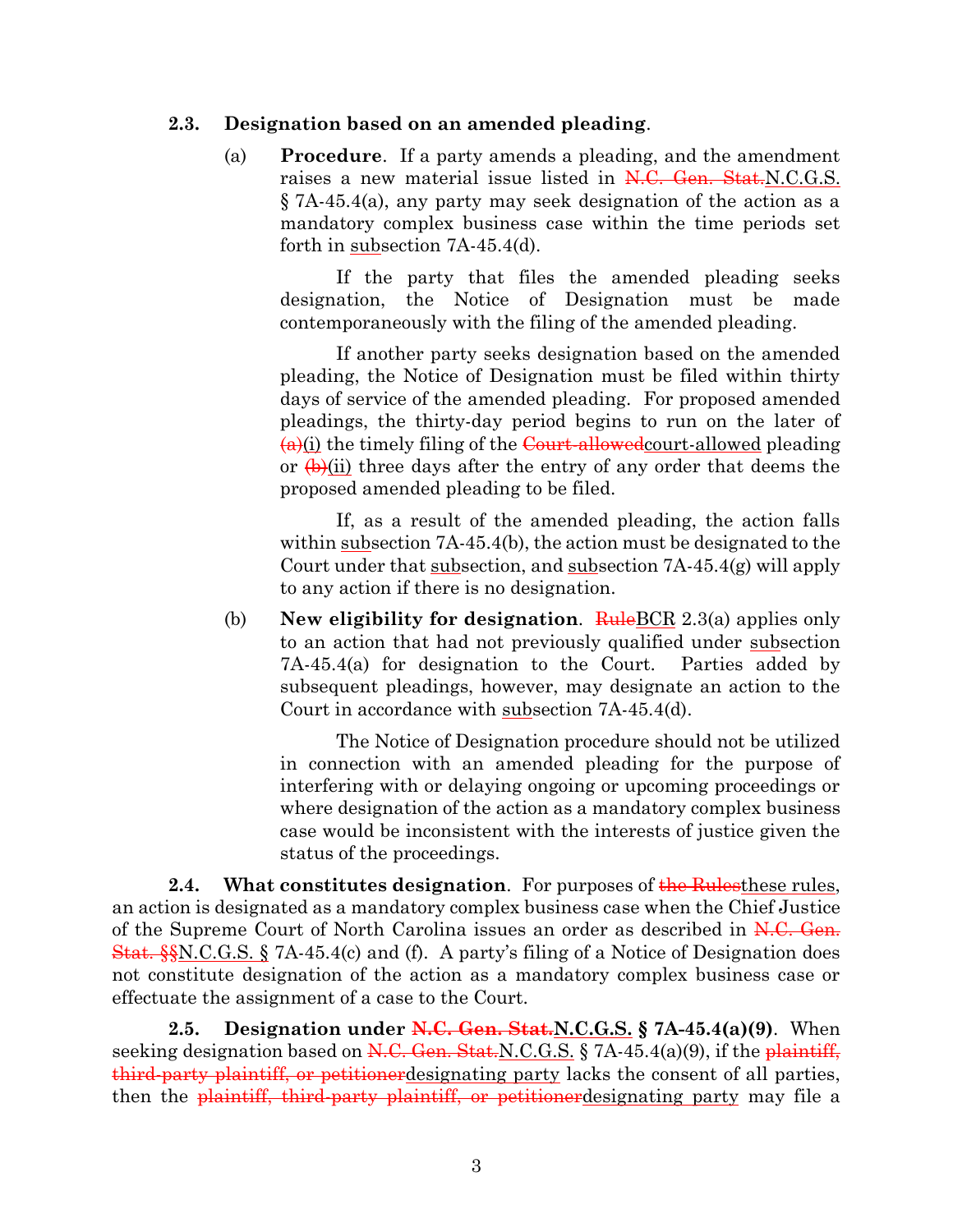**2.3. Designation based on an amended pleading**.

(a) **Procedure**. If a party amends a pleading, and the amendment raises a new material issue listed in ~~N.C. Gen. Stat.~~<u>N.C.G.S.</u> § 7A-45.4(a), any party may seek designation of the action as a mandatory complex business case within the time periods set forth in <u>sub</u>section 7A-45.4(d).

If the party that files the amended pleading seeks designation, the Notice of Designation must be made contemporaneously with the filing of the amended pleading.

If another party seeks designation based on the amended pleading, the Notice of Designation must be filed within thirty days of service of the amended pleading. For proposed amended pleadings, the thirty-day period begins to run on the later of ~~(a)~~<u>(i)</u> the timely filing of the ~~Court-allowed~~<u>court-allowed</u> pleading or ~~(b)~~<u>(ii)</u> three days after the entry of any order that deems the proposed amended pleading to be filed.

If, as a result of the amended pleading, the action falls within <u>sub</u>section 7A-45.4(b), the action must be designated to the Court under that <u>sub</u>section, and <u>sub</u>section 7A-45.4(g) will apply to any action if there is no designation.

(b) **New eligibility for designation**. ~~Rule~~<u>BCR</u> 2.3(a) applies only to an action that had not previously qualified under <u>sub</u>section 7A-45.4(a) for designation to the Court. Parties added by subsequent pleadings, however, may designate an action to the Court in accordance with <u>sub</u>section 7A-45.4(d).

The Notice of Designation procedure should not be utilized in connection with an amended pleading for the purpose of interfering with or delaying ongoing or upcoming proceedings or where designation of the action as a mandatory complex business case would be inconsistent with the interests of justice given the status of the proceedings.

**2.4. What constitutes designation**. For purposes of ~~the Rules~~<u>these rules</u>, an action is designated as a mandatory complex business case when the Chief Justice of the Supreme Court of North Carolina issues an order as described in ~~N.C. Gen. Stat. §§~~<u>N.C.G.S. §</u> 7A-45.4(c) and (f). A party's filing of a Notice of Designation does not constitute designation of the action as a mandatory complex business case or effectuate the assignment of a case to the Court.

**2.5. Designation under ~~N.C. Gen. Stat.~~<u>N.C.G.S.</u> § 7A-45.4(a)(9)**. When seeking designation based on ~~N.C. Gen. Stat.~~<u>N.C.G.S.</u> § 7A-45.4(a)(9), if the ~~plaintiff, third-party plaintiff, or petitioner~~<u>designating party</u> lacks the consent of all parties, then the ~~plaintiff, third-party plaintiff, or petitioner~~<u>designating party</u> may file a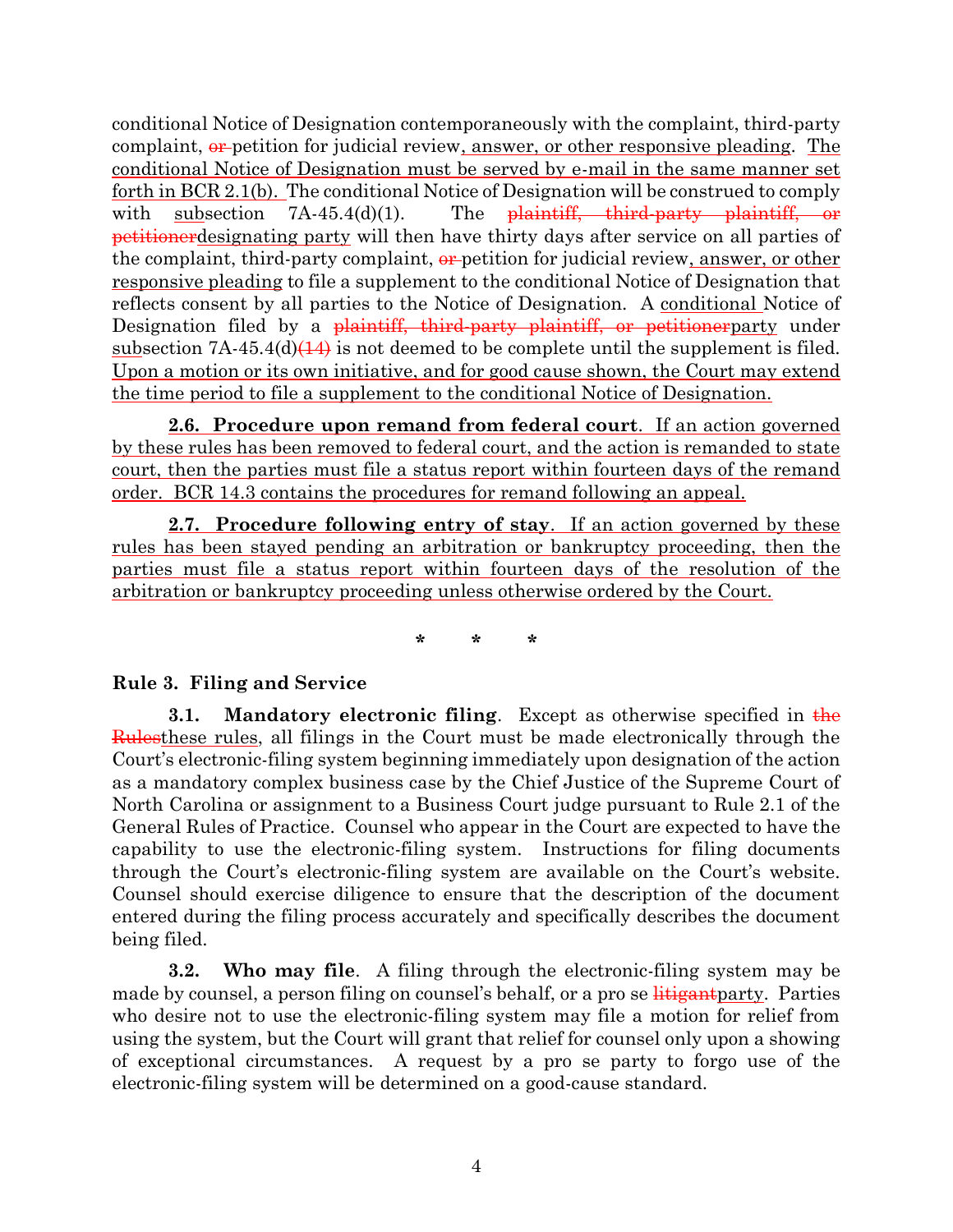conditional Notice of Designation contemporaneously with the complaint, third-party complaint, ~~or~~ petition for judicial review<u>, answer, or other responsive pleading</u>. <u>The conditional Notice of Designation must be served by e-mail in the same manner set forth in BCR 2.1(b).</u> The conditional Notice of Designation will be construed to comply with <u>sub</u>section 7A-45.4(d)(1). The ~~plaintiff, third-party plaintiff, or petitioner~~<u>designating party</u> will then have thirty days after service on all parties of the complaint, third-party complaint, ~~or~~ petition for judicial review<u>, answer, or other responsive pleading</u> to file a supplement to the conditional Notice of Designation that reflects consent by all parties to the Notice of Designation. A <u>conditional</u> Notice of Designation filed by a ~~plaintiff, third-party plaintiff, or petitioner~~<u>party</u> under <u>sub</u>section 7A-45.4(d)~~(14)~~ is not deemed to be complete until the supplement is filed. <u>Upon a motion or its own initiative, and for good cause shown, the Court may extend the time period to file a supplement to the conditional Notice of Designation.</u>

<u>**2.6. Procedure upon remand from federal court**. If an action governed by these rules has been removed to federal court, and the action is remanded to state court, then the parties must file a status report within fourteen days of the remand order. BCR 14.3 contains the procedures for remand following an appeal.</u>

<u>**2.7. Procedure following entry of stay**. If an action governed by these rules has been stayed pending an arbitration or bankruptcy proceeding, then the parties must file a status report within fourteen days of the resolution of the arbitration or bankruptcy proceeding unless otherwise ordered by the Court.</u>

\* \* \*

**Rule 3. Filing and Service**

**3.1. Mandatory electronic filing**. Except as otherwise specified in ~~the Rules~~<u>these rules</u>, all filings in the Court must be made electronically through the Court's electronic-filing system beginning immediately upon designation of the action as a mandatory complex business case by the Chief Justice of the Supreme Court of North Carolina or assignment to a Business Court judge pursuant to Rule 2.1 of the General Rules of Practice. Counsel who appear in the Court are expected to have the capability to use the electronic-filing system. Instructions for filing documents through the Court's electronic-filing system are available on the Court's website. Counsel should exercise diligence to ensure that the description of the document entered during the filing process accurately and specifically describes the document being filed.

**3.2. Who may file**. A filing through the electronic-filing system may be made by counsel, a person filing on counsel's behalf, or a pro se ~~litigant~~<u>party</u>. Parties who desire not to use the electronic-filing system may file a motion for relief from using the system, but the Court will grant that relief for counsel only upon a showing of exceptional circumstances. A request by a pro se party to forgo use of the electronic-filing system will be determined on a good-cause standard.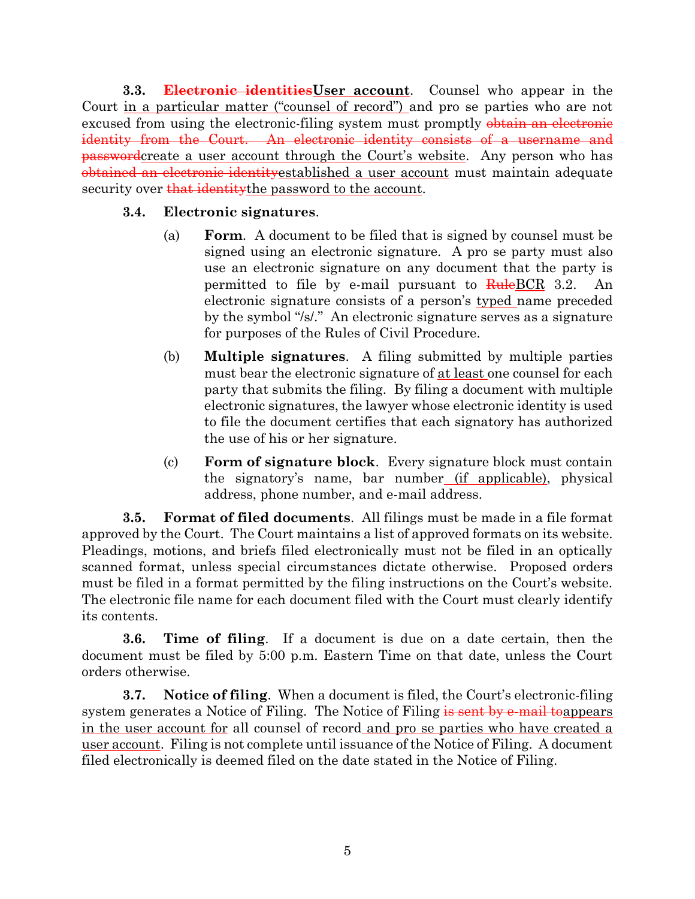**3.3. ~~Electronic identities~~<u>User account</u>.** Counsel who appear in the Court <u>in a particular matter ("counsel of record")</u> and pro se parties who are not excused from using the electronic-filing system must promptly ~~obtain an electronic identity from the Court. An electronic identity consists of a username and password~~<u>create a user account through the Court's website</u>. Any person who has ~~obtained an electronic identity~~<u>established a user account</u> must maintain adequate security over ~~that identity~~<u>the password to the account</u>.

**3.4. Electronic signatures.**

(a) **Form.** A document to be filed that is signed by counsel must be signed using an electronic signature. A pro se party must also use an electronic signature on any document that the party is permitted to file by e-mail pursuant to ~~Rule~~<u>BCR</u> 3.2. An electronic signature consists of a person's <u>typed</u> name preceded by the symbol "/s/." An electronic signature serves as a signature for purposes of the Rules of Civil Procedure.

(b) **Multiple signatures.** A filing submitted by multiple parties must bear the electronic signature of <u>at least</u> one counsel for each party that submits the filing. By filing a document with multiple electronic signatures, the lawyer whose electronic identity is used to file the document certifies that each signatory has authorized the use of his or her signature.

(c) **Form of signature block.** Every signature block must contain the signatory's name, bar number <u>(if applicable)</u>, physical address, phone number, and e-mail address.

**3.5. Format of filed documents.** All filings must be made in a file format approved by the Court. The Court maintains a list of approved formats on its website. Pleadings, motions, and briefs filed electronically must not be filed in an optically scanned format, unless special circumstances dictate otherwise. Proposed orders must be filed in a format permitted by the filing instructions on the Court's website. The electronic file name for each document filed with the Court must clearly identify its contents.

**3.6. Time of filing.** If a document is due on a date certain, then the document must be filed by 5:00 p.m. Eastern Time on that date, unless the Court orders otherwise.

**3.7. Notice of filing.** When a document is filed, the Court's electronic-filing system generates a Notice of Filing. The Notice of Filing ~~is sent by e-mail to~~<u>appears in the user account for</u> all counsel of record <u>and pro se parties who have created a user account</u>. Filing is not complete until issuance of the Notice of Filing. A document filed electronically is deemed filed on the date stated in the Notice of Filing.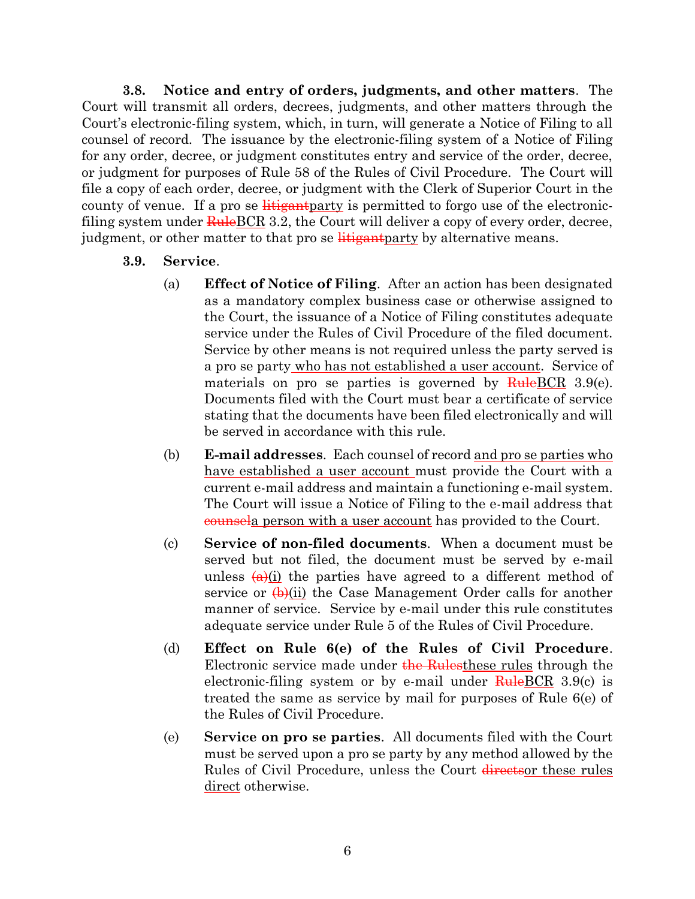**3.8. Notice and entry of orders, judgments, and other matters**. The Court will transmit all orders, decrees, judgments, and other matters through the Court's electronic-filing system, which, in turn, will generate a Notice of Filing to all counsel of record. The issuance by the electronic-filing system of a Notice of Filing for any order, decree, or judgment constitutes entry and service of the order, decree, or judgment for purposes of Rule 58 of the Rules of Civil Procedure. The Court will file a copy of each order, decree, or judgment with the Clerk of Superior Court in the county of venue. If a pro se ~~litigant~~<u>party</u> is permitted to forgo use of the electronic-filing system under ~~Rule~~<u>BCR</u> 3.2, the Court will deliver a copy of every order, decree, judgment, or other matter to that pro se ~~litigant~~<u>party</u> by alternative means.

**3.9. Service**.

(a) **Effect of Notice of Filing**. After an action has been designated as a mandatory complex business case or otherwise assigned to the Court, the issuance of a Notice of Filing constitutes adequate service under the Rules of Civil Procedure of the filed document. Service by other means is not required unless the party served is a pro se party<u> who has not established a user account</u>. Service of materials on pro se parties is governed by ~~Rule~~<u>BCR</u> 3.9(e). Documents filed with the Court must bear a certificate of service stating that the documents have been filed electronically and will be served in accordance with this rule.

(b) **E-mail addresses**. Each counsel of record <u>and pro se parties who have established a user account </u>must provide the Court with a current e-mail address and maintain a functioning e-mail system. The Court will issue a Notice of Filing to the e-mail address that ~~counsel~~<u>a person with a user account</u> has provided to the Court.

(c) **Service of non-filed documents**. When a document must be served but not filed, the document must be served by e-mail unless ~~(a)~~<u>(i)</u> the parties have agreed to a different method of service or ~~(b)~~<u>(ii)</u> the Case Management Order calls for another manner of service. Service by e-mail under this rule constitutes adequate service under Rule 5 of the Rules of Civil Procedure.

(d) **Effect on Rule 6(e) of the Rules of Civil Procedure**. Electronic service made under ~~the Rules~~<u>these rules</u> through the electronic-filing system or by e-mail under ~~Rule~~<u>BCR</u> 3.9(c) is treated the same as service by mail for purposes of Rule 6(e) of the Rules of Civil Procedure.

(e) **Service on pro se parties**. All documents filed with the Court must be served upon a pro se party by any method allowed by the Rules of Civil Procedure, unless the Court ~~directs~~<u>or these rules direct</u> otherwise.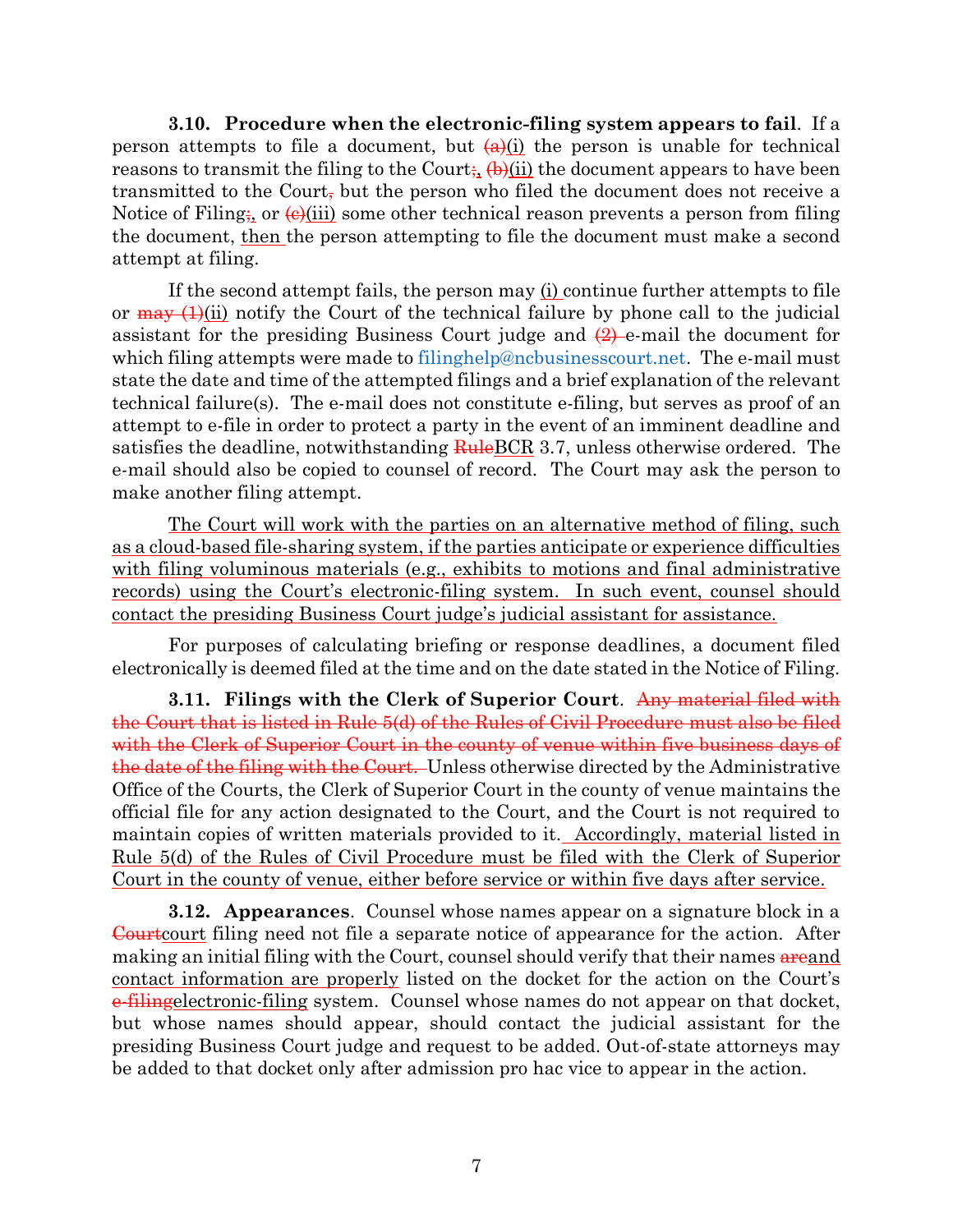**3.10. Procedure when the electronic-filing system appears to fail**. If a person attempts to file a document, but ~~(a)~~<u>(i)</u> the person is unable for technical reasons to transmit the filing to the Court~~;~~<u>,</u> ~~(b)~~<u>(ii)</u> the document appears to have been transmitted to the Court~~,~~ but the person who filed the document does not receive a Notice of Filing~~;~~<u>,</u> or ~~(c)~~<u>(iii)</u> some other technical reason prevents a person from filing the document, <u>then</u> the person attempting to file the document must make a second attempt at filing.

If the second attempt fails, the person may <u>(i)</u> continue further attempts to file or ~~may (1)~~<u>(ii)</u> notify the Court of the technical failure by phone call to the judicial assistant for the presiding Business Court judge and ~~(2)~~ e-mail the document for which filing attempts were made to filinghelp@ncbusinesscourt.net. The e-mail must state the date and time of the attempted filings and a brief explanation of the relevant technical failure(s). The e-mail does not constitute e-filing, but serves as proof of an attempt to e-file in order to protect a party in the event of an imminent deadline and satisfies the deadline, notwithstanding ~~Rule~~<u>BCR</u> 3.7, unless otherwise ordered. The e-mail should also be copied to counsel of record. The Court may ask the person to make another filing attempt.

<u>The Court will work with the parties on an alternative method of filing, such as a cloud-based file-sharing system, if the parties anticipate or experience difficulties with filing voluminous materials (e.g., exhibits to motions and final administrative records) using the Court's electronic-filing system. In such event, counsel should contact the presiding Business Court judge's judicial assistant for assistance.</u>

For purposes of calculating briefing or response deadlines, a document filed electronically is deemed filed at the time and on the date stated in the Notice of Filing.

**3.11. Filings with the Clerk of Superior Court**. ~~Any material filed with the Court that is listed in Rule 5(d) of the Rules of Civil Procedure must also be filed with the Clerk of Superior Court in the county of venue within five business days of the date of the filing with the Court.~~ Unless otherwise directed by the Administrative Office of the Courts, the Clerk of Superior Court in the county of venue maintains the official file for any action designated to the Court, and the Court is not required to maintain copies of written materials provided to it. <u>Accordingly, material listed in Rule 5(d) of the Rules of Civil Procedure must be filed with the Clerk of Superior Court in the county of venue, either before service or within five days after service.</u>

**3.12. Appearances**. Counsel whose names appear on a signature block in a ~~Court~~<u>court</u> filing need not file a separate notice of appearance for the action. After making an initial filing with the Court, counsel should verify that their names ~~are~~<u>and contact information are properly</u> listed on the docket for the action on the Court's ~~e-filing~~<u>electronic-filing</u> system. Counsel whose names do not appear on that docket, but whose names should appear, should contact the judicial assistant for the presiding Business Court judge and request to be added. Out-of-state attorneys may be added to that docket only after admission pro hac vice to appear in the action.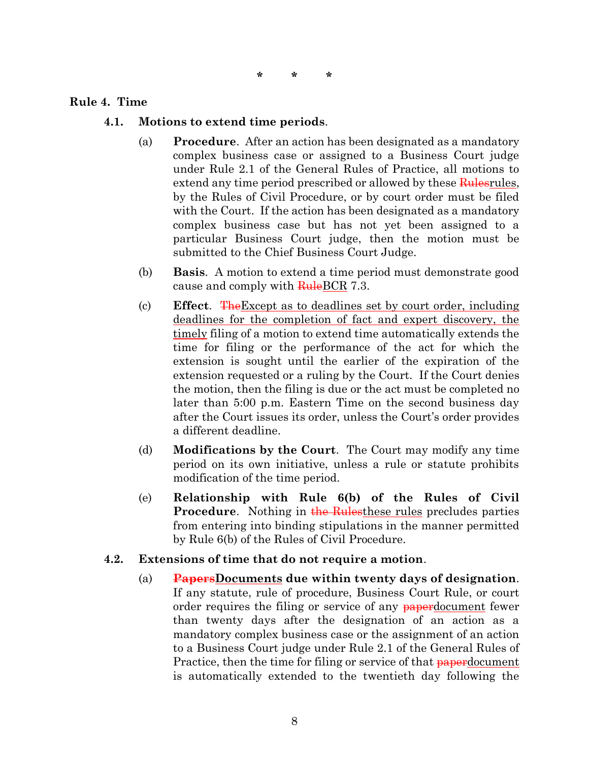\*        \*        \*

**Rule 4. Time**

**4.1. Motions to extend time periods**.

(a) **Procedure**. After an action has been designated as a mandatory complex business case or assigned to a Business Court judge under Rule 2.1 of the General Rules of Practice, all motions to extend any time period prescribed or allowed by these ~~Rules~~<u>rules</u>, by the Rules of Civil Procedure, or by court order must be filed with the Court. If the action has been designated as a mandatory complex business case but has not yet been assigned to a particular Business Court judge, then the motion must be submitted to the Chief Business Court Judge.

(b) **Basis**. A motion to extend a time period must demonstrate good cause and comply with ~~Rule~~<u>BCR</u> 7.3.

(c) **Effect**. ~~The~~<u>Except as to deadlines set by court order, including deadlines for the completion of fact and expert discovery, the timely</u> filing of a motion to extend time automatically extends the time for filing or the performance of the act for which the extension is sought until the earlier of the expiration of the extension requested or a ruling by the Court. If the Court denies the motion, then the filing is due or the act must be completed no later than 5:00 p.m. Eastern Time on the second business day after the Court issues its order, unless the Court's order provides a different deadline.

(d) **Modifications by the Court**. The Court may modify any time period on its own initiative, unless a rule or statute prohibits modification of the time period.

(e) **Relationship with Rule 6(b) of the Rules of Civil Procedure**. Nothing in ~~the Rules~~<u>these rules</u> precludes parties from entering into binding stipulations in the manner permitted by Rule 6(b) of the Rules of Civil Procedure.

**4.2. Extensions of time that do not require a motion**.

(a) **~~Papers~~<u>Documents</u> due within twenty days of designation**. If any statute, rule of procedure, Business Court Rule, or court order requires the filing or service of any ~~paper~~<u>document</u> fewer than twenty days after the designation of an action as a mandatory complex business case or the assignment of an action to a Business Court judge under Rule 2.1 of the General Rules of Practice, then the time for filing or service of that ~~paper~~<u>document</u> is automatically extended to the twentieth day following the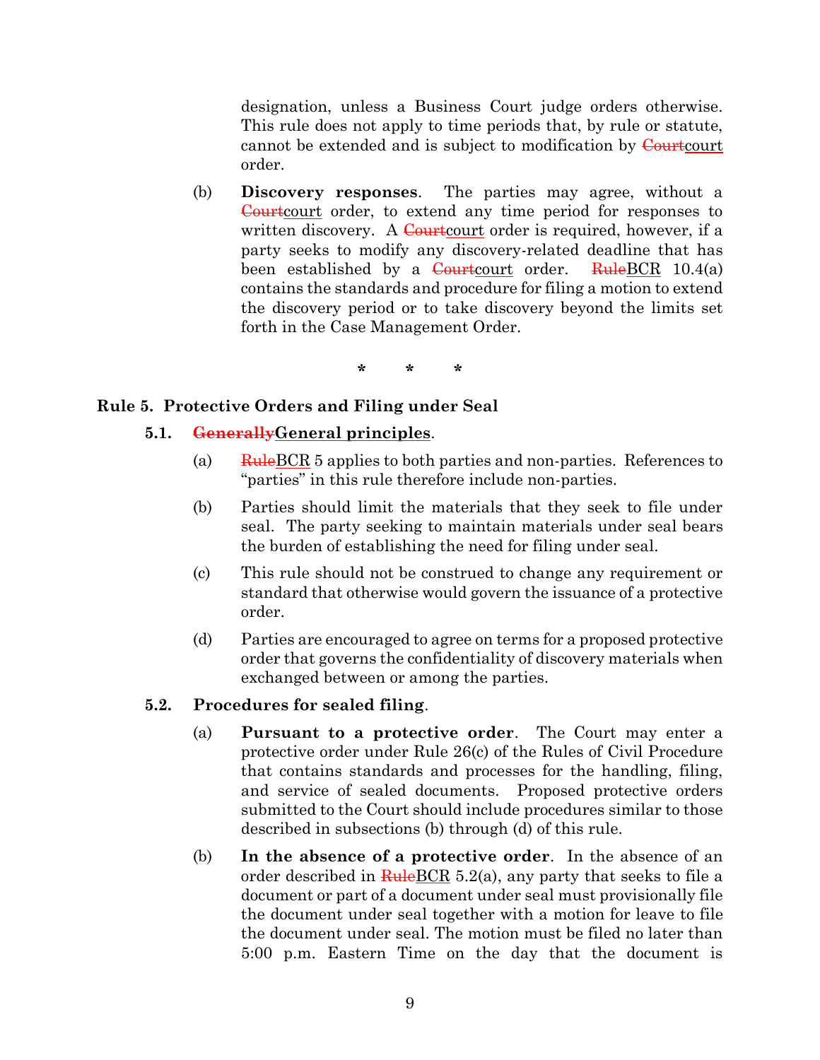designation, unless a Business Court judge orders otherwise. This rule does not apply to time periods that, by rule or statute, cannot be extended and is subject to modification by ~~Court~~court order.

(b) **Discovery responses**. The parties may agree, without a ~~Court~~court order, to extend any time period for responses to written discovery. A ~~Court~~court order is required, however, if a party seeks to modify any discovery-related deadline that has been established by a ~~Court~~court order. ~~Rule~~BCR 10.4(a) contains the standards and procedure for filing a motion to extend the discovery period or to take discovery beyond the limits set forth in the Case Management Order.

\* \* \*

## Rule 5. Protective Orders and Filing under Seal

### 5.1. ~~Generally~~General principles.

(a) ~~Rule~~BCR 5 applies to both parties and non-parties. References to "parties" in this rule therefore include non-parties.

(b) Parties should limit the materials that they seek to file under seal. The party seeking to maintain materials under seal bears the burden of establishing the need for filing under seal.

(c) This rule should not be construed to change any requirement or standard that otherwise would govern the issuance of a protective order.

(d) Parties are encouraged to agree on terms for a proposed protective order that governs the confidentiality of discovery materials when exchanged between or among the parties.

### 5.2. Procedures for sealed filing.

(a) **Pursuant to a protective order**. The Court may enter a protective order under Rule 26(c) of the Rules of Civil Procedure that contains standards and processes for the handling, filing, and service of sealed documents. Proposed protective orders submitted to the Court should include procedures similar to those described in subsections (b) through (d) of this rule.

(b) **In the absence of a protective order**. In the absence of an order described in ~~Rule~~BCR 5.2(a), any party that seeks to file a document or part of a document under seal must provisionally file the document under seal together with a motion for leave to file the document under seal. The motion must be filed no later than 5:00 p.m. Eastern Time on the day that the document is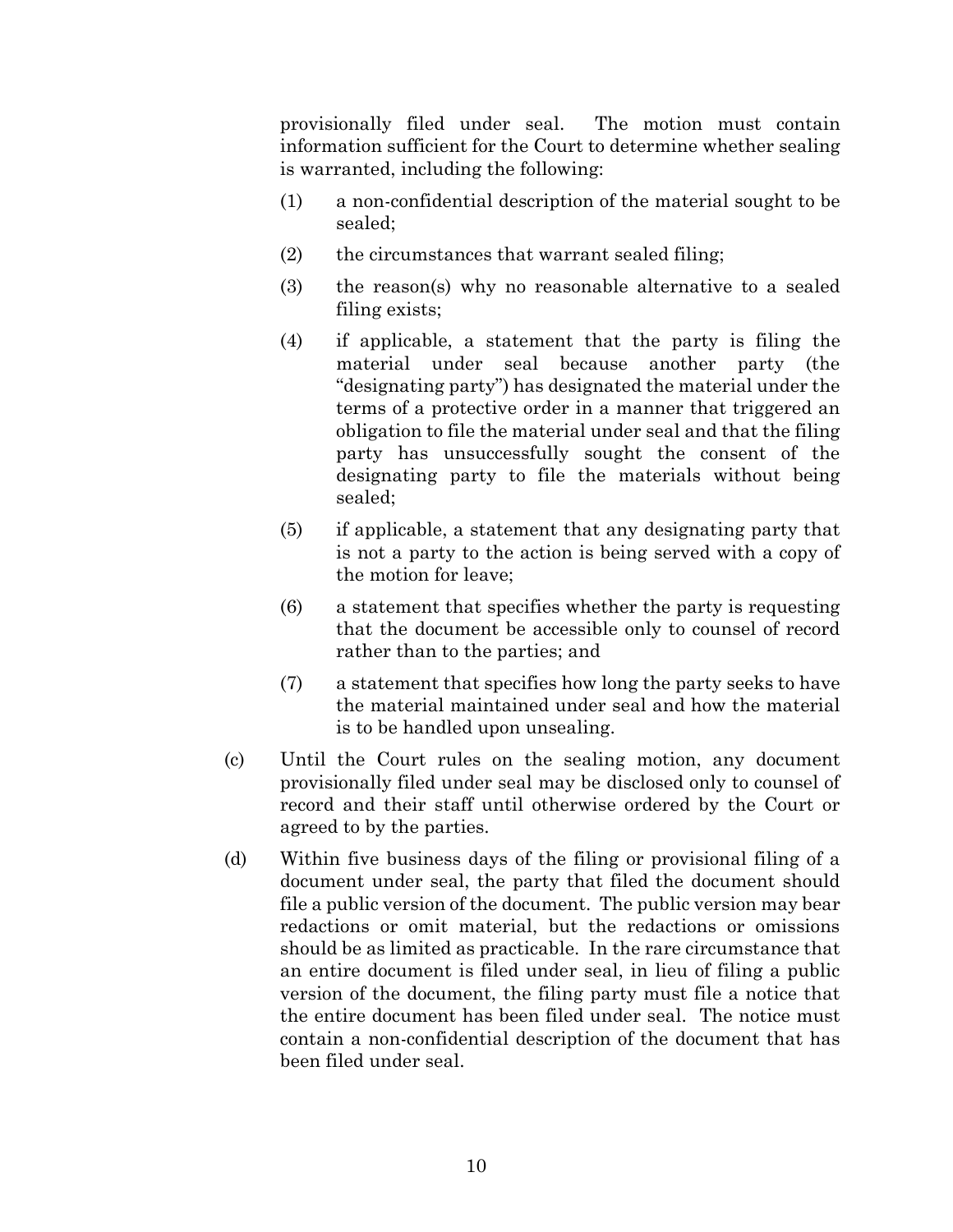provisionally filed under seal. The motion must contain information sufficient for the Court to determine whether sealing is warranted, including the following:

(1) a non-confidential description of the material sought to be sealed;

(2) the circumstances that warrant sealed filing;

(3) the reason(s) why no reasonable alternative to a sealed filing exists;

(4) if applicable, a statement that the party is filing the material under seal because another party (the "designating party") has designated the material under the terms of a protective order in a manner that triggered an obligation to file the material under seal and that the filing party has unsuccessfully sought the consent of the designating party to file the materials without being sealed;

(5) if applicable, a statement that any designating party that is not a party to the action is being served with a copy of the motion for leave;

(6) a statement that specifies whether the party is requesting that the document be accessible only to counsel of record rather than to the parties; and

(7) a statement that specifies how long the party seeks to have the material maintained under seal and how the material is to be handled upon unsealing.

(c) Until the Court rules on the sealing motion, any document provisionally filed under seal may be disclosed only to counsel of record and their staff until otherwise ordered by the Court or agreed to by the parties.

(d) Within five business days of the filing or provisional filing of a document under seal, the party that filed the document should file a public version of the document. The public version may bear redactions or omit material, but the redactions or omissions should be as limited as practicable. In the rare circumstance that an entire document is filed under seal, in lieu of filing a public version of the document, the filing party must file a notice that the entire document has been filed under seal. The notice must contain a non-confidential description of the document that has been filed under seal.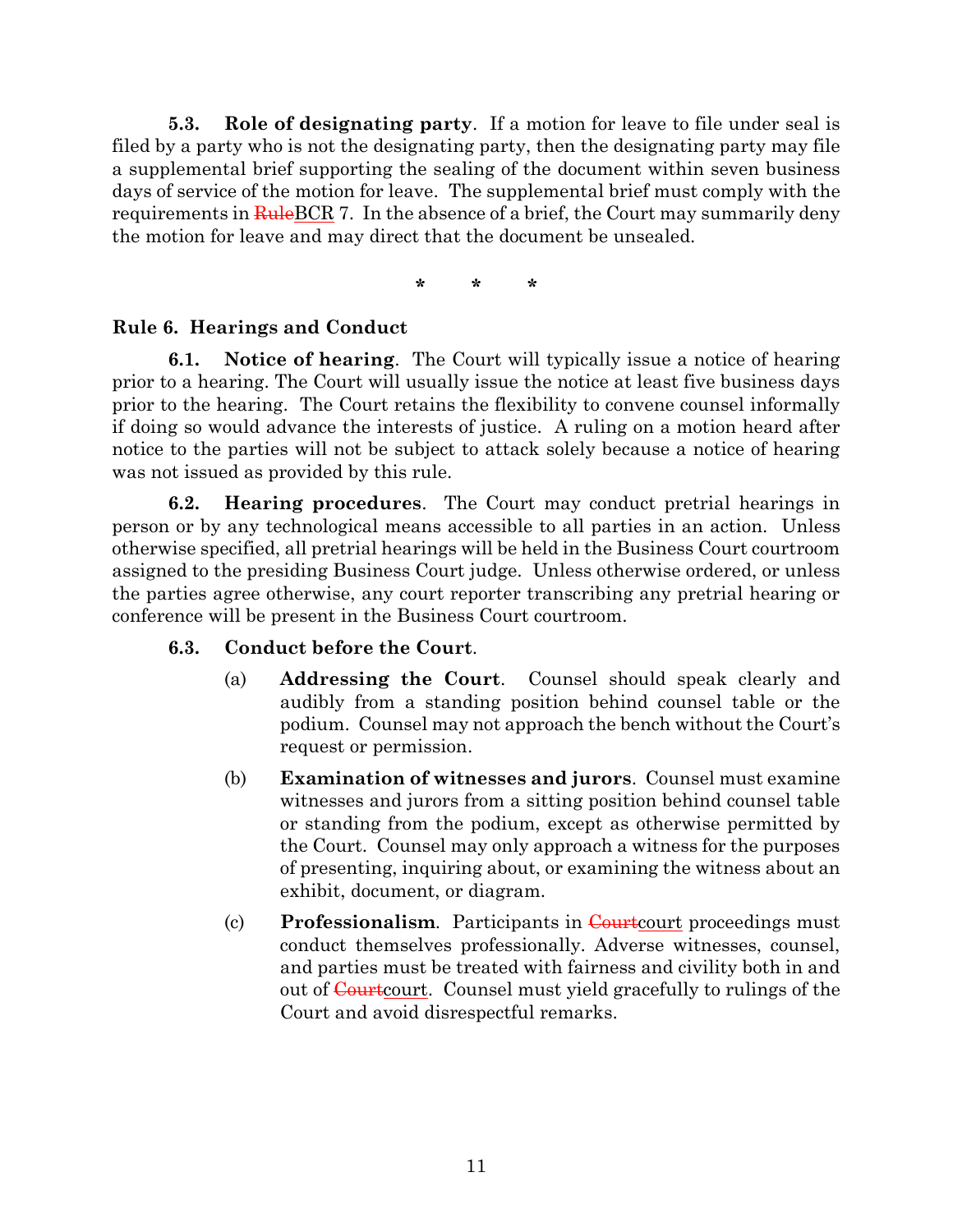**5.3. Role of designating party**. If a motion for leave to file under seal is filed by a party who is not the designating party, then the designating party may file a supplemental brief supporting the sealing of the document within seven business days of service of the motion for leave. The supplemental brief must comply with the requirements in ~~Rule~~BCR 7. In the absence of a brief, the Court may summarily deny the motion for leave and may direct that the document be unsealed.

\* \* \*

### Rule 6. Hearings and Conduct

**6.1. Notice of hearing**. The Court will typically issue a notice of hearing prior to a hearing. The Court will usually issue the notice at least five business days prior to the hearing. The Court retains the flexibility to convene counsel informally if doing so would advance the interests of justice. A ruling on a motion heard after notice to the parties will not be subject to attack solely because a notice of hearing was not issued as provided by this rule.

**6.2. Hearing procedures**. The Court may conduct pretrial hearings in person or by any technological means accessible to all parties in an action. Unless otherwise specified, all pretrial hearings will be held in the Business Court courtroom assigned to the presiding Business Court judge. Unless otherwise ordered, or unless the parties agree otherwise, any court reporter transcribing any pretrial hearing or conference will be present in the Business Court courtroom.

**6.3. Conduct before the Court**.

(a) **Addressing the Court**. Counsel should speak clearly and audibly from a standing position behind counsel table or the podium. Counsel may not approach the bench without the Court's request or permission.

(b) **Examination of witnesses and jurors**. Counsel must examine witnesses and jurors from a sitting position behind counsel table or standing from the podium, except as otherwise permitted by the Court. Counsel may only approach a witness for the purposes of presenting, inquiring about, or examining the witness about an exhibit, document, or diagram.

(c) **Professionalism**. Participants in ~~Court~~court proceedings must conduct themselves professionally. Adverse witnesses, counsel, and parties must be treated with fairness and civility both in and out of ~~Court~~court. Counsel must yield gracefully to rulings of the Court and avoid disrespectful remarks.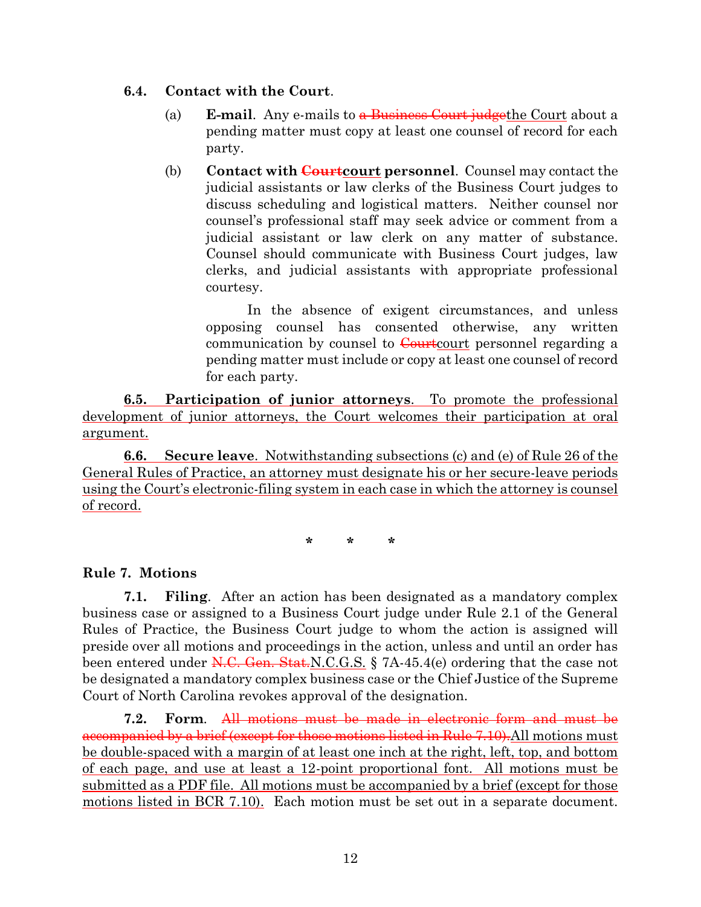**6.4. Contact with the Court.**

(a) **E-mail**. Any e-mails to ~~a Business Court judge~~the Court about a pending matter must copy at least one counsel of record for each party.

(b) **Contact with ~~Court~~court personnel**. Counsel may contact the judicial assistants or law clerks of the Business Court judges to discuss scheduling and logistical matters. Neither counsel nor counsel's professional staff may seek advice or comment from a judicial assistant or law clerk on any matter of substance. Counsel should communicate with Business Court judges, law clerks, and judicial assistants with appropriate professional courtesy.

In the absence of exigent circumstances, and unless opposing counsel has consented otherwise, any written communication by counsel to ~~Court~~court personnel regarding a pending matter must include or copy at least one counsel of record for each party.

**6.5. Participation of junior attorneys**. To promote the professional development of junior attorneys, the Court welcomes their participation at oral argument.

**6.6. Secure leave**. Notwithstanding subsections (c) and (e) of Rule 26 of the General Rules of Practice, an attorney must designate his or her secure-leave periods using the Court's electronic-filing system in each case in which the attorney is counsel of record.

\* \* \*

**Rule 7. Motions**

**7.1. Filing**. After an action has been designated as a mandatory complex business case or assigned to a Business Court judge under Rule 2.1 of the General Rules of Practice, the Business Court judge to whom the action is assigned will preside over all motions and proceedings in the action, unless and until an order has been entered under ~~N.C. Gen. Stat.~~N.C.G.S. § 7A-45.4(e) ordering that the case not be designated a mandatory complex business case or the Chief Justice of the Supreme Court of North Carolina revokes approval of the designation.

**7.2. Form**. ~~All motions must be made in electronic form and must be accompanied by a brief (except for those motions listed in Rule 7.10).~~All motions must be double-spaced with a margin of at least one inch at the right, left, top, and bottom of each page, and use at least a 12-point proportional font. All motions must be submitted as a PDF file. All motions must be accompanied by a brief (except for those motions listed in BCR 7.10). Each motion must be set out in a separate document.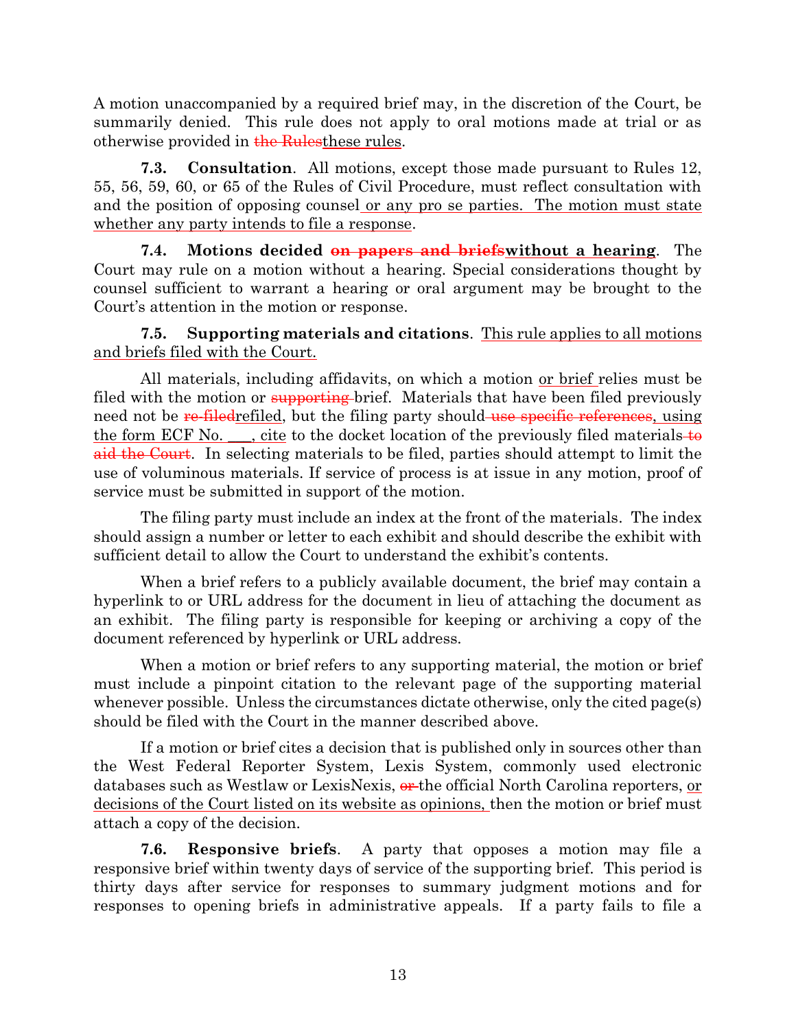A motion unaccompanied by a required brief may, in the discretion of the Court, be summarily denied. This rule does not apply to oral motions made at trial or as otherwise provided in ~~the Rules~~these rules.

**7.3. Consultation**. All motions, except those made pursuant to Rules 12, 55, 56, 59, 60, or 65 of the Rules of Civil Procedure, must reflect consultation with and the position of opposing counsel or any pro se parties. The motion must state whether any party intends to file a response.

**7.4. Motions decided ~~on papers and briefs~~without a hearing**. The Court may rule on a motion without a hearing. Special considerations thought by counsel sufficient to warrant a hearing or oral argument may be brought to the Court's attention in the motion or response.

**7.5. Supporting materials and citations**. This rule applies to all motions and briefs filed with the Court.

All materials, including affidavits, on which a motion or brief relies must be filed with the motion or ~~supporting~~ brief. Materials that have been filed previously need not be ~~re-filed~~refiled, but the filing party should ~~use specific references~~, using the form ECF No. ___, cite to the docket location of the previously filed materials ~~to aid the Court~~. In selecting materials to be filed, parties should attempt to limit the use of voluminous materials. If service of process is at issue in any motion, proof of service must be submitted in support of the motion.

The filing party must include an index at the front of the materials. The index should assign a number or letter to each exhibit and should describe the exhibit with sufficient detail to allow the Court to understand the exhibit's contents.

When a brief refers to a publicly available document, the brief may contain a hyperlink to or URL address for the document in lieu of attaching the document as an exhibit. The filing party is responsible for keeping or archiving a copy of the document referenced by hyperlink or URL address.

When a motion or brief refers to any supporting material, the motion or brief must include a pinpoint citation to the relevant page of the supporting material whenever possible. Unless the circumstances dictate otherwise, only the cited page(s) should be filed with the Court in the manner described above.

If a motion or brief cites a decision that is published only in sources other than the West Federal Reporter System, Lexis System, commonly used electronic databases such as Westlaw or LexisNexis, ~~or~~ the official North Carolina reporters, or decisions of the Court listed on its website as opinions, then the motion or brief must attach a copy of the decision.

**7.6. Responsive briefs**. A party that opposes a motion may file a responsive brief within twenty days of service of the supporting brief. This period is thirty days after service for responses to summary judgment motions and for responses to opening briefs in administrative appeals. If a party fails to file a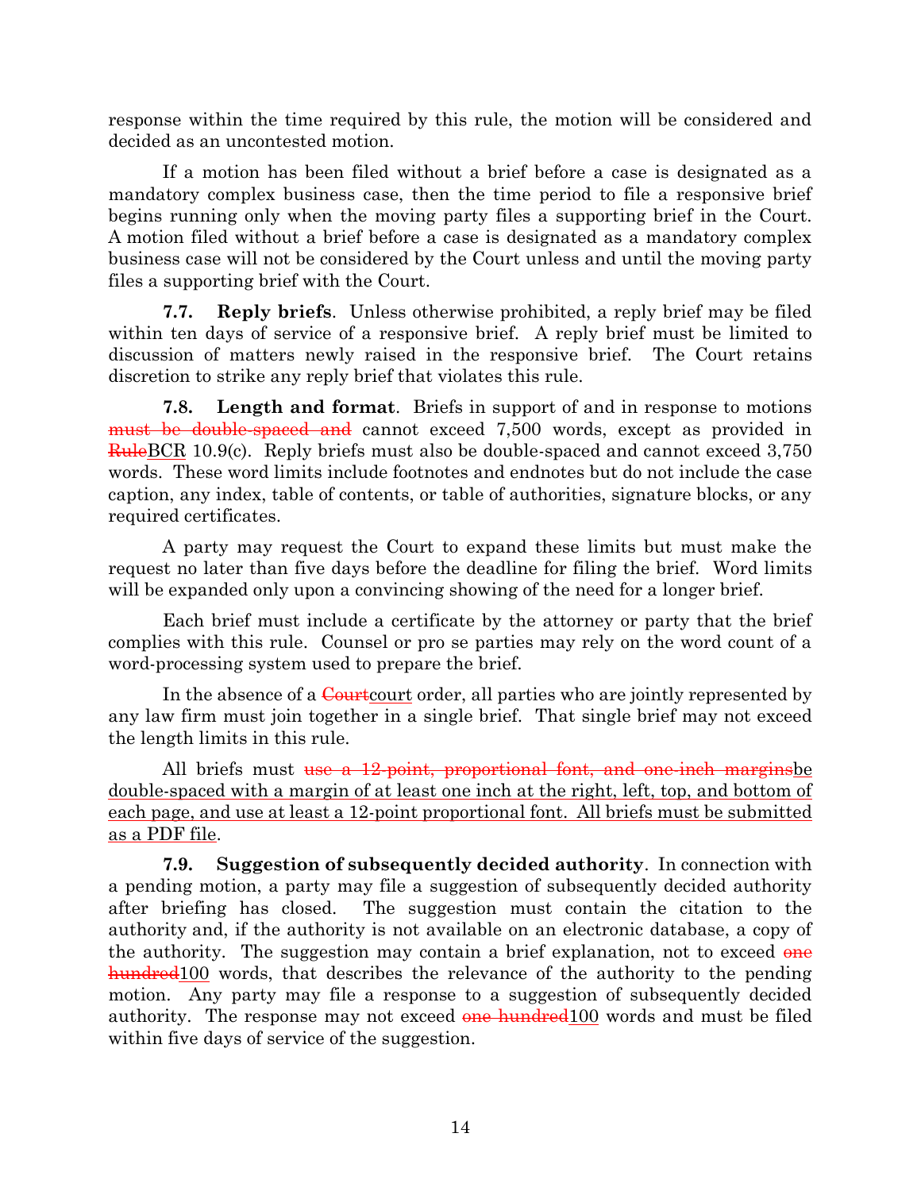response within the time required by this rule, the motion will be considered and decided as an uncontested motion.

If a motion has been filed without a brief before a case is designated as a mandatory complex business case, then the time period to file a responsive brief begins running only when the moving party files a supporting brief in the Court. A motion filed without a brief before a case is designated as a mandatory complex business case will not be considered by the Court unless and until the moving party files a supporting brief with the Court.

**7.7. Reply briefs**. Unless otherwise prohibited, a reply brief may be filed within ten days of service of a responsive brief. A reply brief must be limited to discussion of matters newly raised in the responsive brief. The Court retains discretion to strike any reply brief that violates this rule.

**7.8. Length and format**. Briefs in support of and in response to motions ~~must be double-spaced and~~ cannot exceed 7,500 words, except as provided in ~~Rule~~<u>BCR</u> 10.9(c). Reply briefs must also be double-spaced and cannot exceed 3,750 words. These word limits include footnotes and endnotes but do not include the case caption, any index, table of contents, or table of authorities, signature blocks, or any required certificates.

A party may request the Court to expand these limits but must make the request no later than five days before the deadline for filing the brief. Word limits will be expanded only upon a convincing showing of the need for a longer brief.

Each brief must include a certificate by the attorney or party that the brief complies with this rule. Counsel or pro se parties may rely on the word count of a word-processing system used to prepare the brief.

In the absence of a ~~Court~~<u>court</u> order, all parties who are jointly represented by any law firm must join together in a single brief. That single brief may not exceed the length limits in this rule.

All briefs must ~~use a 12-point, proportional font, and one-inch margins~~<u>be double-spaced with a margin of at least one inch at the right, left, top, and bottom of each page, and use at least a 12-point proportional font. All briefs must be submitted as a PDF file</u>.

**7.9. Suggestion of subsequently decided authority**. In connection with a pending motion, a party may file a suggestion of subsequently decided authority after briefing has closed. The suggestion must contain the citation to the authority and, if the authority is not available on an electronic database, a copy of the authority. The suggestion may contain a brief explanation, not to exceed ~~one hundred~~<u>100</u> words, that describes the relevance of the authority to the pending motion. Any party may file a response to a suggestion of subsequently decided authority. The response may not exceed ~~one hundred~~<u>100</u> words and must be filed within five days of service of the suggestion.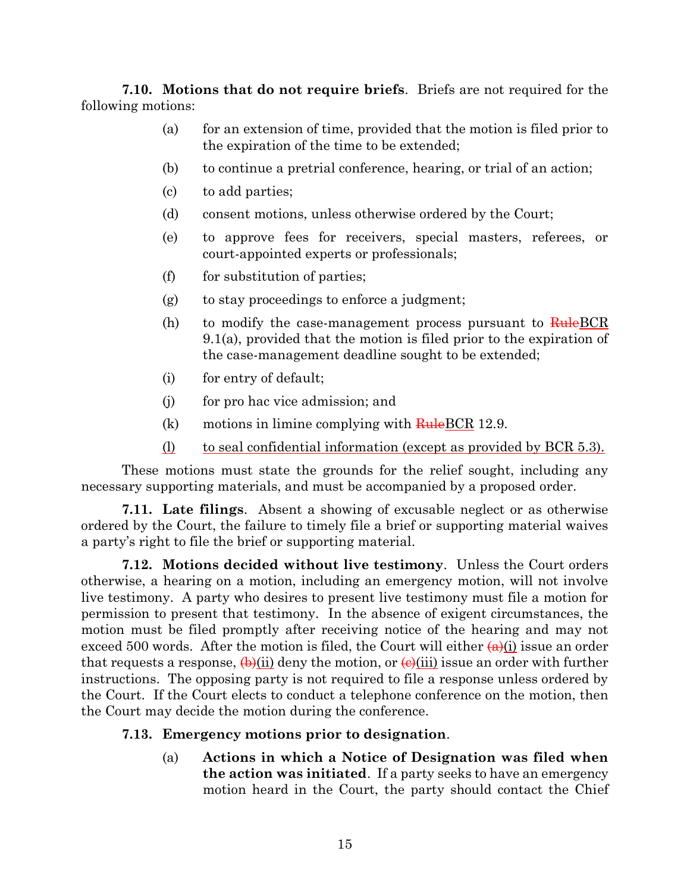**7.10. Motions that do not require briefs**. Briefs are not required for the following motions:

(a) for an extension of time, provided that the motion is filed prior to the expiration of the time to be extended;

(b) to continue a pretrial conference, hearing, or trial of an action;

(c) to add parties;

(d) consent motions, unless otherwise ordered by the Court;

(e) to approve fees for receivers, special masters, referees, or court-appointed experts or professionals;

(f) for substitution of parties;

(g) to stay proceedings to enforce a judgment;

(h) to modify the case-management process pursuant to ~~Rule~~BCR 9.1(a), provided that the motion is filed prior to the expiration of the case-management deadline sought to be extended;

(i) for entry of default;

(j) for pro hac vice admission; and

(k) motions in limine complying with ~~Rule~~BCR 12.9.

(l) to seal confidential information (except as provided by BCR 5.3).

These motions must state the grounds for the relief sought, including any necessary supporting materials, and must be accompanied by a proposed order.

**7.11. Late filings**. Absent a showing of excusable neglect or as otherwise ordered by the Court, the failure to timely file a brief or supporting material waives a party's right to file the brief or supporting material.

**7.12. Motions decided without live testimony**. Unless the Court orders otherwise, a hearing on a motion, including an emergency motion, will not involve live testimony. A party who desires to present live testimony must file a motion for permission to present that testimony. In the absence of exigent circumstances, the motion must be filed promptly after receiving notice of the hearing and may not exceed 500 words. After the motion is filed, the Court will either ~~(a)~~(i) issue an order that requests a response, ~~(b)~~(ii) deny the motion, or ~~(c)~~(iii) issue an order with further instructions. The opposing party is not required to file a response unless ordered by the Court. If the Court elects to conduct a telephone conference on the motion, then the Court may decide the motion during the conference.

**7.13. Emergency motions prior to designation**.

(a) **Actions in which a Notice of Designation was filed when the action was initiated**. If a party seeks to have an emergency motion heard in the Court, the party should contact the Chief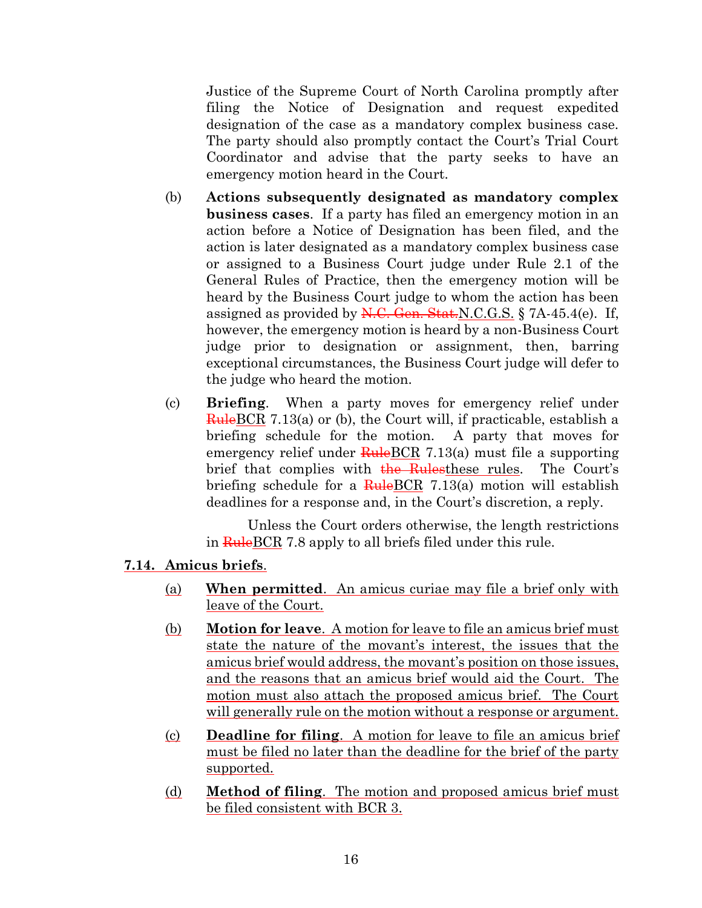Justice of the Supreme Court of North Carolina promptly after filing the Notice of Designation and request expedited designation of the case as a mandatory complex business case. The party should also promptly contact the Court's Trial Court Coordinator and advise that the party seeks to have an emergency motion heard in the Court.

(b) **Actions subsequently designated as mandatory complex business cases**. If a party has filed an emergency motion in an action before a Notice of Designation has been filed, and the action is later designated as a mandatory complex business case or assigned to a Business Court judge under Rule 2.1 of the General Rules of Practice, then the emergency motion will be heard by the Business Court judge to whom the action has been assigned as provided by ~~N.C. Gen. Stat.~~N.C.G.S. § 7A-45.4(e). If, however, the emergency motion is heard by a non-Business Court judge prior to designation or assignment, then, barring exceptional circumstances, the Business Court judge will defer to the judge who heard the motion.

(c) **Briefing**. When a party moves for emergency relief under ~~Rule~~BCR 7.13(a) or (b), the Court will, if practicable, establish a briefing schedule for the motion. A party that moves for emergency relief under ~~Rule~~BCR 7.13(a) must file a supporting brief that complies with ~~the Rules~~these rules. The Court's briefing schedule for a ~~Rule~~BCR 7.13(a) motion will establish deadlines for a response and, in the Court's discretion, a reply.

Unless the Court orders otherwise, the length restrictions in ~~Rule~~BCR 7.8 apply to all briefs filed under this rule.

**7.14. Amicus briefs**.

(a) **When permitted**. An amicus curiae may file a brief only with leave of the Court.

(b) **Motion for leave**. A motion for leave to file an amicus brief must state the nature of the movant's interest, the issues that the amicus brief would address, the movant's position on those issues, and the reasons that an amicus brief would aid the Court. The motion must also attach the proposed amicus brief. The Court will generally rule on the motion without a response or argument.

(c) **Deadline for filing**. A motion for leave to file an amicus brief must be filed no later than the deadline for the brief of the party supported.

(d) **Method of filing**. The motion and proposed amicus brief must be filed consistent with BCR 3.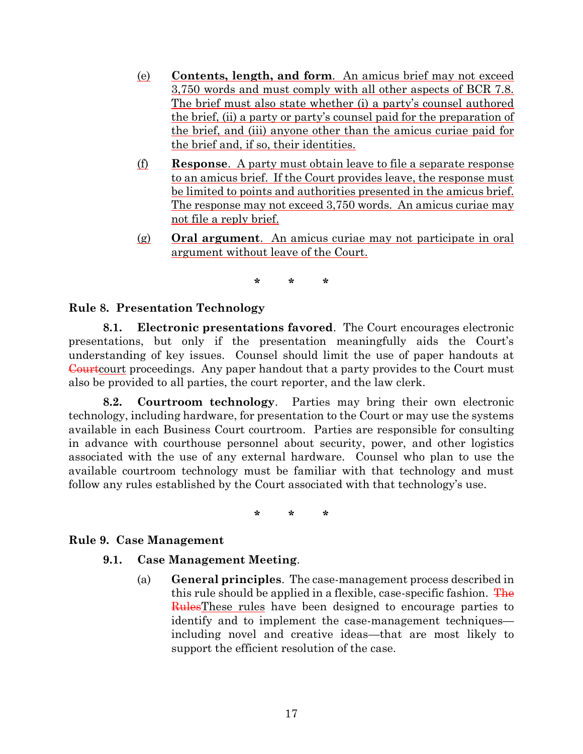(e) **Contents, length, and form**. An amicus brief may not exceed 3,750 words and must comply with all other aspects of BCR 7.8. The brief must also state whether (i) a party's counsel authored the brief, (ii) a party or party's counsel paid for the preparation of the brief, and (iii) anyone other than the amicus curiae paid for the brief and, if so, their identities.

(f) **Response**. A party must obtain leave to file a separate response to an amicus brief. If the Court provides leave, the response must be limited to points and authorities presented in the amicus brief. The response may not exceed 3,750 words. An amicus curiae may not file a reply brief.

(g) **Oral argument**. An amicus curiae may not participate in oral argument without leave of the Court.

\* \* \*

**Rule 8. Presentation Technology**

**8.1. Electronic presentations favored**. The Court encourages electronic presentations, but only if the presentation meaningfully aids the Court's understanding of key issues. Counsel should limit the use of paper handouts at ~~Court~~court proceedings. Any paper handout that a party provides to the Court must also be provided to all parties, the court reporter, and the law clerk.

**8.2. Courtroom technology**. Parties may bring their own electronic technology, including hardware, for presentation to the Court or may use the systems available in each Business Court courtroom. Parties are responsible for consulting in advance with courthouse personnel about security, power, and other logistics associated with the use of any external hardware. Counsel who plan to use the available courtroom technology must be familiar with that technology and must follow any rules established by the Court associated with that technology's use.

\* \* \*

**Rule 9. Case Management**

**9.1. Case Management Meeting**.

(a) **General principles**. The case-management process described in this rule should be applied in a flexible, case-specific fashion. ~~The Rules~~These rules have been designed to encourage parties to identify and to implement the case-management techniques—including novel and creative ideas—that are most likely to support the efficient resolution of the case.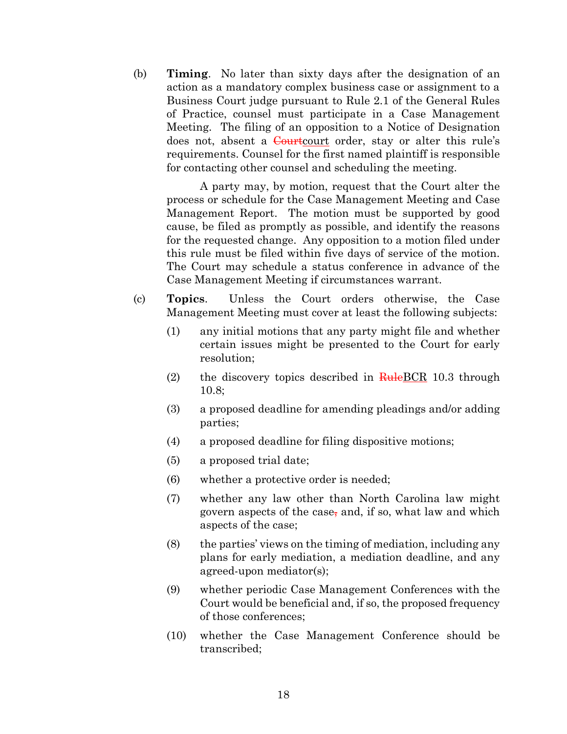(b) **Timing**. No later than sixty days after the designation of an action as a mandatory complex business case or assignment to a Business Court judge pursuant to Rule 2.1 of the General Rules of Practice, counsel must participate in a Case Management Meeting. The filing of an opposition to a Notice of Designation does not, absent a ~~Court~~court order, stay or alter this rule's requirements. Counsel for the first named plaintiff is responsible for contacting other counsel and scheduling the meeting.

A party may, by motion, request that the Court alter the process or schedule for the Case Management Meeting and Case Management Report. The motion must be supported by good cause, be filed as promptly as possible, and identify the reasons for the requested change. Any opposition to a motion filed under this rule must be filed within five days of service of the motion. The Court may schedule a status conference in advance of the Case Management Meeting if circumstances warrant.

(c) **Topics**. Unless the Court orders otherwise, the Case Management Meeting must cover at least the following subjects:

(1) any initial motions that any party might file and whether certain issues might be presented to the Court for early resolution;

(2) the discovery topics described in ~~Rule~~BCR 10.3 through 10.8;

(3) a proposed deadline for amending pleadings and/or adding parties;

(4) a proposed deadline for filing dispositive motions;

(5) a proposed trial date;

(6) whether a protective order is needed;

(7) whether any law other than North Carolina law might govern aspects of the case~~,~~ and, if so, what law and which aspects of the case;

(8) the parties' views on the timing of mediation, including any plans for early mediation, a mediation deadline, and any agreed-upon mediator(s);

(9) whether periodic Case Management Conferences with the Court would be beneficial and, if so, the proposed frequency of those conferences;

(10) whether the Case Management Conference should be transcribed;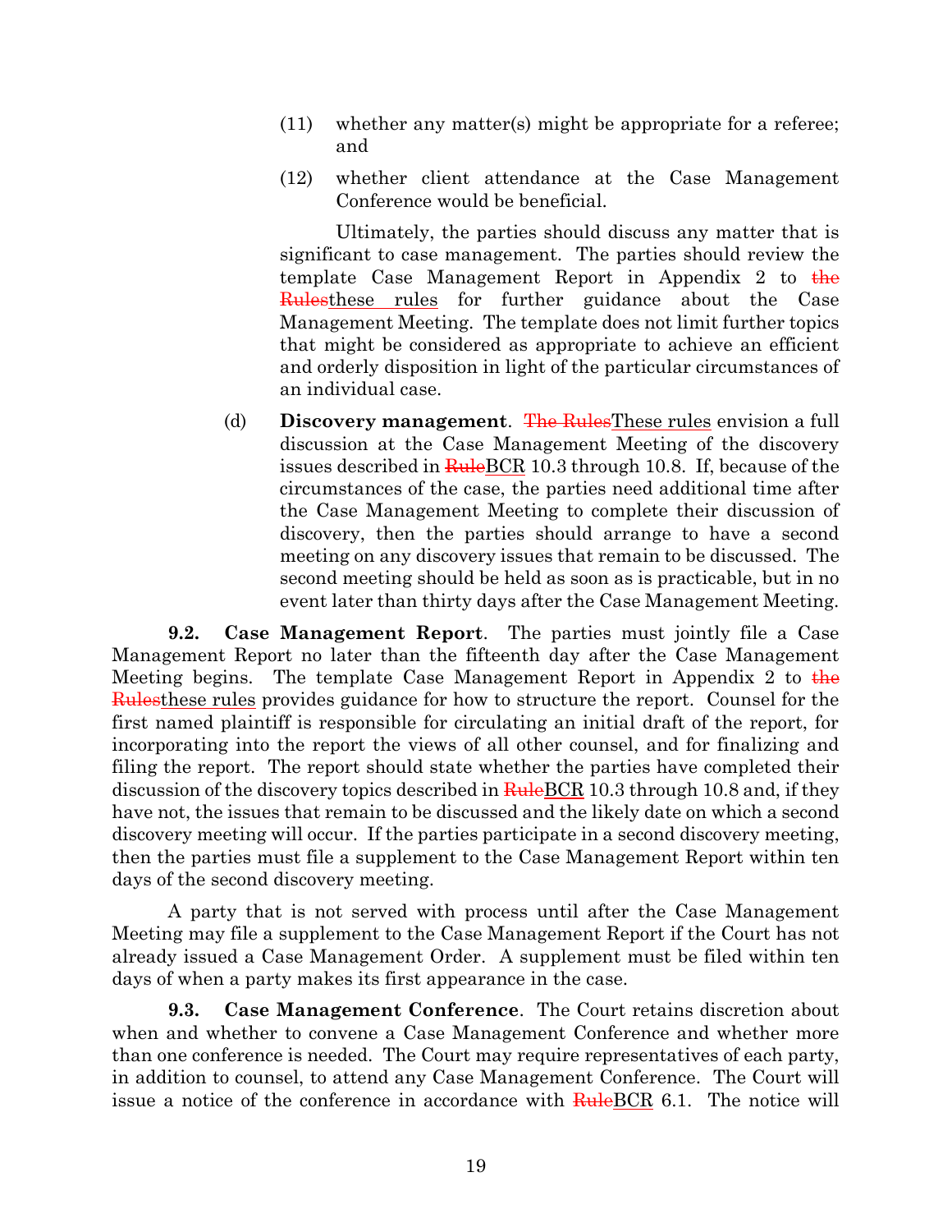(11) whether any matter(s) might be appropriate for a referee; and

(12) whether client attendance at the Case Management Conference would be beneficial.

Ultimately, the parties should discuss any matter that is significant to case management. The parties should review the template Case Management Report in Appendix 2 to ~~the Rules~~these rules for further guidance about the Case Management Meeting. The template does not limit further topics that might be considered as appropriate to achieve an efficient and orderly disposition in light of the particular circumstances of an individual case.

(d) **Discovery management**. ~~The Rules~~These rules envision a full discussion at the Case Management Meeting of the discovery issues described in ~~Rule~~BCR 10.3 through 10.8. If, because of the circumstances of the case, the parties need additional time after the Case Management Meeting to complete their discussion of discovery, then the parties should arrange to have a second meeting on any discovery issues that remain to be discussed. The second meeting should be held as soon as is practicable, but in no event later than thirty days after the Case Management Meeting.

**9.2. Case Management Report**. The parties must jointly file a Case Management Report no later than the fifteenth day after the Case Management Meeting begins. The template Case Management Report in Appendix 2 to ~~the Rules~~these rules provides guidance for how to structure the report. Counsel for the first named plaintiff is responsible for circulating an initial draft of the report, for incorporating into the report the views of all other counsel, and for finalizing and filing the report. The report should state whether the parties have completed their discussion of the discovery topics described in ~~Rule~~BCR 10.3 through 10.8 and, if they have not, the issues that remain to be discussed and the likely date on which a second discovery meeting will occur. If the parties participate in a second discovery meeting, then the parties must file a supplement to the Case Management Report within ten days of the second discovery meeting.

A party that is not served with process until after the Case Management Meeting may file a supplement to the Case Management Report if the Court has not already issued a Case Management Order. A supplement must be filed within ten days of when a party makes its first appearance in the case.

**9.3. Case Management Conference**. The Court retains discretion about when and whether to convene a Case Management Conference and whether more than one conference is needed. The Court may require representatives of each party, in addition to counsel, to attend any Case Management Conference. The Court will issue a notice of the conference in accordance with ~~Rule~~BCR 6.1. The notice will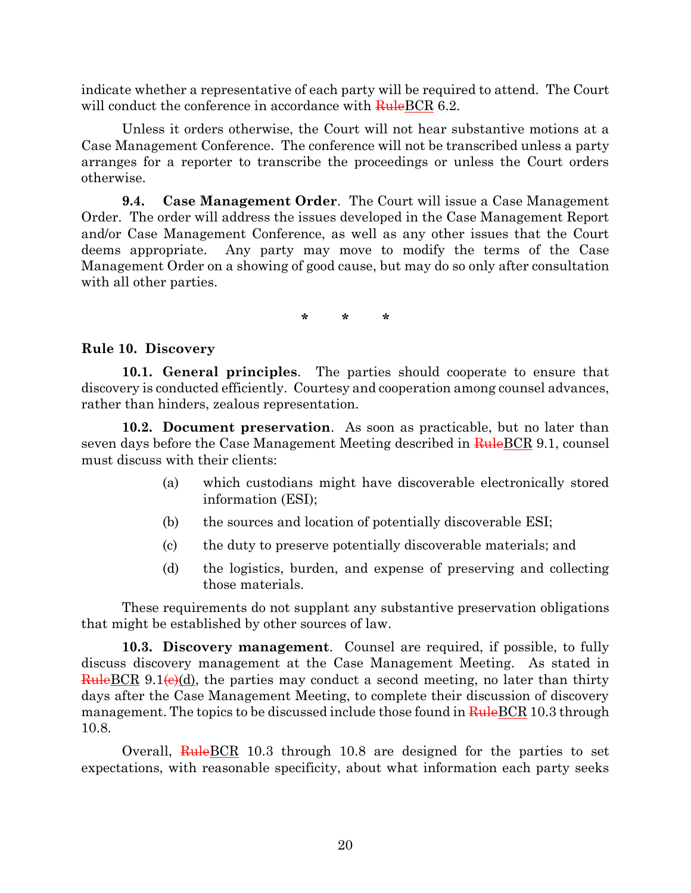indicate whether a representative of each party will be required to attend. The Court will conduct the conference in accordance with ~~Rule~~BCR 6.2.

Unless it orders otherwise, the Court will not hear substantive motions at a Case Management Conference. The conference will not be transcribed unless a party arranges for a reporter to transcribe the proceedings or unless the Court orders otherwise.

**9.4. Case Management Order**. The Court will issue a Case Management Order. The order will address the issues developed in the Case Management Report and/or Case Management Conference, as well as any other issues that the Court deems appropriate. Any party may move to modify the terms of the Case Management Order on a showing of good cause, but may do so only after consultation with all other parties.

\* \* \*

**Rule 10. Discovery**

**10.1. General principles**. The parties should cooperate to ensure that discovery is conducted efficiently. Courtesy and cooperation among counsel advances, rather than hinders, zealous representation.

**10.2. Document preservation**. As soon as practicable, but no later than seven days before the Case Management Meeting described in ~~Rule~~BCR 9.1, counsel must discuss with their clients:

(a) which custodians might have discoverable electronically stored information (ESI);

(b) the sources and location of potentially discoverable ESI;

(c) the duty to preserve potentially discoverable materials; and

(d) the logistics, burden, and expense of preserving and collecting those materials.

These requirements do not supplant any substantive preservation obligations that might be established by other sources of law.

**10.3. Discovery management**. Counsel are required, if possible, to fully discuss discovery management at the Case Management Meeting. As stated in ~~Rule~~BCR 9.1~~(c)~~(d), the parties may conduct a second meeting, no later than thirty days after the Case Management Meeting, to complete their discussion of discovery management. The topics to be discussed include those found in ~~Rule~~BCR 10.3 through 10.8.

Overall, ~~Rule~~BCR 10.3 through 10.8 are designed for the parties to set expectations, with reasonable specificity, about what information each party seeks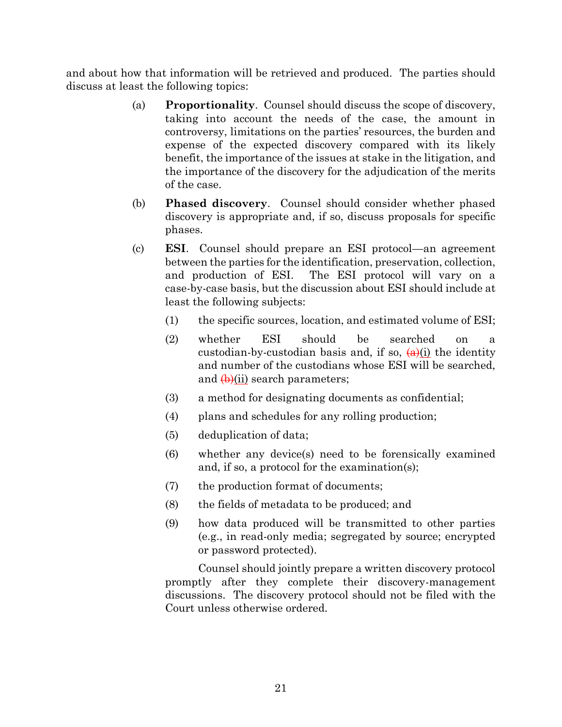and about how that information will be retrieved and produced. The parties should discuss at least the following topics:

(a) **Proportionality**. Counsel should discuss the scope of discovery, taking into account the needs of the case, the amount in controversy, limitations on the parties' resources, the burden and expense of the expected discovery compared with its likely benefit, the importance of the issues at stake in the litigation, and the importance of the discovery for the adjudication of the merits of the case.

(b) **Phased discovery**. Counsel should consider whether phased discovery is appropriate and, if so, discuss proposals for specific phases.

(c) **ESI**. Counsel should prepare an ESI protocol—an agreement between the parties for the identification, preservation, collection, and production of ESI. The ESI protocol will vary on a case-by-case basis, but the discussion about ESI should include at least the following subjects:

(1) the specific sources, location, and estimated volume of ESI;

(2) whether ESI should be searched on a custodian-by-custodian basis and, if so, ~~(a)~~(i) the identity and number of the custodians whose ESI will be searched, and ~~(b)~~(ii) search parameters;

(3) a method for designating documents as confidential;

(4) plans and schedules for any rolling production;

(5) deduplication of data;

(6) whether any device(s) need to be forensically examined and, if so, a protocol for the examination(s);

(7) the production format of documents;

(8) the fields of metadata to be produced; and

(9) how data produced will be transmitted to other parties (e.g., in read-only media; segregated by source; encrypted or password protected).

Counsel should jointly prepare a written discovery protocol promptly after they complete their discovery-management discussions. The discovery protocol should not be filed with the Court unless otherwise ordered.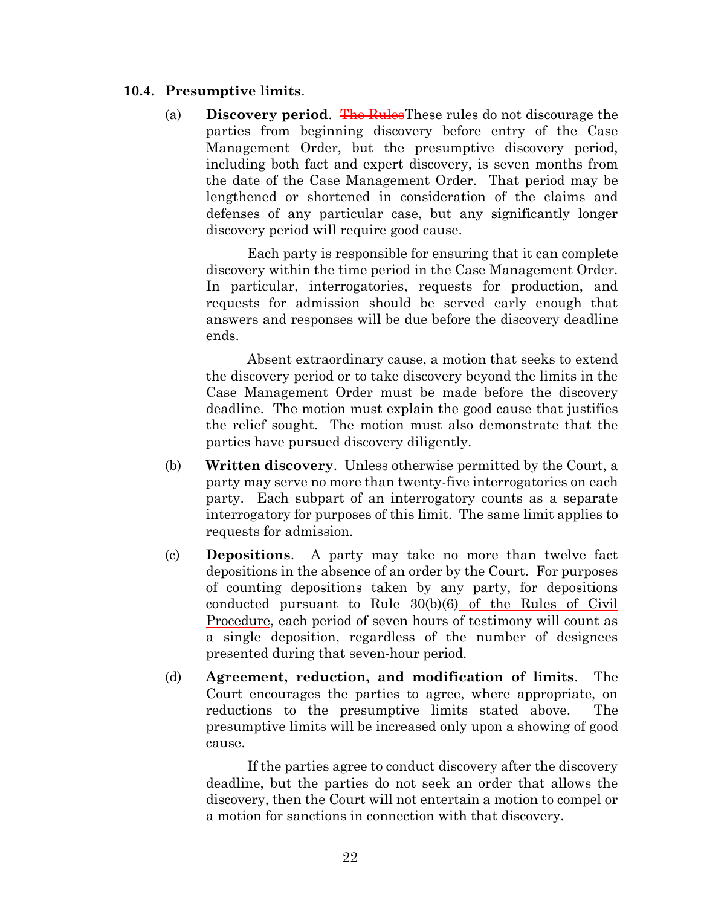### 10.4. Presumptive limits.

(a) **Discovery period**. ~~The Rules~~These rules do not discourage the parties from beginning discovery before entry of the Case Management Order, but the presumptive discovery period, including both fact and expert discovery, is seven months from the date of the Case Management Order. That period may be lengthened or shortened in consideration of the claims and defenses of any particular case, but any significantly longer discovery period will require good cause.

Each party is responsible for ensuring that it can complete discovery within the time period in the Case Management Order. In particular, interrogatories, requests for production, and requests for admission should be served early enough that answers and responses will be due before the discovery deadline ends.

Absent extraordinary cause, a motion that seeks to extend the discovery period or to take discovery beyond the limits in the Case Management Order must be made before the discovery deadline. The motion must explain the good cause that justifies the relief sought. The motion must also demonstrate that the parties have pursued discovery diligently.

(b) **Written discovery**. Unless otherwise permitted by the Court, a party may serve no more than twenty-five interrogatories on each party. Each subpart of an interrogatory counts as a separate interrogatory for purposes of this limit. The same limit applies to requests for admission.

(c) **Depositions**. A party may take no more than twelve fact depositions in the absence of an order by the Court. For purposes of counting depositions taken by any party, for depositions conducted pursuant to Rule 30(b)(6) of the Rules of Civil Procedure, each period of seven hours of testimony will count as a single deposition, regardless of the number of designees presented during that seven-hour period.

(d) **Agreement, reduction, and modification of limits**. The Court encourages the parties to agree, where appropriate, on reductions to the presumptive limits stated above. The presumptive limits will be increased only upon a showing of good cause.

If the parties agree to conduct discovery after the discovery deadline, but the parties do not seek an order that allows the discovery, then the Court will not entertain a motion to compel or a motion for sanctions in connection with that discovery.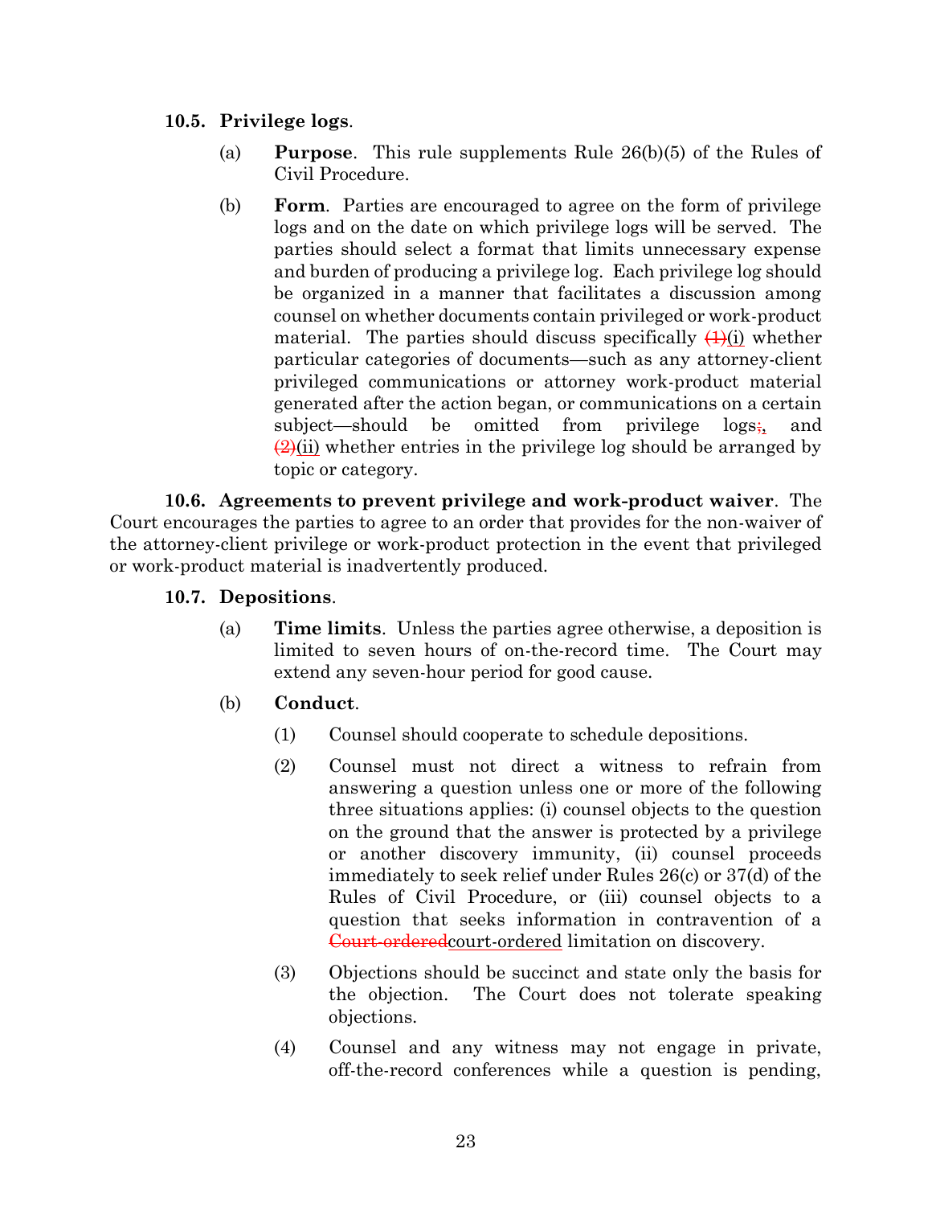**10.5. Privilege logs**.

(a) **Purpose**. This rule supplements Rule 26(b)(5) of the Rules of Civil Procedure.

(b) **Form**. Parties are encouraged to agree on the form of privilege logs and on the date on which privilege logs will be served. The parties should select a format that limits unnecessary expense and burden of producing a privilege log. Each privilege log should be organized in a manner that facilitates a discussion among counsel on whether documents contain privileged or work-product material. The parties should discuss specifically ~~(1)~~(i) whether particular categories of documents—such as any attorney-client privileged communications or attorney work-product material generated after the action began, or communications on a certain subject—should be omitted from privilege logs~~;~~, and ~~(2)~~(ii) whether entries in the privilege log should be arranged by topic or category.

**10.6. Agreements to prevent privilege and work-product waiver**. The Court encourages the parties to agree to an order that provides for the non-waiver of the attorney-client privilege or work-product protection in the event that privileged or work-product material is inadvertently produced.

**10.7. Depositions**.

(a) **Time limits**. Unless the parties agree otherwise, a deposition is limited to seven hours of on-the-record time. The Court may extend any seven-hour period for good cause.

(b) **Conduct**.

(1) Counsel should cooperate to schedule depositions.

(2) Counsel must not direct a witness to refrain from answering a question unless one or more of the following three situations applies: (i) counsel objects to the question on the ground that the answer is protected by a privilege or another discovery immunity, (ii) counsel proceeds immediately to seek relief under Rules 26(c) or 37(d) of the Rules of Civil Procedure, or (iii) counsel objects to a question that seeks information in contravention of a ~~Court-ordered~~court-ordered limitation on discovery.

(3) Objections should be succinct and state only the basis for the objection. The Court does not tolerate speaking objections.

(4) Counsel and any witness may not engage in private, off-the-record conferences while a question is pending,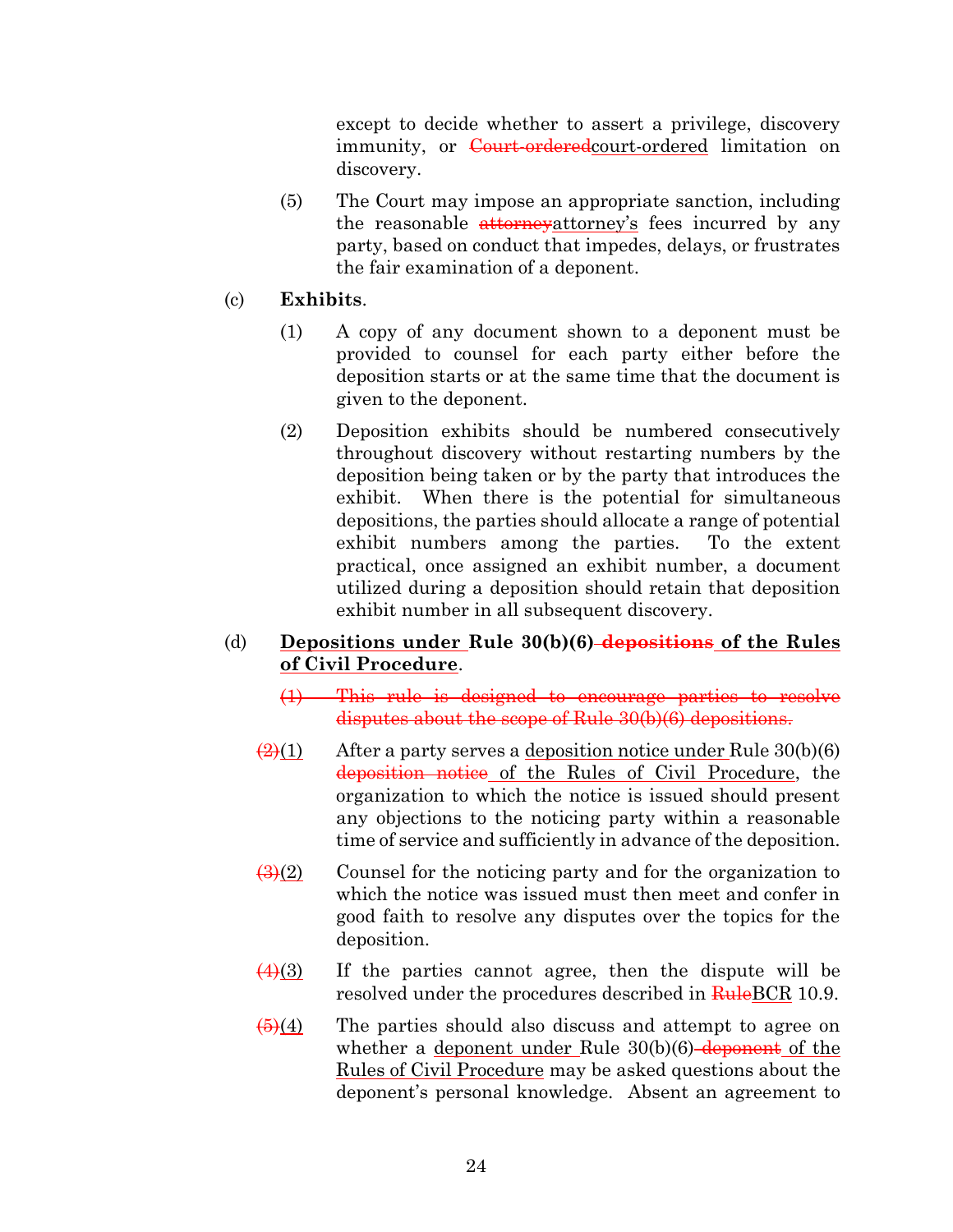except to decide whether to assert a privilege, discovery immunity, or ~~Court-ordered~~<u>court-ordered</u> limitation on discovery.

(5) The Court may impose an appropriate sanction, including the reasonable ~~attorney~~<u>attorney's</u> fees incurred by any party, based on conduct that impedes, delays, or frustrates the fair examination of a deponent.

(c) **Exhibits**.

(1) A copy of any document shown to a deponent must be provided to counsel for each party either before the deposition starts or at the same time that the document is given to the deponent.

(2) Deposition exhibits should be numbered consecutively throughout discovery without restarting numbers by the deposition being taken or by the party that introduces the exhibit. When there is the potential for simultaneous depositions, the parties should allocate a range of potential exhibit numbers among the parties. To the extent practical, once assigned an exhibit number, a document utilized during a deposition should retain that deposition exhibit number in all subsequent discovery.

(d) **<u>Depositions under</u> Rule 30(b)(6)~~ depositions~~<u> of the Rules of Civil Procedure</u>**.

~~(1) This rule is designed to encourage parties to resolve disputes about the scope of Rule 30(b)(6) depositions.~~

~~(2)~~<u>(1)</u> After a party serves a <u>deposition notice under</u> Rule 30(b)(6) ~~deposition notice~~<u> of the Rules of Civil Procedure</u>, the organization to which the notice is issued should present any objections to the noticing party within a reasonable time of service and sufficiently in advance of the deposition.

~~(3)~~<u>(2)</u> Counsel for the noticing party and for the organization to which the notice was issued must then meet and confer in good faith to resolve any disputes over the topics for the deposition.

~~(4)~~<u>(3)</u> If the parties cannot agree, then the dispute will be resolved under the procedures described in ~~Rule~~<u>BCR</u> 10.9.

~~(5)~~<u>(4)</u> The parties should also discuss and attempt to agree on whether a <u>deponent under</u> Rule 30(b)(6)~~ deponent~~<u> of the Rules of Civil Procedure</u> may be asked questions about the deponent's personal knowledge. Absent an agreement to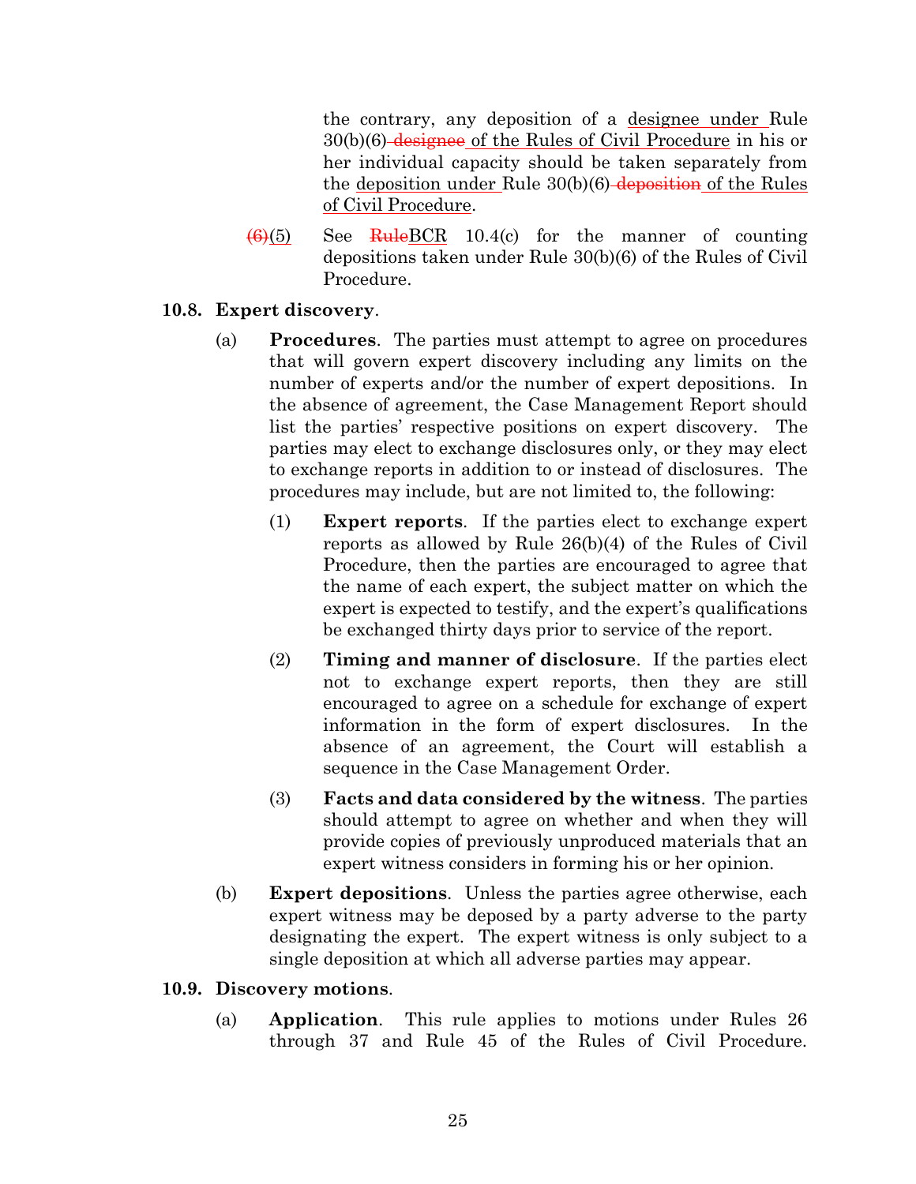the contrary, any deposition of a designee under Rule 30(b)(6) ~~designee~~ of the Rules of Civil Procedure in his or her individual capacity should be taken separately from the deposition under Rule 30(b)(6) ~~deposition~~ of the Rules of Civil Procedure.

~~(6)~~(5) See ~~Rule~~BCR 10.4(c) for the manner of counting depositions taken under Rule 30(b)(6) of the Rules of Civil Procedure.

**10.8. Expert discovery**.

(a) **Procedures**. The parties must attempt to agree on procedures that will govern expert discovery including any limits on the number of experts and/or the number of expert depositions. In the absence of agreement, the Case Management Report should list the parties' respective positions on expert discovery. The parties may elect to exchange disclosures only, or they may elect to exchange reports in addition to or instead of disclosures. The procedures may include, but are not limited to, the following:

(1) **Expert reports**. If the parties elect to exchange expert reports as allowed by Rule 26(b)(4) of the Rules of Civil Procedure, then the parties are encouraged to agree that the name of each expert, the subject matter on which the expert is expected to testify, and the expert's qualifications be exchanged thirty days prior to service of the report.

(2) **Timing and manner of disclosure**. If the parties elect not to exchange expert reports, then they are still encouraged to agree on a schedule for exchange of expert information in the form of expert disclosures. In the absence of an agreement, the Court will establish a sequence in the Case Management Order.

(3) **Facts and data considered by the witness**. The parties should attempt to agree on whether and when they will provide copies of previously unproduced materials that an expert witness considers in forming his or her opinion.

(b) **Expert depositions**. Unless the parties agree otherwise, each expert witness may be deposed by a party adverse to the party designating the expert. The expert witness is only subject to a single deposition at which all adverse parties may appear.

**10.9. Discovery motions**.

(a) **Application**. This rule applies to motions under Rules 26 through 37 and Rule 45 of the Rules of Civil Procedure.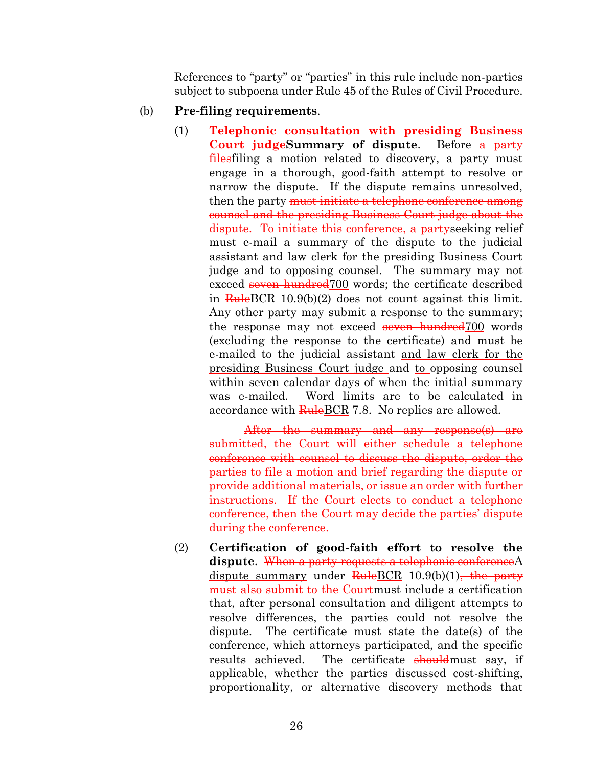References to "party" or "parties" in this rule include non-parties subject to subpoena under Rule 45 of the Rules of Civil Procedure.

(b) **Pre-filing requirements**.

(1) ~~**Telephonic consultation with presiding Business Court judge**~~<u>**Summary of dispute**</u>. Before ~~a party files~~<u>filing</u> a motion related to discovery, <u>a party must engage in a thorough, good-faith attempt to resolve or narrow the dispute. If the dispute remains unresolved, then</u> the party ~~must initiate a telephone conference among counsel and the presiding Business Court judge about the dispute. To initiate this conference, a party~~<u>seeking relief</u> must e-mail a summary of the dispute to the judicial assistant and law clerk for the presiding Business Court judge and to opposing counsel. The summary may not exceed ~~seven hundred~~<u>700</u> words; the certificate described in ~~Rule~~<u>BCR</u> 10.9(b)(2) does not count against this limit. Any other party may submit a response to the summary; the response may not exceed ~~seven hundred~~<u>700</u> words <u>(excluding the response to the certificate)</u> and must be e-mailed to the judicial assistant <u>and law clerk for the presiding Business Court judge</u> and <u>to</u> opposing counsel within seven calendar days of when the initial summary was e-mailed. Word limits are to be calculated in accordance with ~~Rule~~<u>BCR</u> 7.8. No replies are allowed.

~~After the summary and any response(s) are submitted, the Court will either schedule a telephone conference with counsel to discuss the dispute, order the parties to file a motion and brief regarding the dispute or provide additional materials, or issue an order with further instructions. If the Court elects to conduct a telephone conference, then the Court may decide the parties' dispute during the conference.~~

(2) **Certification of good-faith effort to resolve the dispute**. ~~When a party requests a telephonic conference~~<u>A dispute summary</u> under ~~Rule~~<u>BCR</u> 10.9(b)(1)~~, the party must also submit to the Court~~<u>must include</u> a certification that, after personal consultation and diligent attempts to resolve differences, the parties could not resolve the dispute. The certificate must state the date(s) of the conference, which attorneys participated, and the specific results achieved. The certificate ~~should~~<u>must</u> say, if applicable, whether the parties discussed cost-shifting, proportionality, or alternative discovery methods that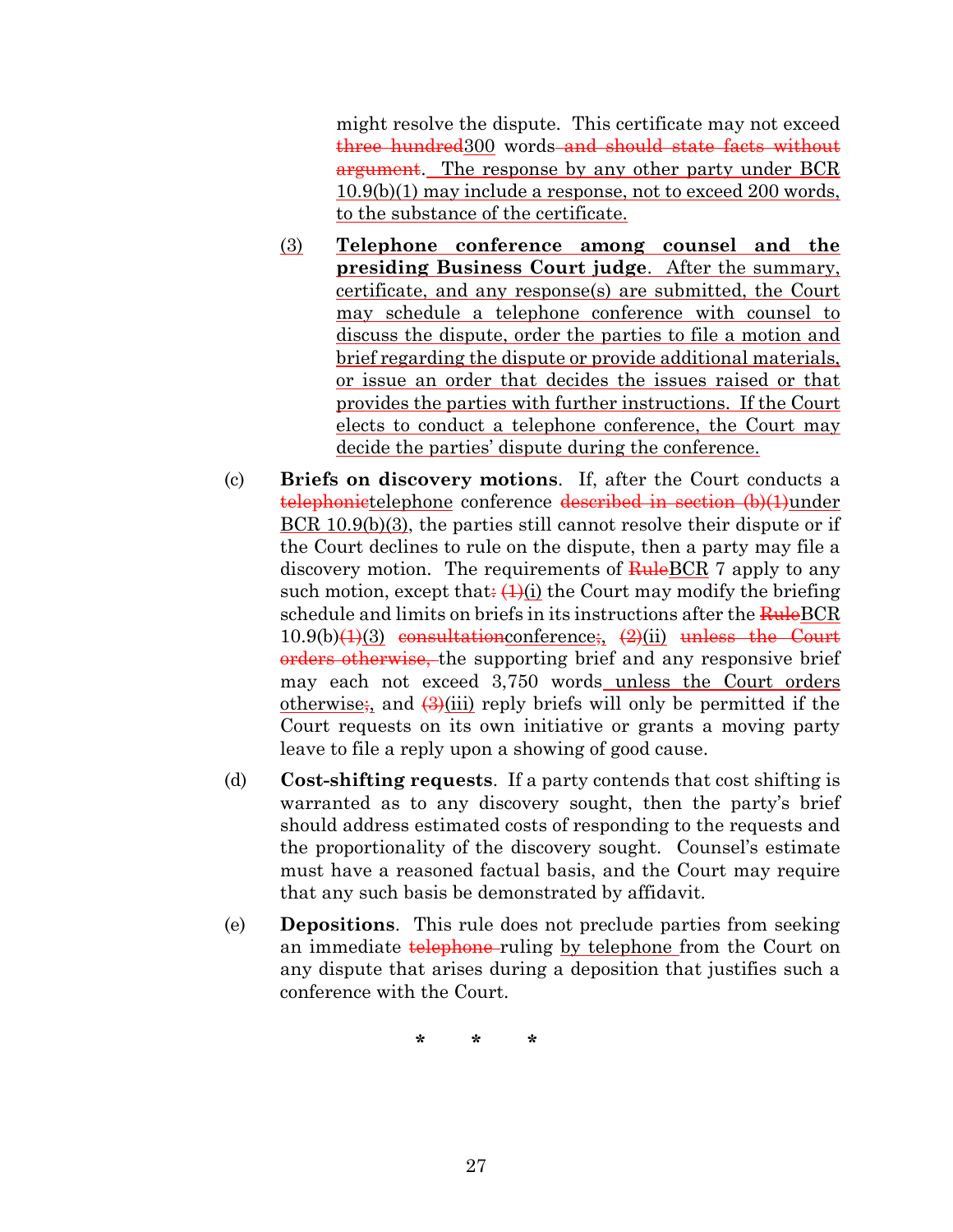might resolve the dispute. This certificate may not exceed ~~three hundred~~300 words~~ and should state facts without argument~~. The response by any other party under BCR 10.9(b)(1) may include a response, not to exceed 200 words, to the substance of the certificate.

(3) **Telephone conference among counsel and the presiding Business Court judge**. After the summary, certificate, and any response(s) are submitted, the Court may schedule a telephone conference with counsel to discuss the dispute, order the parties to file a motion and brief regarding the dispute or provide additional materials, or issue an order that decides the issues raised or that provides the parties with further instructions. If the Court elects to conduct a telephone conference, the Court may decide the parties' dispute during the conference.

(c) **Briefs on discovery motions**. If, after the Court conducts a ~~telephonic~~telephone conference ~~described in section (b)(1)~~under BCR 10.9(b)(3), the parties still cannot resolve their dispute or if the Court declines to rule on the dispute, then a party may file a discovery motion. The requirements of ~~Rule~~BCR 7 apply to any such motion, except that~~:~~ ~~(1)~~(i) the Court may modify the briefing schedule and limits on briefs in its instructions after the ~~Rule~~BCR 10.9(b)~~(1)~~(3) ~~consultation~~conference~~;~~, ~~(2)~~(ii) ~~unless the Court orders otherwise,~~ the supporting brief and any responsive brief may each not exceed 3,750 words unless the Court orders otherwise~~;~~, and ~~(3)~~(iii) reply briefs will only be permitted if the Court requests on its own initiative or grants a moving party leave to file a reply upon a showing of good cause.

(d) **Cost-shifting requests**. If a party contends that cost shifting is warranted as to any discovery sought, then the party's brief should address estimated costs of responding to the requests and the proportionality of the discovery sought. Counsel's estimate must have a reasoned factual basis, and the Court may require that any such basis be demonstrated by affidavit.

(e) **Depositions**. This rule does not preclude parties from seeking an immediate ~~telephone~~ ruling by telephone from the Court on any dispute that arises during a deposition that justifies such a conference with the Court.

\* \* \*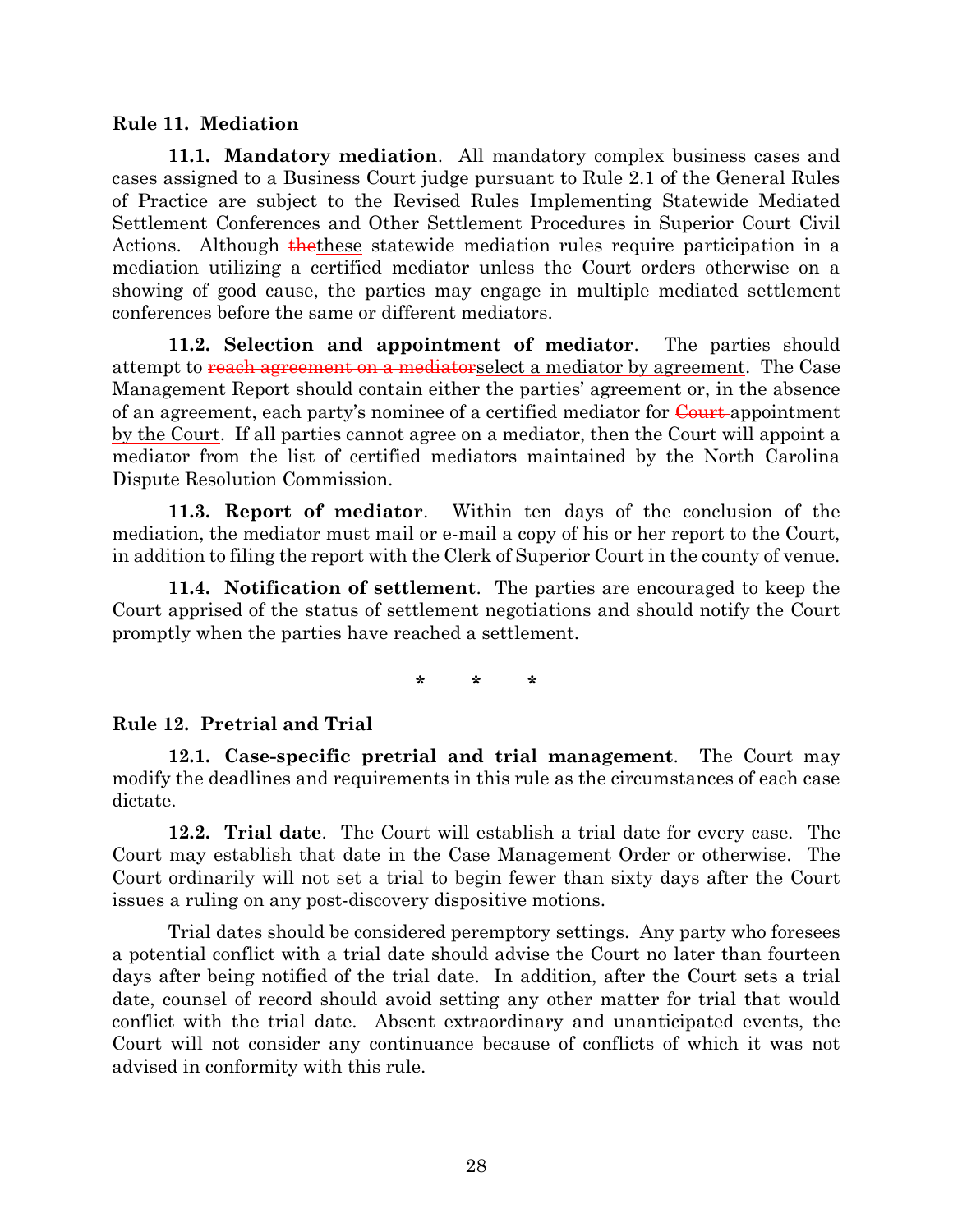**Rule 11. Mediation**

**11.1. Mandatory mediation**. All mandatory complex business cases and cases assigned to a Business Court judge pursuant to Rule 2.1 of the General Rules of Practice are subject to the <u>Revised</u> Rules Implementing Statewide Mediated Settlement Conferences <u>and Other Settlement Procedures</u> in Superior Court Civil Actions. Although ~~the~~<u>these</u> statewide mediation rules require participation in a mediation utilizing a certified mediator unless the Court orders otherwise on a showing of good cause, the parties may engage in multiple mediated settlement conferences before the same or different mediators.

**11.2. Selection and appointment of mediator**. The parties should attempt to ~~reach agreement on a mediator~~<u>select a mediator by agreement</u>. The Case Management Report should contain either the parties' agreement or, in the absence of an agreement, each party's nominee of a certified mediator for ~~Court~~ appointment <u>by the Court</u>. If all parties cannot agree on a mediator, then the Court will appoint a mediator from the list of certified mediators maintained by the North Carolina Dispute Resolution Commission.

**11.3. Report of mediator**. Within ten days of the conclusion of the mediation, the mediator must mail or e-mail a copy of his or her report to the Court, in addition to filing the report with the Clerk of Superior Court in the county of venue.

**11.4. Notification of settlement**. The parties are encouraged to keep the Court apprised of the status of settlement negotiations and should notify the Court promptly when the parties have reached a settlement.

\* \* \*

**Rule 12. Pretrial and Trial**

**12.1. Case-specific pretrial and trial management**. The Court may modify the deadlines and requirements in this rule as the circumstances of each case dictate.

**12.2. Trial date**. The Court will establish a trial date for every case. The Court may establish that date in the Case Management Order or otherwise. The Court ordinarily will not set a trial to begin fewer than sixty days after the Court issues a ruling on any post-discovery dispositive motions.

Trial dates should be considered peremptory settings. Any party who foresees a potential conflict with a trial date should advise the Court no later than fourteen days after being notified of the trial date. In addition, after the Court sets a trial date, counsel of record should avoid setting any other matter for trial that would conflict with the trial date. Absent extraordinary and unanticipated events, the Court will not consider any continuance because of conflicts of which it was not advised in conformity with this rule.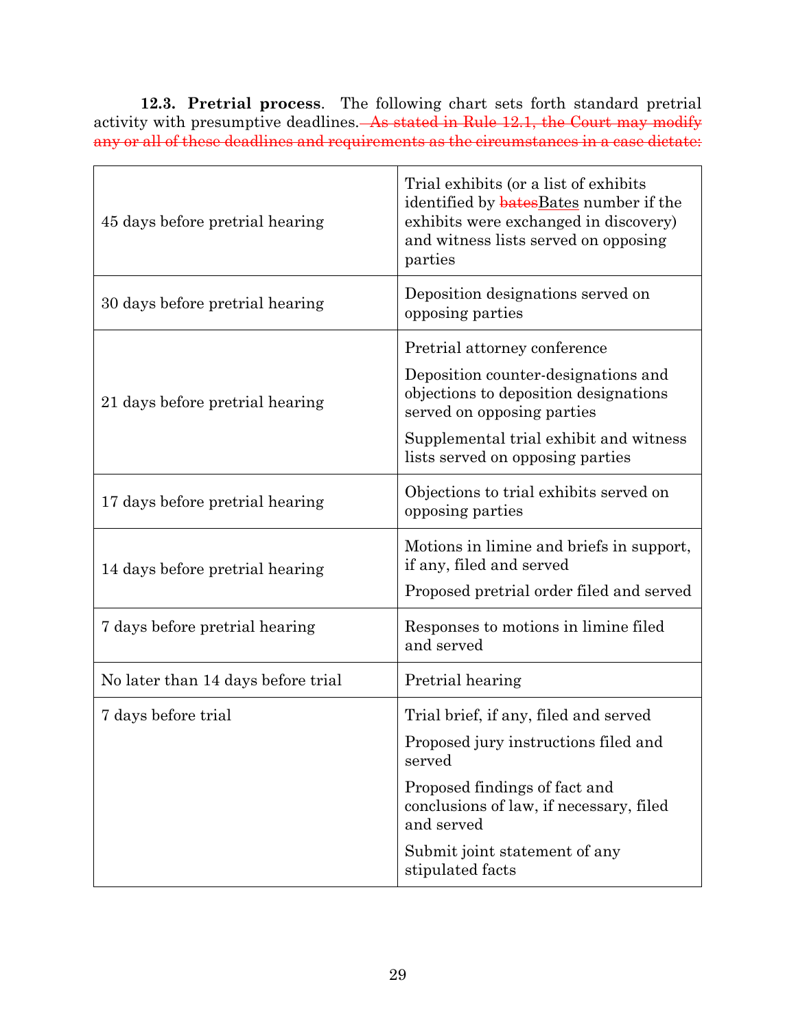**12.3. Pretrial process**. The following chart sets forth standard pretrial activity with presumptive deadlines. ~~As stated in Rule 12.1, the Court may modify any or all of these deadlines and requirements as the circumstances in a case dictate:~~

| | |
|---|---|
| 45 days before pretrial hearing | Trial exhibits (or a list of exhibits identified by ~~bates~~Bates number if the exhibits were exchanged in discovery) and witness lists served on opposing parties |
| 30 days before pretrial hearing | Deposition designations served on opposing parties |
| 21 days before pretrial hearing | Pretrial attorney conference<br>Deposition counter-designations and objections to deposition designations served on opposing parties<br>Supplemental trial exhibit and witness lists served on opposing parties |
| 17 days before pretrial hearing | Objections to trial exhibits served on opposing parties |
| 14 days before pretrial hearing | Motions in limine and briefs in support, if any, filed and served<br>Proposed pretrial order filed and served |
| 7 days before pretrial hearing | Responses to motions in limine filed and served |
| No later than 14 days before trial | Pretrial hearing |
| 7 days before trial | Trial brief, if any, filed and served<br>Proposed jury instructions filed and served<br>Proposed findings of fact and conclusions of law, if necessary, filed and served<br>Submit joint statement of any stipulated facts |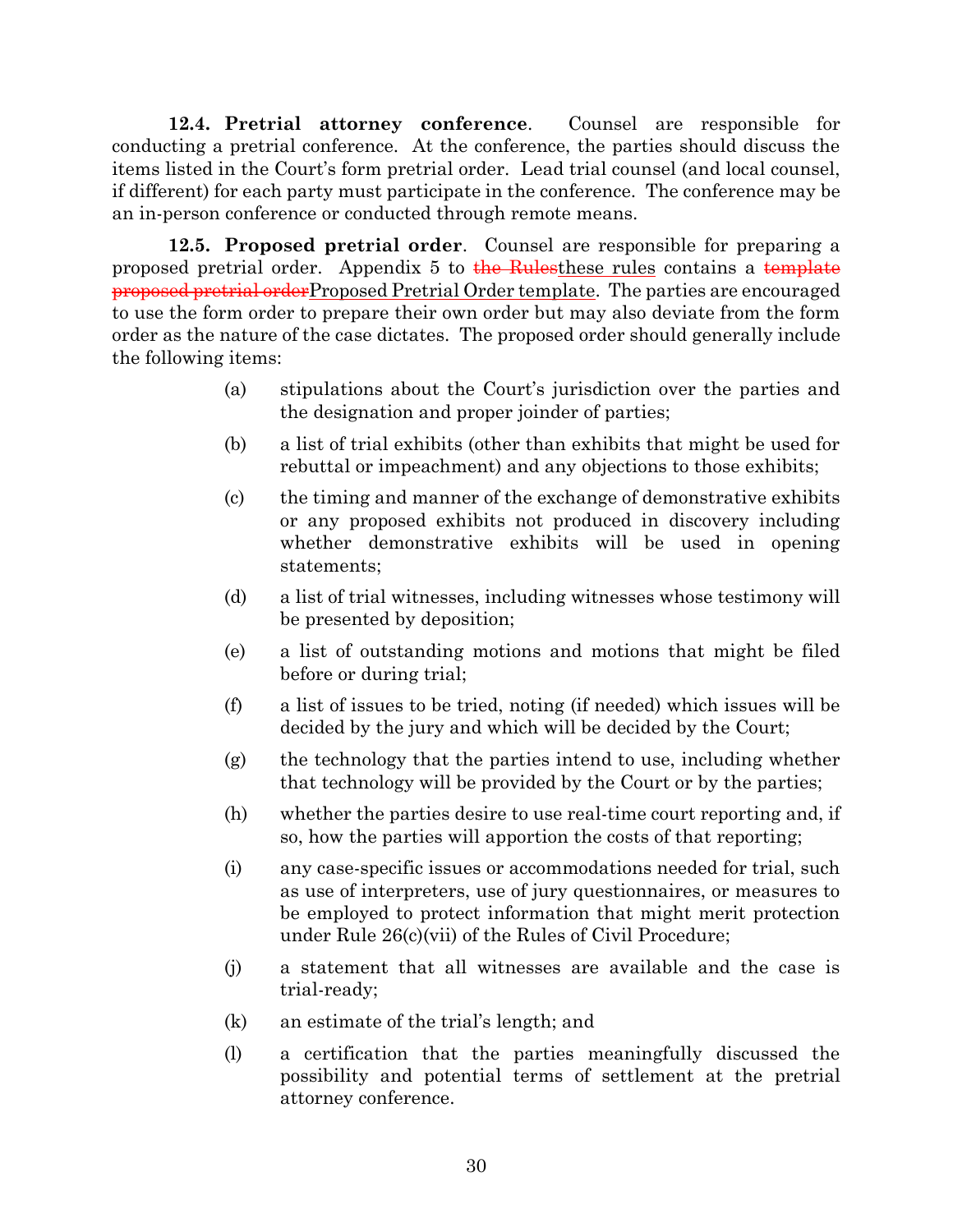**12.4. Pretrial attorney conference**. Counsel are responsible for conducting a pretrial conference. At the conference, the parties should discuss the items listed in the Court's form pretrial order. Lead trial counsel (and local counsel, if different) for each party must participate in the conference. The conference may be an in-person conference or conducted through remote means.

**12.5. Proposed pretrial order**. Counsel are responsible for preparing a proposed pretrial order. Appendix 5 to ~~the Rules~~these rules contains a ~~template proposed pretrial order~~Proposed Pretrial Order template. The parties are encouraged to use the form order to prepare their own order but may also deviate from the form order as the nature of the case dictates. The proposed order should generally include the following items:

(a) stipulations about the Court's jurisdiction over the parties and the designation and proper joinder of parties;

(b) a list of trial exhibits (other than exhibits that might be used for rebuttal or impeachment) and any objections to those exhibits;

(c) the timing and manner of the exchange of demonstrative exhibits or any proposed exhibits not produced in discovery including whether demonstrative exhibits will be used in opening statements;

(d) a list of trial witnesses, including witnesses whose testimony will be presented by deposition;

(e) a list of outstanding motions and motions that might be filed before or during trial;

(f) a list of issues to be tried, noting (if needed) which issues will be decided by the jury and which will be decided by the Court;

(g) the technology that the parties intend to use, including whether that technology will be provided by the Court or by the parties;

(h) whether the parties desire to use real-time court reporting and, if so, how the parties will apportion the costs of that reporting;

(i) any case-specific issues or accommodations needed for trial, such as use of interpreters, use of jury questionnaires, or measures to be employed to protect information that might merit protection under Rule 26(c)(vii) of the Rules of Civil Procedure;

(j) a statement that all witnesses are available and the case is trial-ready;

(k) an estimate of the trial's length; and

(l) a certification that the parties meaningfully discussed the possibility and potential terms of settlement at the pretrial attorney conference.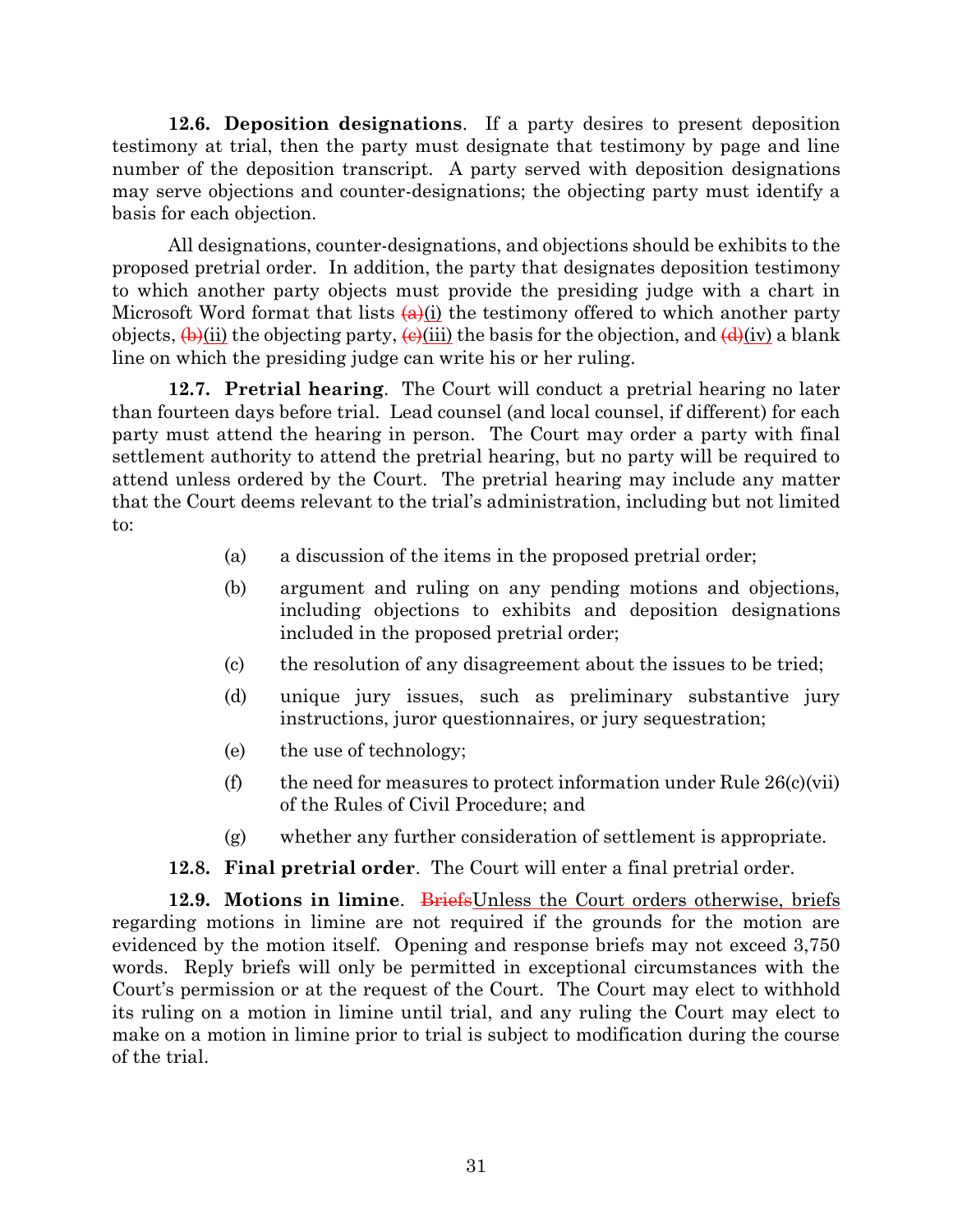**12.6. Deposition designations**. If a party desires to present deposition testimony at trial, then the party must designate that testimony by page and line number of the deposition transcript. A party served with deposition designations may serve objections and counter-designations; the objecting party must identify a basis for each objection.

All designations, counter-designations, and objections should be exhibits to the proposed pretrial order. In addition, the party that designates deposition testimony to which another party objects must provide the presiding judge with a chart in Microsoft Word format that lists ~~(a)~~(i) the testimony offered to which another party objects, ~~(b)~~(ii) the objecting party, ~~(c)~~(iii) the basis for the objection, and ~~(d)~~(iv) a blank line on which the presiding judge can write his or her ruling.

**12.7. Pretrial hearing**. The Court will conduct a pretrial hearing no later than fourteen days before trial. Lead counsel (and local counsel, if different) for each party must attend the hearing in person. The Court may order a party with final settlement authority to attend the pretrial hearing, but no party will be required to attend unless ordered by the Court. The pretrial hearing may include any matter that the Court deems relevant to the trial's administration, including but not limited to:

(a) a discussion of the items in the proposed pretrial order;

(b) argument and ruling on any pending motions and objections, including objections to exhibits and deposition designations included in the proposed pretrial order;

(c) the resolution of any disagreement about the issues to be tried;

(d) unique jury issues, such as preliminary substantive jury instructions, juror questionnaires, or jury sequestration;

(e) the use of technology;

(f) the need for measures to protect information under Rule 26(c)(vii) of the Rules of Civil Procedure; and

(g) whether any further consideration of settlement is appropriate.

**12.8. Final pretrial order**. The Court will enter a final pretrial order.

**12.9. Motions in limine**. ~~Briefs~~Unless the Court orders otherwise, briefs regarding motions in limine are not required if the grounds for the motion are evidenced by the motion itself. Opening and response briefs may not exceed 3,750 words. Reply briefs will only be permitted in exceptional circumstances with the Court's permission or at the request of the Court. The Court may elect to withhold its ruling on a motion in limine until trial, and any ruling the Court may elect to make on a motion in limine prior to trial is subject to modification during the course of the trial.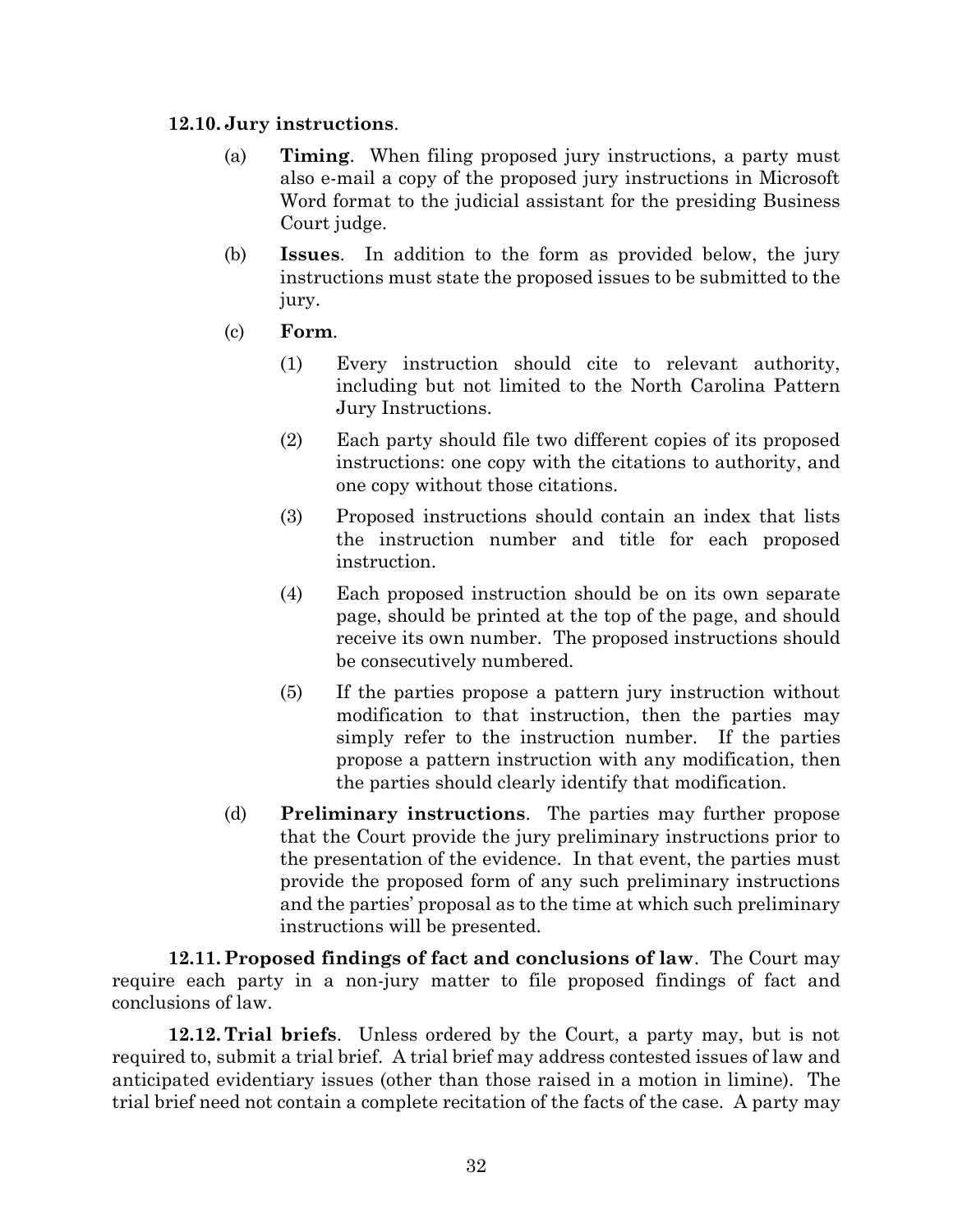**12.10. Jury instructions**.

(a) **Timing**. When filing proposed jury instructions, a party must also e-mail a copy of the proposed jury instructions in Microsoft Word format to the judicial assistant for the presiding Business Court judge.

(b) **Issues**. In addition to the form as provided below, the jury instructions must state the proposed issues to be submitted to the jury.

(c) **Form**.

(1) Every instruction should cite to relevant authority, including but not limited to the North Carolina Pattern Jury Instructions.

(2) Each party should file two different copies of its proposed instructions: one copy with the citations to authority, and one copy without those citations.

(3) Proposed instructions should contain an index that lists the instruction number and title for each proposed instruction.

(4) Each proposed instruction should be on its own separate page, should be printed at the top of the page, and should receive its own number. The proposed instructions should be consecutively numbered.

(5) If the parties propose a pattern jury instruction without modification to that instruction, then the parties may simply refer to the instruction number. If the parties propose a pattern instruction with any modification, then the parties should clearly identify that modification.

(d) **Preliminary instructions**. The parties may further propose that the Court provide the jury preliminary instructions prior to the presentation of the evidence. In that event, the parties must provide the proposed form of any such preliminary instructions and the parties' proposal as to the time at which such preliminary instructions will be presented.

**12.11. Proposed findings of fact and conclusions of law**. The Court may require each party in a non-jury matter to file proposed findings of fact and conclusions of law.

**12.12. Trial briefs**. Unless ordered by the Court, a party may, but is not required to, submit a trial brief. A trial brief may address contested issues of law and anticipated evidentiary issues (other than those raised in a motion in limine). The trial brief need not contain a complete recitation of the facts of the case. A party may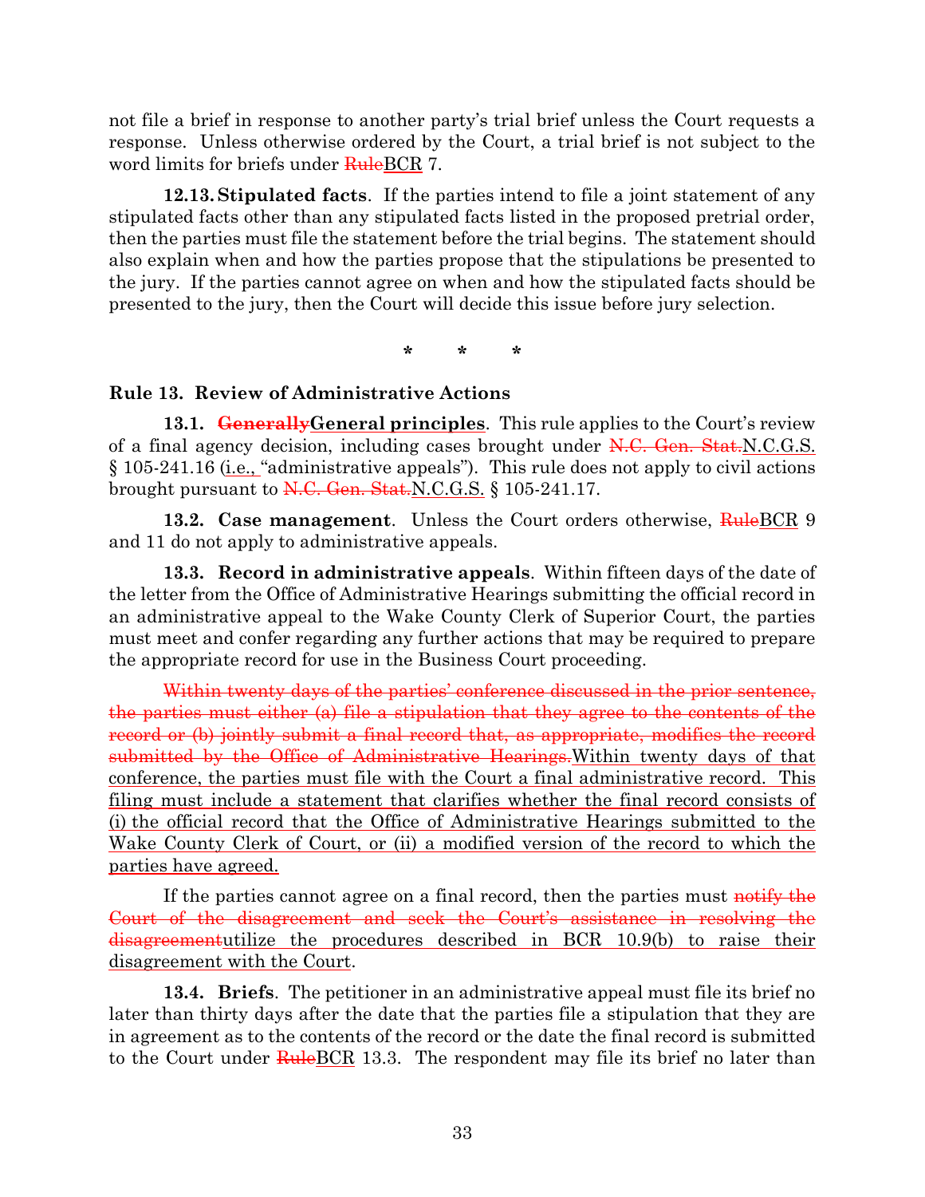not file a brief in response to another party's trial brief unless the Court requests a response. Unless otherwise ordered by the Court, a trial brief is not subject to the word limits for briefs under ~~Rule~~BCR 7.

**12.13. Stipulated facts**. If the parties intend to file a joint statement of any stipulated facts other than any stipulated facts listed in the proposed pretrial order, then the parties must file the statement before the trial begins. The statement should also explain when and how the parties propose that the stipulations be presented to the jury. If the parties cannot agree on when and how the stipulated facts should be presented to the jury, then the Court will decide this issue before jury selection.

\*    \*    \*

**Rule 13. Review of Administrative Actions**

**13.1. ~~Generally~~<u>General principles</u>**. This rule applies to the Court's review of a final agency decision, including cases brought under ~~N.C. Gen. Stat.~~<u>N.C.G.S.</u> § 105-241.16 (<u>i.e.,</u> "administrative appeals"). This rule does not apply to civil actions brought pursuant to ~~N.C. Gen. Stat.~~<u>N.C.G.S.</u> § 105-241.17.

**13.2. Case management**. Unless the Court orders otherwise, ~~Rule~~<u>BCR</u> 9 and 11 do not apply to administrative appeals.

**13.3. Record in administrative appeals**. Within fifteen days of the date of the letter from the Office of Administrative Hearings submitting the official record in an administrative appeal to the Wake County Clerk of Superior Court, the parties must meet and confer regarding any further actions that may be required to prepare the appropriate record for use in the Business Court proceeding.

~~Within twenty days of the parties' conference discussed in the prior sentence, the parties must either (a) file a stipulation that they agree to the contents of the record or (b) jointly submit a final record that, as appropriate, modifies the record submitted by the Office of Administrative Hearings.~~<u>Within twenty days of that conference, the parties must file with the Court a final administrative record. This filing must include a statement that clarifies whether the final record consists of (i) the official record that the Office of Administrative Hearings submitted to the Wake County Clerk of Court, or (ii) a modified version of the record to which the parties have agreed.</u>

If the parties cannot agree on a final record, then the parties must ~~notify the Court of the disagreement and seek the Court's assistance in resolving the disagreement~~<u>utilize the procedures described in BCR 10.9(b) to raise their disagreement with the Court</u>.

**13.4. Briefs**. The petitioner in an administrative appeal must file its brief no later than thirty days after the date that the parties file a stipulation that they are in agreement as to the contents of the record or the date the final record is submitted to the Court under ~~Rule~~<u>BCR</u> 13.3. The respondent may file its brief no later than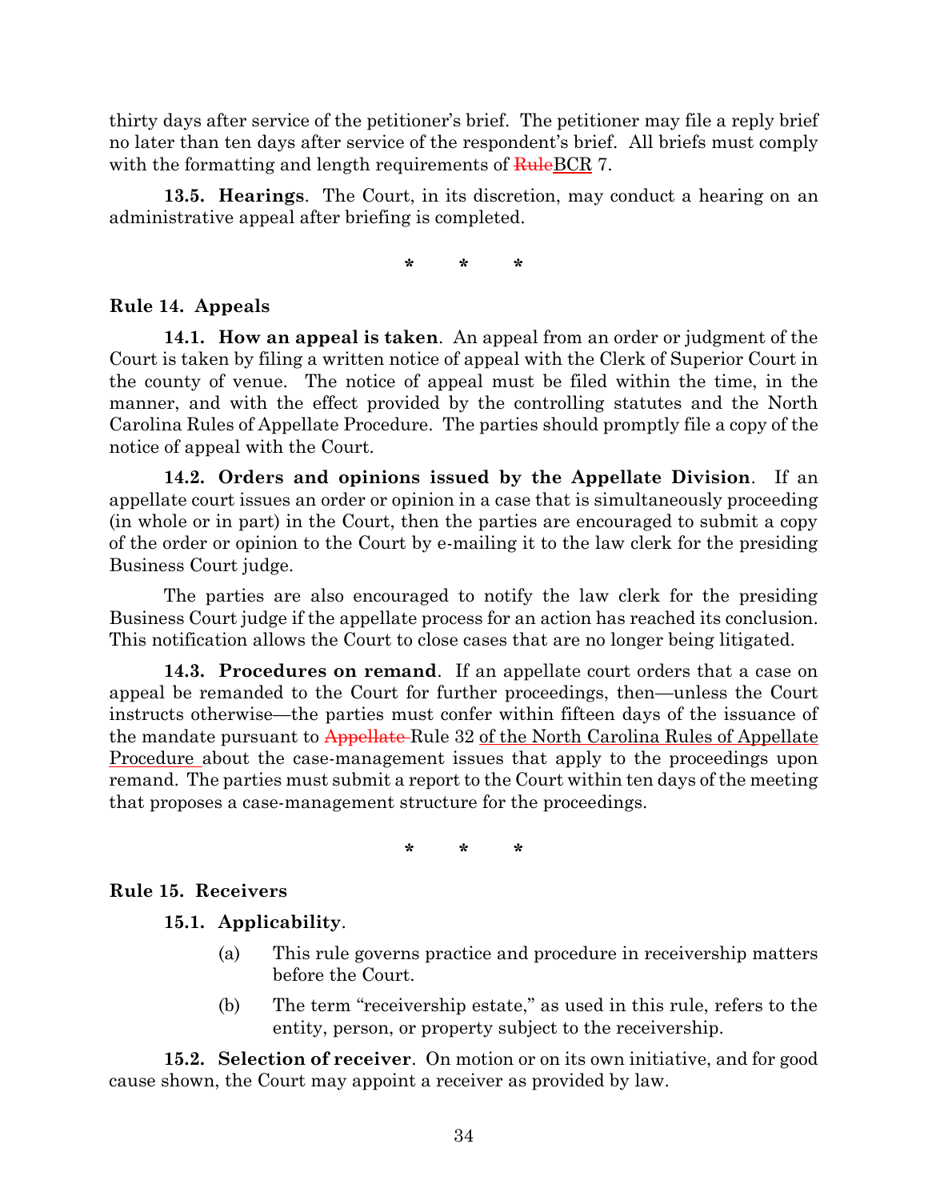thirty days after service of the petitioner's brief. The petitioner may file a reply brief no later than ten days after service of the respondent's brief. All briefs must comply with the formatting and length requirements of ~~Rule~~<u>BCR</u> 7.

**13.5. Hearings**. The Court, in its discretion, may conduct a hearing on an administrative appeal after briefing is completed.

\* \* \*

**Rule 14. Appeals**

**14.1. How an appeal is taken**. An appeal from an order or judgment of the Court is taken by filing a written notice of appeal with the Clerk of Superior Court in the county of venue. The notice of appeal must be filed within the time, in the manner, and with the effect provided by the controlling statutes and the North Carolina Rules of Appellate Procedure. The parties should promptly file a copy of the notice of appeal with the Court.

**14.2. Orders and opinions issued by the Appellate Division**. If an appellate court issues an order or opinion in a case that is simultaneously proceeding (in whole or in part) in the Court, then the parties are encouraged to submit a copy of the order or opinion to the Court by e-mailing it to the law clerk for the presiding Business Court judge.

The parties are also encouraged to notify the law clerk for the presiding Business Court judge if the appellate process for an action has reached its conclusion. This notification allows the Court to close cases that are no longer being litigated.

**14.3. Procedures on remand**. If an appellate court orders that a case on appeal be remanded to the Court for further proceedings, then—unless the Court instructs otherwise—the parties must confer within fifteen days of the issuance of the mandate pursuant to ~~Appellate~~ Rule 32 <u>of the North Carolina Rules of Appellate Procedure</u> about the case-management issues that apply to the proceedings upon remand. The parties must submit a report to the Court within ten days of the meeting that proposes a case-management structure for the proceedings.

\* \* \*

**Rule 15. Receivers**

**15.1. Applicability**.

(a) This rule governs practice and procedure in receivership matters before the Court.

(b) The term "receivership estate," as used in this rule, refers to the entity, person, or property subject to the receivership.

**15.2. Selection of receiver**. On motion or on its own initiative, and for good cause shown, the Court may appoint a receiver as provided by law.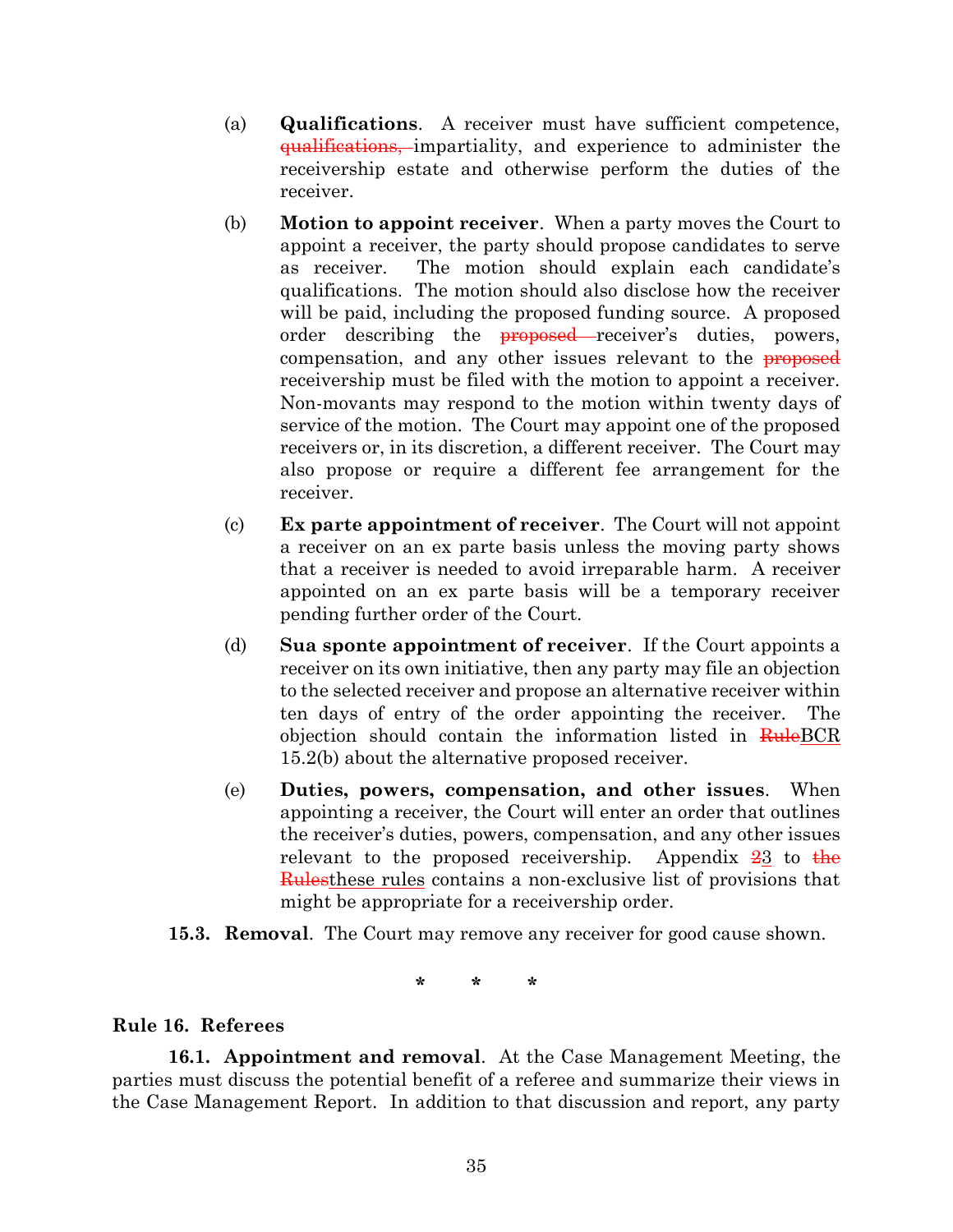(a) **Qualifications**. A receiver must have sufficient competence, ~~qualifications,~~ impartiality, and experience to administer the receivership estate and otherwise perform the duties of the receiver.

(b) **Motion to appoint receiver**. When a party moves the Court to appoint a receiver, the party should propose candidates to serve as receiver. The motion should explain each candidate's qualifications. The motion should also disclose how the receiver will be paid, including the proposed funding source. A proposed order describing the ~~proposed~~ receiver's duties, powers, compensation, and any other issues relevant to the ~~proposed~~ receivership must be filed with the motion to appoint a receiver. Non-movants may respond to the motion within twenty days of service of the motion. The Court may appoint one of the proposed receivers or, in its discretion, a different receiver. The Court may also propose or require a different fee arrangement for the receiver.

(c) **Ex parte appointment of receiver**. The Court will not appoint a receiver on an ex parte basis unless the moving party shows that a receiver is needed to avoid irreparable harm. A receiver appointed on an ex parte basis will be a temporary receiver pending further order of the Court.

(d) **Sua sponte appointment of receiver**. If the Court appoints a receiver on its own initiative, then any party may file an objection to the selected receiver and propose an alternative receiver within ten days of entry of the order appointing the receiver. The objection should contain the information listed in ~~Rule~~<u>BCR</u> 15.2(b) about the alternative proposed receiver.

(e) **Duties, powers, compensation, and other issues**. When appointing a receiver, the Court will enter an order that outlines the receiver's duties, powers, compensation, and any other issues relevant to the proposed receivership. Appendix ~~2~~<u>3</u> to ~~the Rules~~<u>these rules</u> contains a non-exclusive list of provisions that might be appropriate for a receivership order.

**15.3. Removal**. The Court may remove any receiver for good cause shown.

\* \* \*

## Rule 16. Referees

**16.1. Appointment and removal**. At the Case Management Meeting, the parties must discuss the potential benefit of a referee and summarize their views in the Case Management Report. In addition to that discussion and report, any party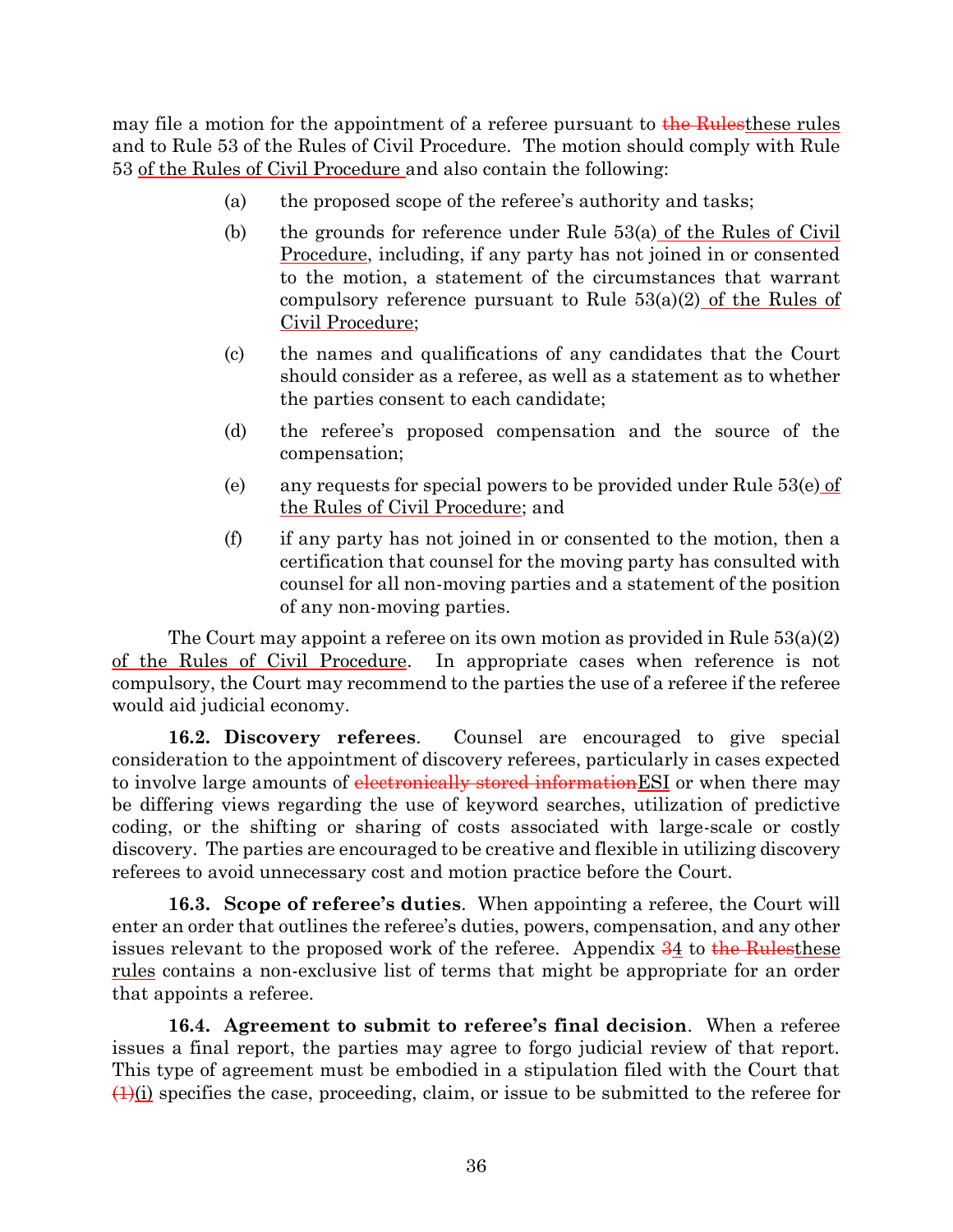may file a motion for the appointment of a referee pursuant to ~~the Rules~~<u>these rules</u> and to Rule 53 of the Rules of Civil Procedure. The motion should comply with Rule 53 <u>of the Rules of Civil Procedure</u> and also contain the following:

(a) the proposed scope of the referee's authority and tasks;

(b) the grounds for reference under Rule 53(a)<u> of the Rules of Civil Procedure</u>, including, if any party has not joined in or consented to the motion, a statement of the circumstances that warrant compulsory reference pursuant to Rule 53(a)(2)<u> of the Rules of Civil Procedure</u>;

(c) the names and qualifications of any candidates that the Court should consider as a referee, as well as a statement as to whether the parties consent to each candidate;

(d) the referee's proposed compensation and the source of the compensation;

(e) any requests for special powers to be provided under Rule 53(e)<u> of the Rules of Civil Procedure</u>; and

(f) if any party has not joined in or consented to the motion, then a certification that counsel for the moving party has consulted with counsel for all non-moving parties and a statement of the position of any non-moving parties.

The Court may appoint a referee on its own motion as provided in Rule 53(a)(2) <u>of the Rules of Civil Procedure</u>. In appropriate cases when reference is not compulsory, the Court may recommend to the parties the use of a referee if the referee would aid judicial economy.

**16.2. Discovery referees**. Counsel are encouraged to give special consideration to the appointment of discovery referees, particularly in cases expected to involve large amounts of ~~electronically stored information~~<u>ESI</u> or when there may be differing views regarding the use of keyword searches, utilization of predictive coding, or the shifting or sharing of costs associated with large-scale or costly discovery. The parties are encouraged to be creative and flexible in utilizing discovery referees to avoid unnecessary cost and motion practice before the Court.

**16.3. Scope of referee's duties**. When appointing a referee, the Court will enter an order that outlines the referee's duties, powers, compensation, and any other issues relevant to the proposed work of the referee. Appendix ~~3~~<u>4</u> to ~~the Rules~~<u>these rules</u> contains a non-exclusive list of terms that might be appropriate for an order that appoints a referee.

**16.4. Agreement to submit to referee's final decision**. When a referee issues a final report, the parties may agree to forgo judicial review of that report. This type of agreement must be embodied in a stipulation filed with the Court that ~~(1)~~<u>(i)</u> specifies the case, proceeding, claim, or issue to be submitted to the referee for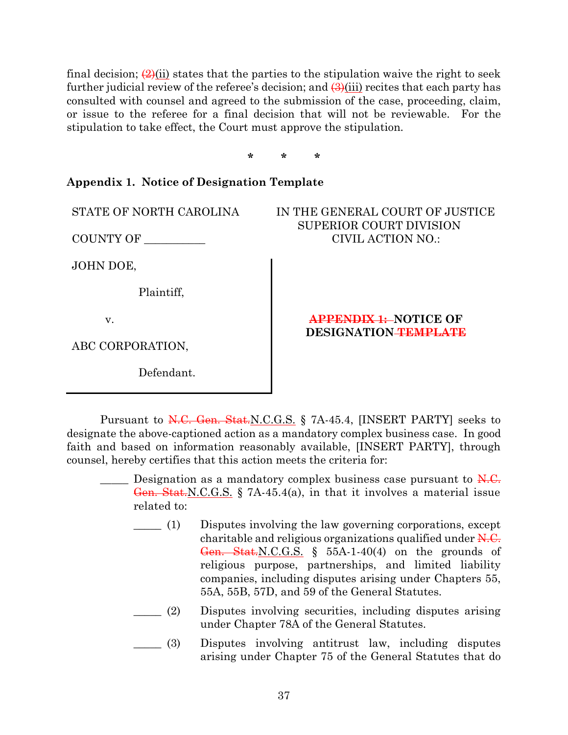final decision; ~~(2)~~(ii) states that the parties to the stipulation waive the right to seek further judicial review of the referee's decision; and ~~(3)~~(iii) recites that each party has consulted with counsel and agreed to the submission of the case, proceeding, claim, or issue to the referee for a final decision that will not be reviewable. For the stipulation to take effect, the Court must approve the stipulation.

\* \* \*

**Appendix 1. Notice of Designation Template**

| STATE OF NORTH CAROLINA | IN THE GENERAL COURT OF JUSTICE |
|---|---|
| | SUPERIOR COURT DIVISION |
| COUNTY OF ___________ | CIVIL ACTION NO.: |

JOHN DOE,

Plaintiff,

v.

ABC CORPORATION,

Defendant.

**~~APPENDIX 1:~~ NOTICE OF DESIGNATION ~~TEMPLATE~~**

Pursuant to ~~N.C. Gen. Stat.~~N.C.G.S. § 7A-45.4, [INSERT PARTY] seeks to designate the above-captioned action as a mandatory complex business case. In good faith and based on information reasonably available, [INSERT PARTY], through counsel, hereby certifies that this action meets the criteria for:

_____ Designation as a mandatory complex business case pursuant to ~~N.C. Gen. Stat.~~N.C.G.S. § 7A-45.4(a), in that it involves a material issue related to:

- _____ (1) Disputes involving the law governing corporations, except charitable and religious organizations qualified under ~~N.C. Gen. Stat.~~N.C.G.S. § 55A-1-40(4) on the grounds of religious purpose, partnerships, and limited liability companies, including disputes arising under Chapters 55, 55A, 55B, 57D, and 59 of the General Statutes.
- _____ (2) Disputes involving securities, including disputes arising under Chapter 78A of the General Statutes.
- _____ (3) Disputes involving antitrust law, including disputes arising under Chapter 75 of the General Statutes that do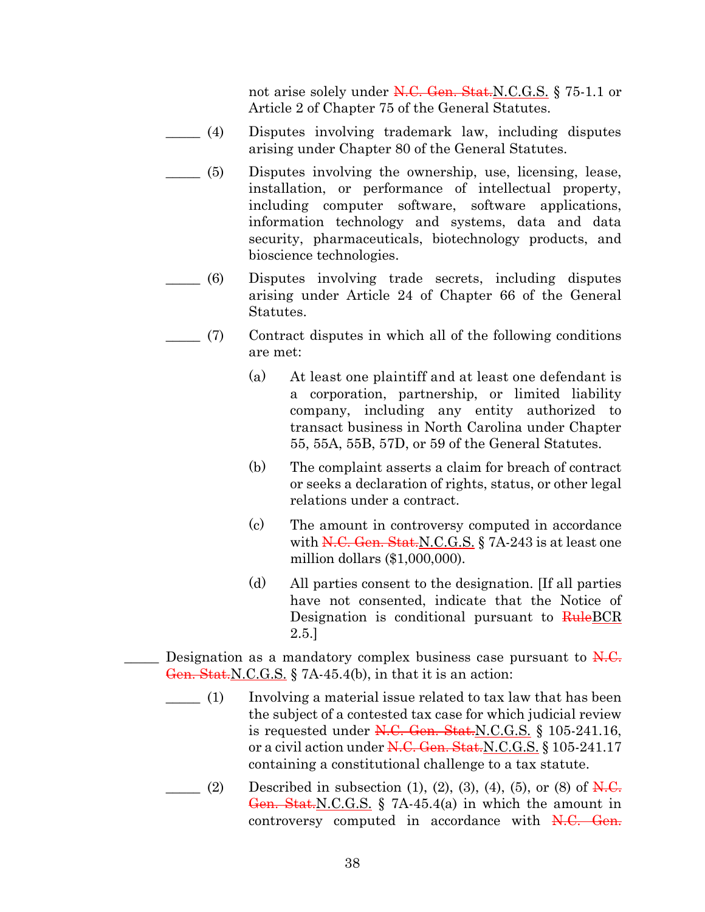not arise solely under ~~N.C. Gen. Stat.~~N.C.G.S. § 75-1.1 or Article 2 of Chapter 75 of the General Statutes.

_____ (4) Disputes involving trademark law, including disputes arising under Chapter 80 of the General Statutes.

_____ (5) Disputes involving the ownership, use, licensing, lease, installation, or performance of intellectual property, including computer software, software applications, information technology and systems, data and data security, pharmaceuticals, biotechnology products, and bioscience technologies.

_____ (6) Disputes involving trade secrets, including disputes arising under Article 24 of Chapter 66 of the General Statutes.

_____ (7) Contract disputes in which all of the following conditions are met:

(a) At least one plaintiff and at least one defendant is a corporation, partnership, or limited liability company, including any entity authorized to transact business in North Carolina under Chapter 55, 55A, 55B, 57D, or 59 of the General Statutes.

(b) The complaint asserts a claim for breach of contract or seeks a declaration of rights, status, or other legal relations under a contract.

(c) The amount in controversy computed in accordance with ~~N.C. Gen. Stat.~~N.C.G.S. § 7A-243 is at least one million dollars ($1,000,000).

(d) All parties consent to the designation. [If all parties have not consented, indicate that the Notice of Designation is conditional pursuant to ~~Rule~~BCR 2.5.]

_____ Designation as a mandatory complex business case pursuant to ~~N.C. Gen. Stat.~~N.C.G.S. § 7A-45.4(b), in that it is an action:

_____ (1) Involving a material issue related to tax law that has been the subject of a contested tax case for which judicial review is requested under ~~N.C. Gen. Stat.~~N.C.G.S. § 105-241.16, or a civil action under ~~N.C. Gen. Stat.~~N.C.G.S. § 105-241.17 containing a constitutional challenge to a tax statute.

_____ (2) Described in subsection (1), (2), (3), (4), (5), or (8) of ~~N.C. Gen. Stat.~~N.C.G.S. § 7A-45.4(a) in which the amount in controversy computed in accordance with ~~N.C. Gen.~~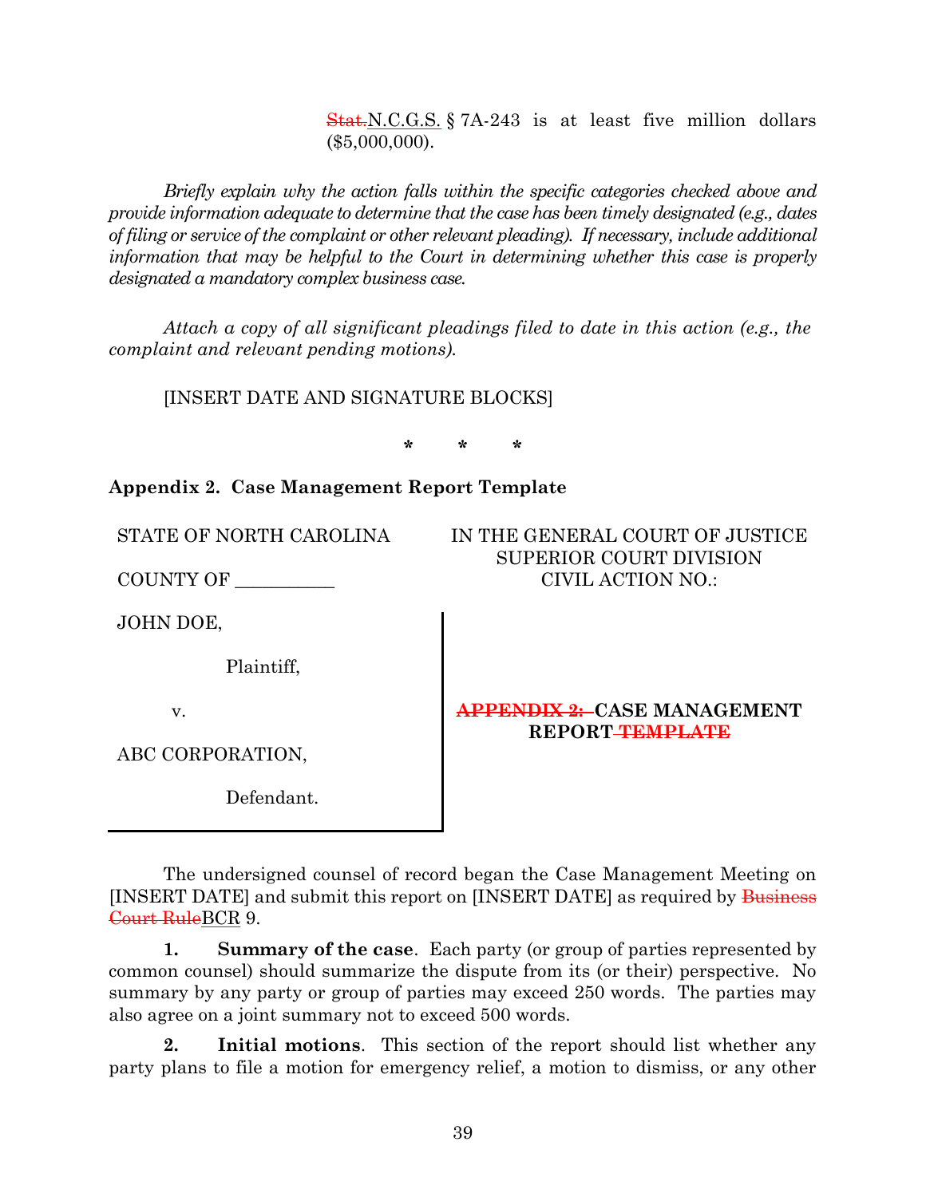~~Stat.~~N.C.G.S. § 7A-243 is at least five million dollars ($5,000,000).

*Briefly explain why the action falls within the specific categories checked above and provide information adequate to determine that the case has been timely designated (e.g., dates of filing or service of the complaint or other relevant pleading). If necessary, include additional information that may be helpful to the Court in determining whether this case is properly designated a mandatory complex business case.*

*Attach a copy of all significant pleadings filed to date in this action (e.g., the complaint and relevant pending motions).*

[INSERT DATE AND SIGNATURE BLOCKS]

\* \* \*

**Appendix 2. Case Management Report Template**

| STATE OF NORTH CAROLINA | IN THE GENERAL COURT OF JUSTICE |
| --- | --- |
| COUNTY OF __________ | SUPERIOR COURT DIVISION |
| | CIVIL ACTION NO.: |

JOHN DOE,

Plaintiff,

v.

ABC CORPORATION,

Defendant.

**~~APPENDIX 2:~~ CASE MANAGEMENT REPORT ~~TEMPLATE~~**

The undersigned counsel of record began the Case Management Meeting on [INSERT DATE] and submit this report on [INSERT DATE] as required by ~~Business Court Rule~~BCR 9.

**1. Summary of the case**. Each party (or group of parties represented by common counsel) should summarize the dispute from its (or their) perspective. No summary by any party or group of parties may exceed 250 words. The parties may also agree on a joint summary not to exceed 500 words.

**2. Initial motions**. This section of the report should list whether any party plans to file a motion for emergency relief, a motion to dismiss, or any other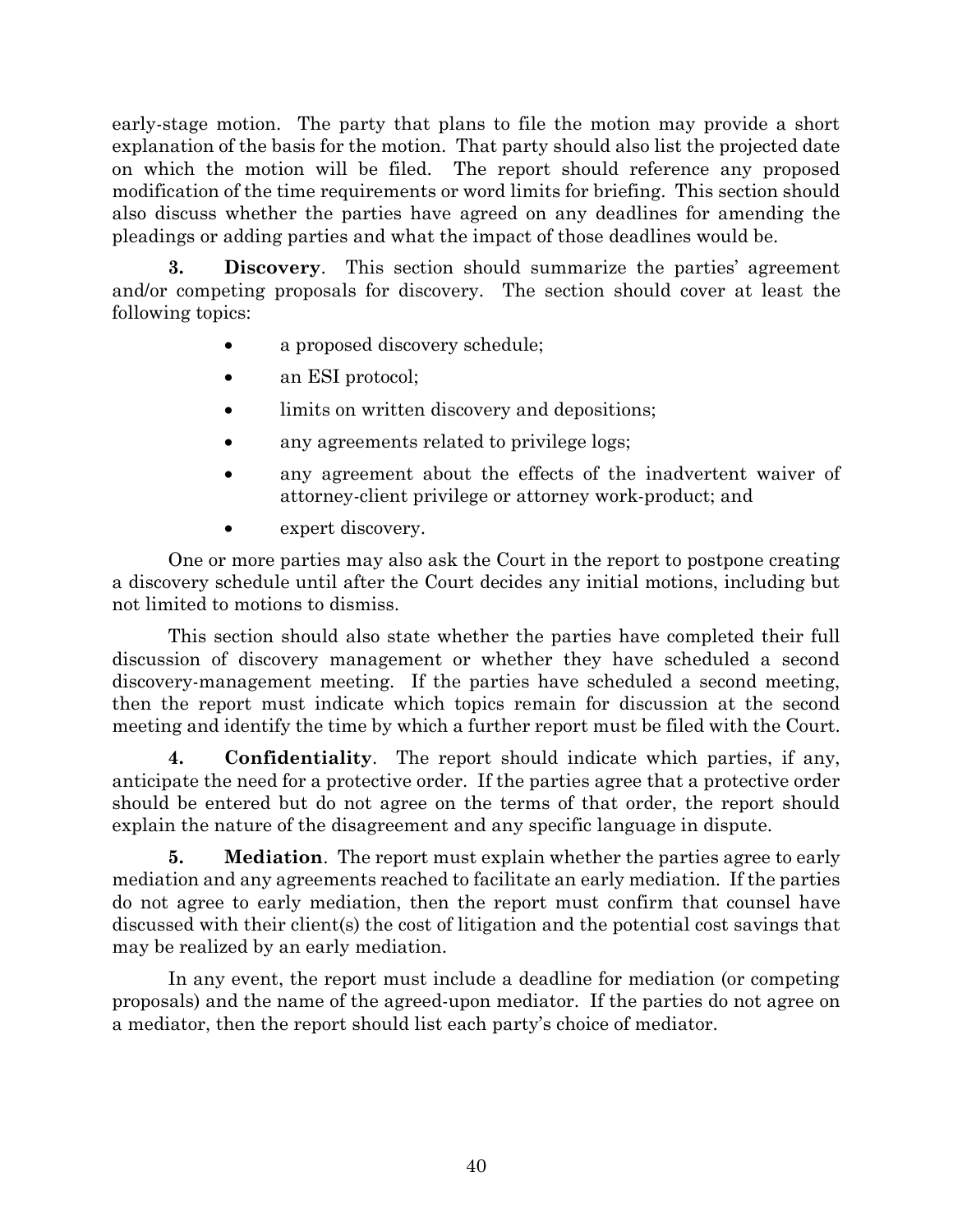early-stage motion. The party that plans to file the motion may provide a short explanation of the basis for the motion. That party should also list the projected date on which the motion will be filed. The report should reference any proposed modification of the time requirements or word limits for briefing. This section should also discuss whether the parties have agreed on any deadlines for amending the pleadings or adding parties and what the impact of those deadlines would be.

**3. Discovery**. This section should summarize the parties' agreement and/or competing proposals for discovery. The section should cover at least the following topics:

- a proposed discovery schedule;
- an ESI protocol;
- limits on written discovery and depositions;
- any agreements related to privilege logs;
- any agreement about the effects of the inadvertent waiver of attorney-client privilege or attorney work-product; and
- expert discovery.

One or more parties may also ask the Court in the report to postpone creating a discovery schedule until after the Court decides any initial motions, including but not limited to motions to dismiss.

This section should also state whether the parties have completed their full discussion of discovery management or whether they have scheduled a second discovery-management meeting. If the parties have scheduled a second meeting, then the report must indicate which topics remain for discussion at the second meeting and identify the time by which a further report must be filed with the Court.

**4. Confidentiality**. The report should indicate which parties, if any, anticipate the need for a protective order. If the parties agree that a protective order should be entered but do not agree on the terms of that order, the report should explain the nature of the disagreement and any specific language in dispute.

**5. Mediation**. The report must explain whether the parties agree to early mediation and any agreements reached to facilitate an early mediation. If the parties do not agree to early mediation, then the report must confirm that counsel have discussed with their client(s) the cost of litigation and the potential cost savings that may be realized by an early mediation.

In any event, the report must include a deadline for mediation (or competing proposals) and the name of the agreed-upon mediator. If the parties do not agree on a mediator, then the report should list each party's choice of mediator.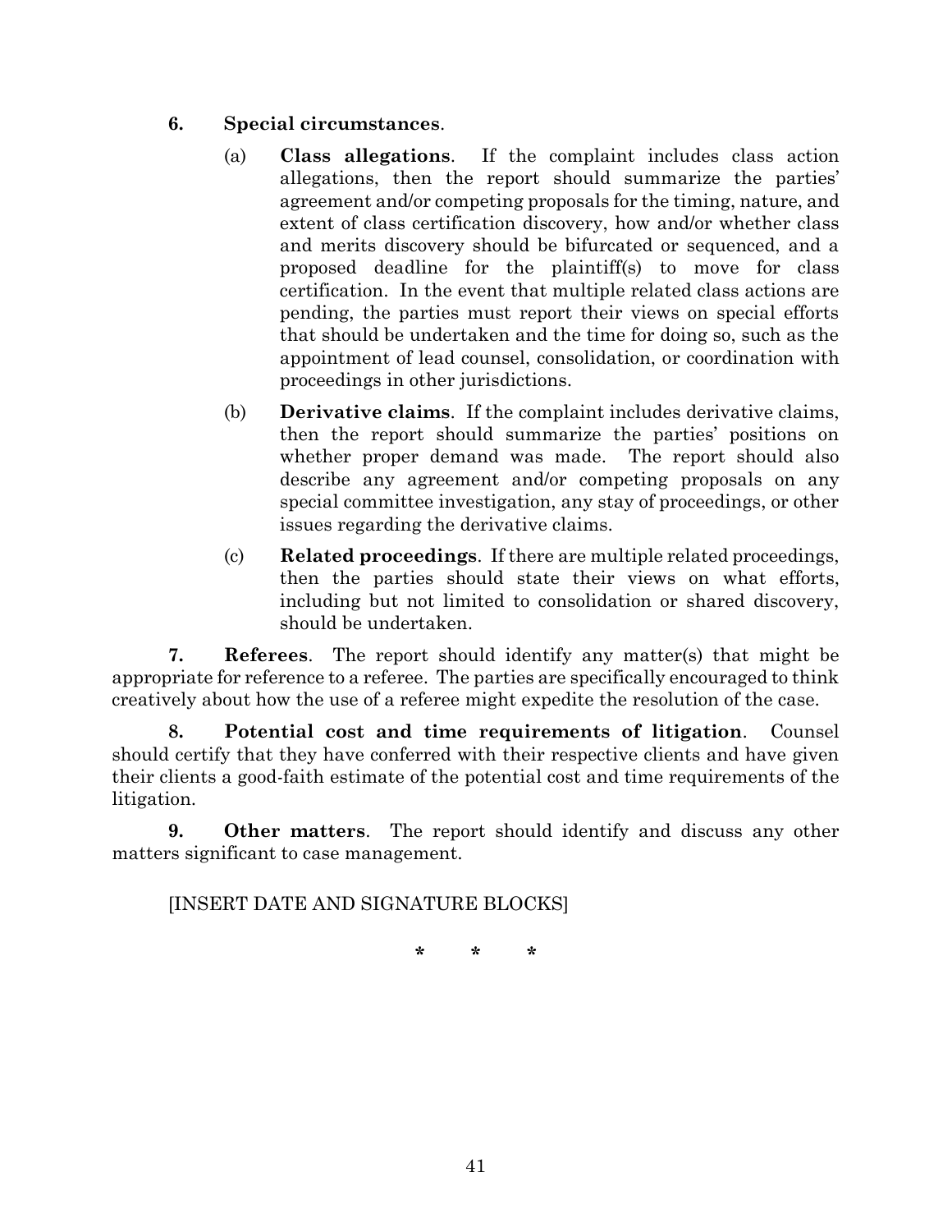**6. Special circumstances**.

(a) **Class allegations**. If the complaint includes class action allegations, then the report should summarize the parties' agreement and/or competing proposals for the timing, nature, and extent of class certification discovery, how and/or whether class and merits discovery should be bifurcated or sequenced, and a proposed deadline for the plaintiff(s) to move for class certification. In the event that multiple related class actions are pending, the parties must report their views on special efforts that should be undertaken and the time for doing so, such as the appointment of lead counsel, consolidation, or coordination with proceedings in other jurisdictions.

(b) **Derivative claims**. If the complaint includes derivative claims, then the report should summarize the parties' positions on whether proper demand was made. The report should also describe any agreement and/or competing proposals on any special committee investigation, any stay of proceedings, or other issues regarding the derivative claims.

(c) **Related proceedings**. If there are multiple related proceedings, then the parties should state their views on what efforts, including but not limited to consolidation or shared discovery, should be undertaken.

**7. Referees**. The report should identify any matter(s) that might be appropriate for reference to a referee. The parties are specifically encouraged to think creatively about how the use of a referee might expedite the resolution of the case.

**8. Potential cost and time requirements of litigation**. Counsel should certify that they have conferred with their respective clients and have given their clients a good-faith estimate of the potential cost and time requirements of the litigation.

**9. Other matters**. The report should identify and discuss any other matters significant to case management.

[INSERT DATE AND SIGNATURE BLOCKS]

\* \* \*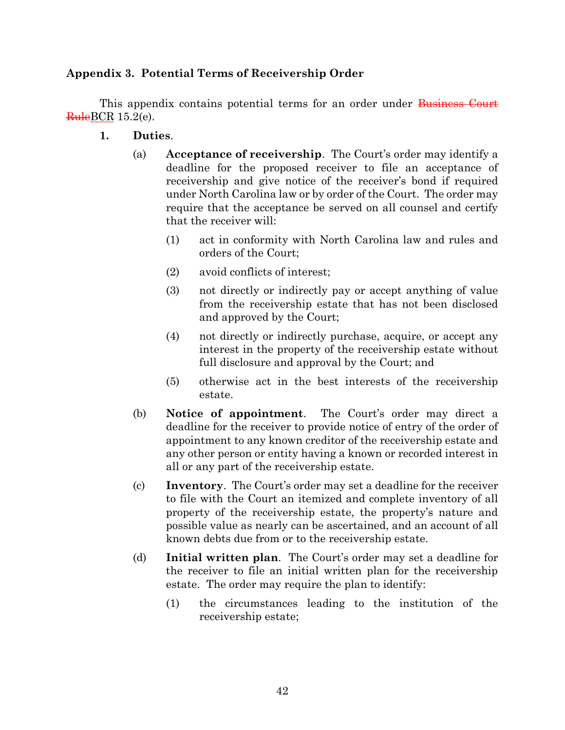### Appendix 3. Potential Terms of Receivership Order

This appendix contains potential terms for an order under ~~Business Court Rule~~BCR 15.2(e).

**1. Duties**.

(a) **Acceptance of receivership**. The Court's order may identify a deadline for the proposed receiver to file an acceptance of receivership and give notice of the receiver's bond if required under North Carolina law or by order of the Court. The order may require that the acceptance be served on all counsel and certify that the receiver will:

(1) act in conformity with North Carolina law and rules and orders of the Court;

(2) avoid conflicts of interest;

(3) not directly or indirectly pay or accept anything of value from the receivership estate that has not been disclosed and approved by the Court;

(4) not directly or indirectly purchase, acquire, or accept any interest in the property of the receivership estate without full disclosure and approval by the Court; and

(5) otherwise act in the best interests of the receivership estate.

(b) **Notice of appointment**. The Court's order may direct a deadline for the receiver to provide notice of entry of the order of appointment to any known creditor of the receivership estate and any other person or entity having a known or recorded interest in all or any part of the receivership estate.

(c) **Inventory**. The Court's order may set a deadline for the receiver to file with the Court an itemized and complete inventory of all property of the receivership estate, the property's nature and possible value as nearly can be ascertained, and an account of all known debts due from or to the receivership estate.

(d) **Initial written plan**. The Court's order may set a deadline for the receiver to file an initial written plan for the receivership estate. The order may require the plan to identify:

(1) the circumstances leading to the institution of the receivership estate;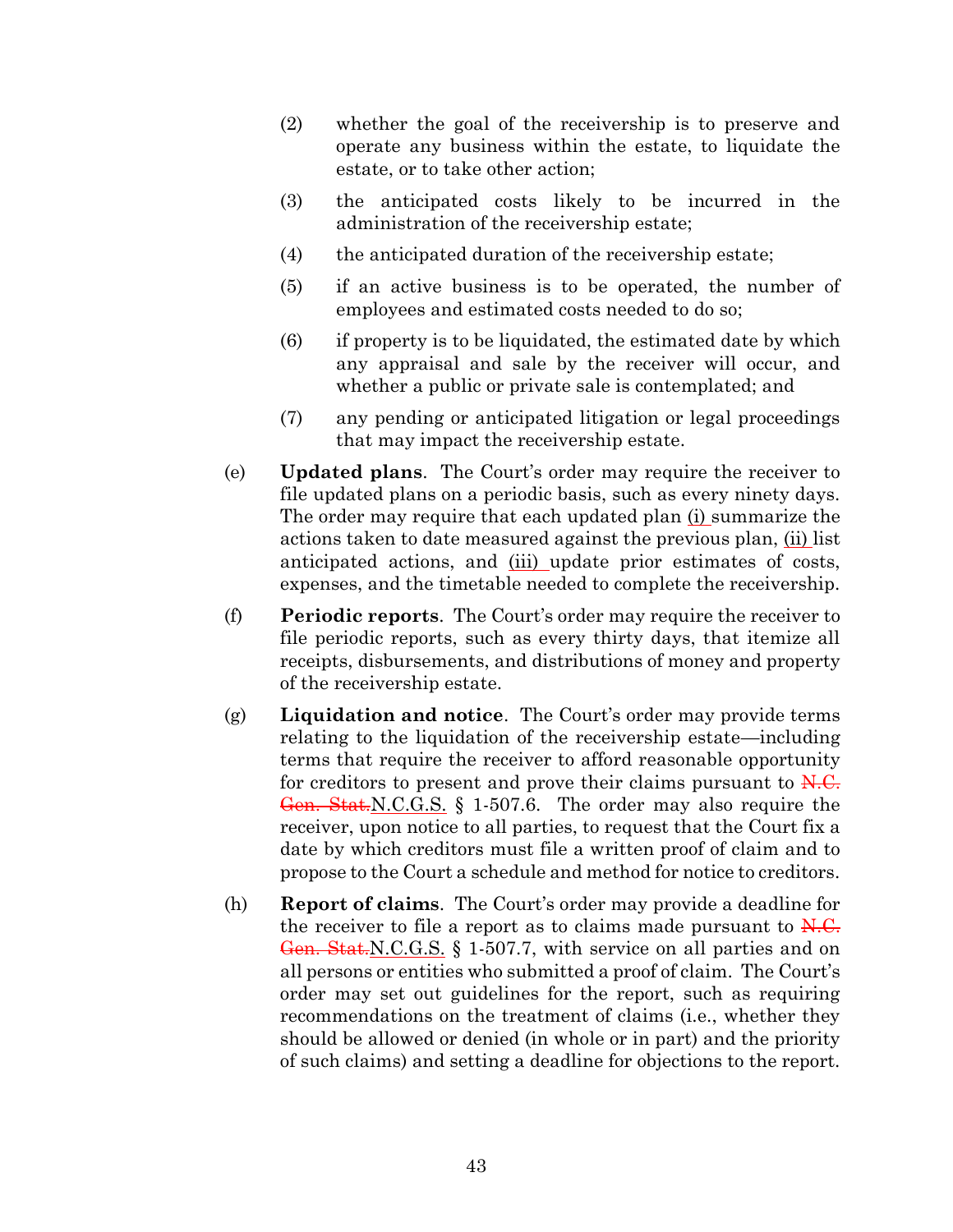(2) whether the goal of the receivership is to preserve and operate any business within the estate, to liquidate the estate, or to take other action;

(3) the anticipated costs likely to be incurred in the administration of the receivership estate;

(4) the anticipated duration of the receivership estate;

(5) if an active business is to be operated, the number of employees and estimated costs needed to do so;

(6) if property is to be liquidated, the estimated date by which any appraisal and sale by the receiver will occur, and whether a public or private sale is contemplated; and

(7) any pending or anticipated litigation or legal proceedings that may impact the receivership estate.

(e) **Updated plans**. The Court's order may require the receiver to file updated plans on a periodic basis, such as every ninety days. The order may require that each updated plan <u>(i)</u> summarize the actions taken to date measured against the previous plan, <u>(ii)</u> list anticipated actions, and <u>(iii)</u> update prior estimates of costs, expenses, and the timetable needed to complete the receivership.

(f) **Periodic reports**. The Court's order may require the receiver to file periodic reports, such as every thirty days, that itemize all receipts, disbursements, and distributions of money and property of the receivership estate.

(g) **Liquidation and notice**. The Court's order may provide terms relating to the liquidation of the receivership estate—including terms that require the receiver to afford reasonable opportunity for creditors to present and prove their claims pursuant to ~~N.C. Gen. Stat.~~<u>N.C.G.S.</u> § 1-507.6. The order may also require the receiver, upon notice to all parties, to request that the Court fix a date by which creditors must file a written proof of claim and to propose to the Court a schedule and method for notice to creditors.

(h) **Report of claims**. The Court's order may provide a deadline for the receiver to file a report as to claims made pursuant to ~~N.C. Gen. Stat.~~<u>N.C.G.S.</u> § 1-507.7, with service on all parties and on all persons or entities who submitted a proof of claim. The Court's order may set out guidelines for the report, such as requiring recommendations on the treatment of claims (i.e., whether they should be allowed or denied (in whole or in part) and the priority of such claims) and setting a deadline for objections to the report.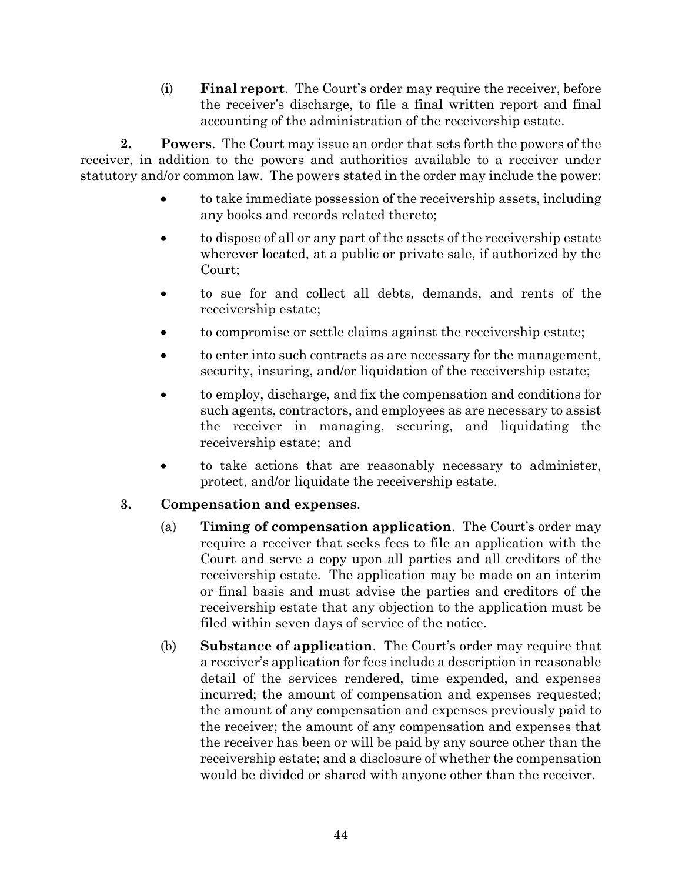(i) **Final report**. The Court's order may require the receiver, before the receiver's discharge, to file a final written report and final accounting of the administration of the receivership estate.

**2. Powers**. The Court may issue an order that sets forth the powers of the receiver, in addition to the powers and authorities available to a receiver under statutory and/or common law. The powers stated in the order may include the power:

- to take immediate possession of the receivership assets, including any books and records related thereto;
- to dispose of all or any part of the assets of the receivership estate wherever located, at a public or private sale, if authorized by the Court;
- to sue for and collect all debts, demands, and rents of the receivership estate;
- to compromise or settle claims against the receivership estate;
- to enter into such contracts as are necessary for the management, security, insuring, and/or liquidation of the receivership estate;
- to employ, discharge, and fix the compensation and conditions for such agents, contractors, and employees as are necessary to assist the receiver in managing, securing, and liquidating the receivership estate; and
- to take actions that are reasonably necessary to administer, protect, and/or liquidate the receivership estate.

**3. Compensation and expenses**.

(a) **Timing of compensation application**. The Court's order may require a receiver that seeks fees to file an application with the Court and serve a copy upon all parties and all creditors of the receivership estate. The application may be made on an interim or final basis and must advise the parties and creditors of the receivership estate that any objection to the application must be filed within seven days of service of the notice.

(b) **Substance of application**. The Court's order may require that a receiver's application for fees include a description in reasonable detail of the services rendered, time expended, and expenses incurred; the amount of compensation and expenses requested; the amount of any compensation and expenses previously paid to the receiver; the amount of any compensation and expenses that the receiver has been or will be paid by any source other than the receivership estate; and a disclosure of whether the compensation would be divided or shared with anyone other than the receiver.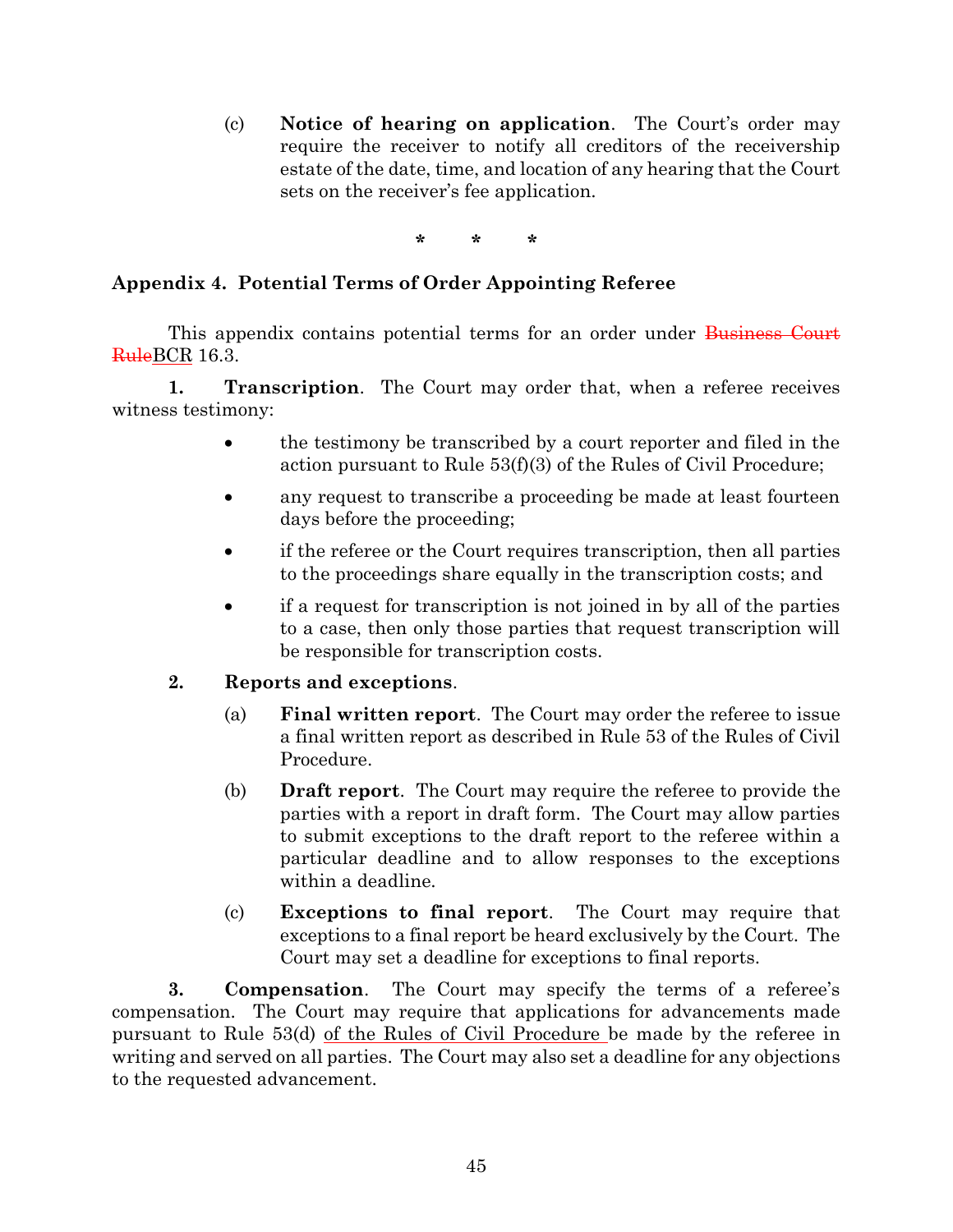(c) **Notice of hearing on application**. The Court's order may require the receiver to notify all creditors of the receivership estate of the date, time, and location of any hearing that the Court sets on the receiver's fee application.

\* \* \*

## Appendix 4. Potential Terms of Order Appointing Referee

This appendix contains potential terms for an order under ~~Business Court Rule~~BCR 16.3.

**1. Transcription**. The Court may order that, when a referee receives witness testimony:

- the testimony be transcribed by a court reporter and filed in the action pursuant to Rule 53(f)(3) of the Rules of Civil Procedure;
- any request to transcribe a proceeding be made at least fourteen days before the proceeding;
- if the referee or the Court requires transcription, then all parties to the proceedings share equally in the transcription costs; and
- if a request for transcription is not joined in by all of the parties to a case, then only those parties that request transcription will be responsible for transcription costs.

**2. Reports and exceptions**.

(a) **Final written report**. The Court may order the referee to issue a final written report as described in Rule 53 of the Rules of Civil Procedure.

(b) **Draft report**. The Court may require the referee to provide the parties with a report in draft form. The Court may allow parties to submit exceptions to the draft report to the referee within a particular deadline and to allow responses to the exceptions within a deadline.

(c) **Exceptions to final report**. The Court may require that exceptions to a final report be heard exclusively by the Court. The Court may set a deadline for exceptions to final reports.

**3. Compensation**. The Court may specify the terms of a referee's compensation. The Court may require that applications for advancements made pursuant to Rule 53(d) <u>of the Rules of Civil Procedure</u> be made by the referee in writing and served on all parties. The Court may also set a deadline for any objections to the requested advancement.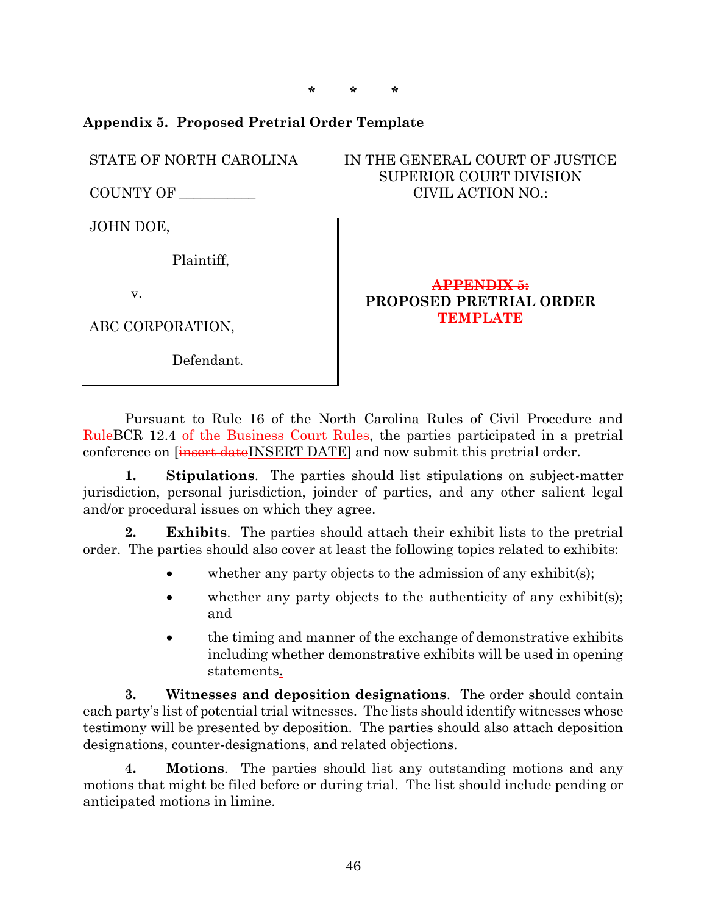\*    \*    \*

**Appendix 5. Proposed Pretrial Order Template**

| STATE OF NORTH CAROLINA | IN THE GENERAL COURT OF JUSTICE |
|---|---|
| COUNTY OF ___________ | SUPERIOR COURT DIVISION |
| | CIVIL ACTION NO.: |

JOHN DOE,

Plaintiff,

v.

ABC CORPORATION,

Defendant.

~~APPENDIX 5:~~
**PROPOSED PRETRIAL ORDER**
~~TEMPLATE~~

Pursuant to Rule 16 of the North Carolina Rules of Civil Procedure and ~~Rule~~<u>BCR</u> 12.4~~ of the Business Court Rules~~, the parties participated in a pretrial conference on [~~insert date~~<u>INSERT DATE</u>] and now submit this pretrial order.

**1. Stipulations**. The parties should list stipulations on subject-matter jurisdiction, personal jurisdiction, joinder of parties, and any other salient legal and/or procedural issues on which they agree.

**2. Exhibits**. The parties should attach their exhibit lists to the pretrial order. The parties should also cover at least the following topics related to exhibits:

- whether any party objects to the admission of any exhibit(s);
- whether any party objects to the authenticity of any exhibit(s); and
- the timing and manner of the exchange of demonstrative exhibits including whether demonstrative exhibits will be used in opening statements<u>.</u>

**3. Witnesses and deposition designations**. The order should contain each party's list of potential trial witnesses. The lists should identify witnesses whose testimony will be presented by deposition. The parties should also attach deposition designations, counter-designations, and related objections.

**4. Motions**. The parties should list any outstanding motions and any motions that might be filed before or during trial. The list should include pending or anticipated motions in limine.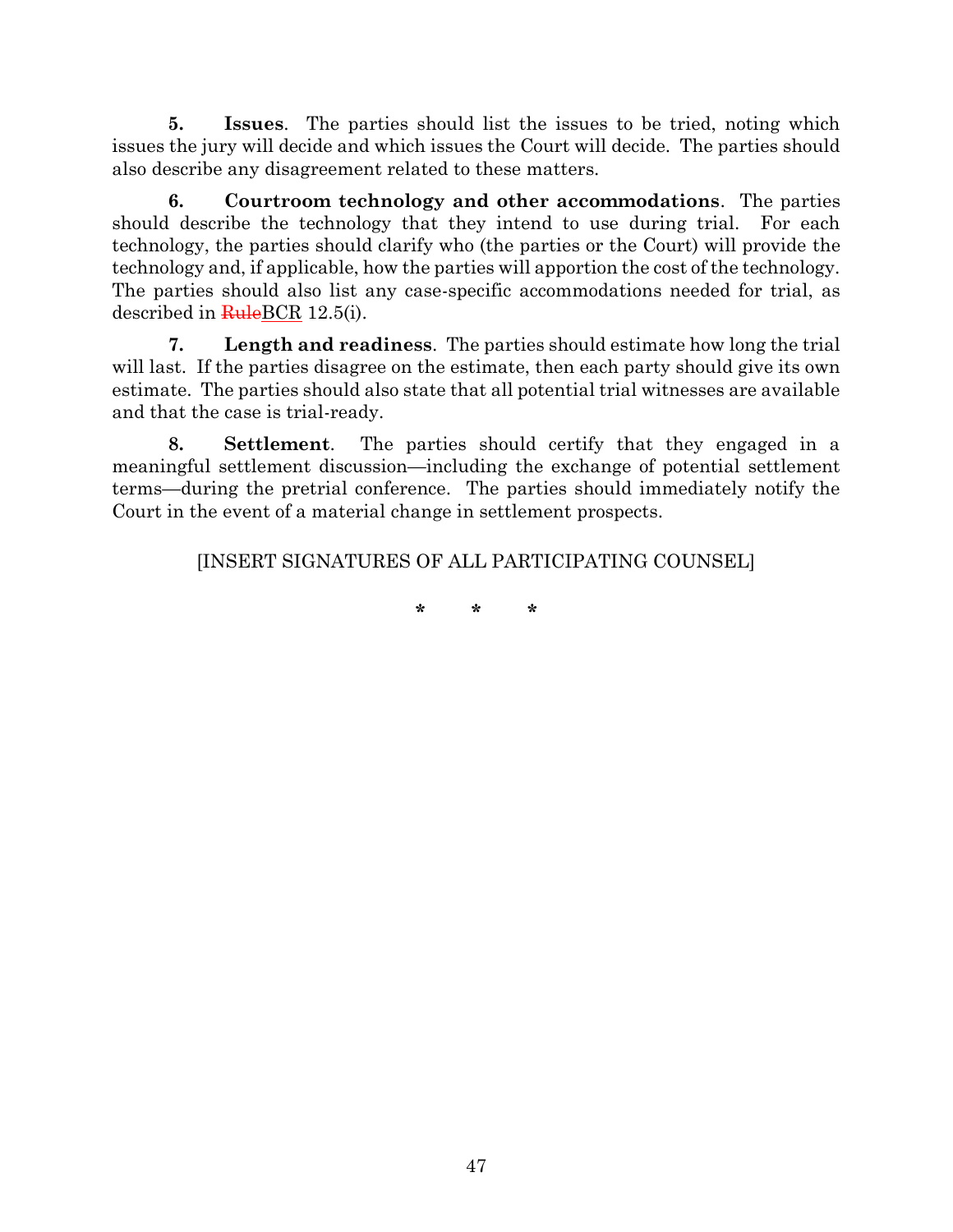**5. Issues**. The parties should list the issues to be tried, noting which issues the jury will decide and which issues the Court will decide. The parties should also describe any disagreement related to these matters.

**6. Courtroom technology and other accommodations**. The parties should describe the technology that they intend to use during trial. For each technology, the parties should clarify who (the parties or the Court) will provide the technology and, if applicable, how the parties will apportion the cost of the technology. The parties should also list any case-specific accommodations needed for trial, as described in ~~Rule~~BCR 12.5(i).

**7. Length and readiness**. The parties should estimate how long the trial will last. If the parties disagree on the estimate, then each party should give its own estimate. The parties should also state that all potential trial witnesses are available and that the case is trial-ready.

**8. Settlement**. The parties should certify that they engaged in a meaningful settlement discussion—including the exchange of potential settlement terms—during the pretrial conference. The parties should immediately notify the Court in the event of a material change in settlement prospects.

[INSERT SIGNATURES OF ALL PARTICIPATING COUNSEL]

\* \* \*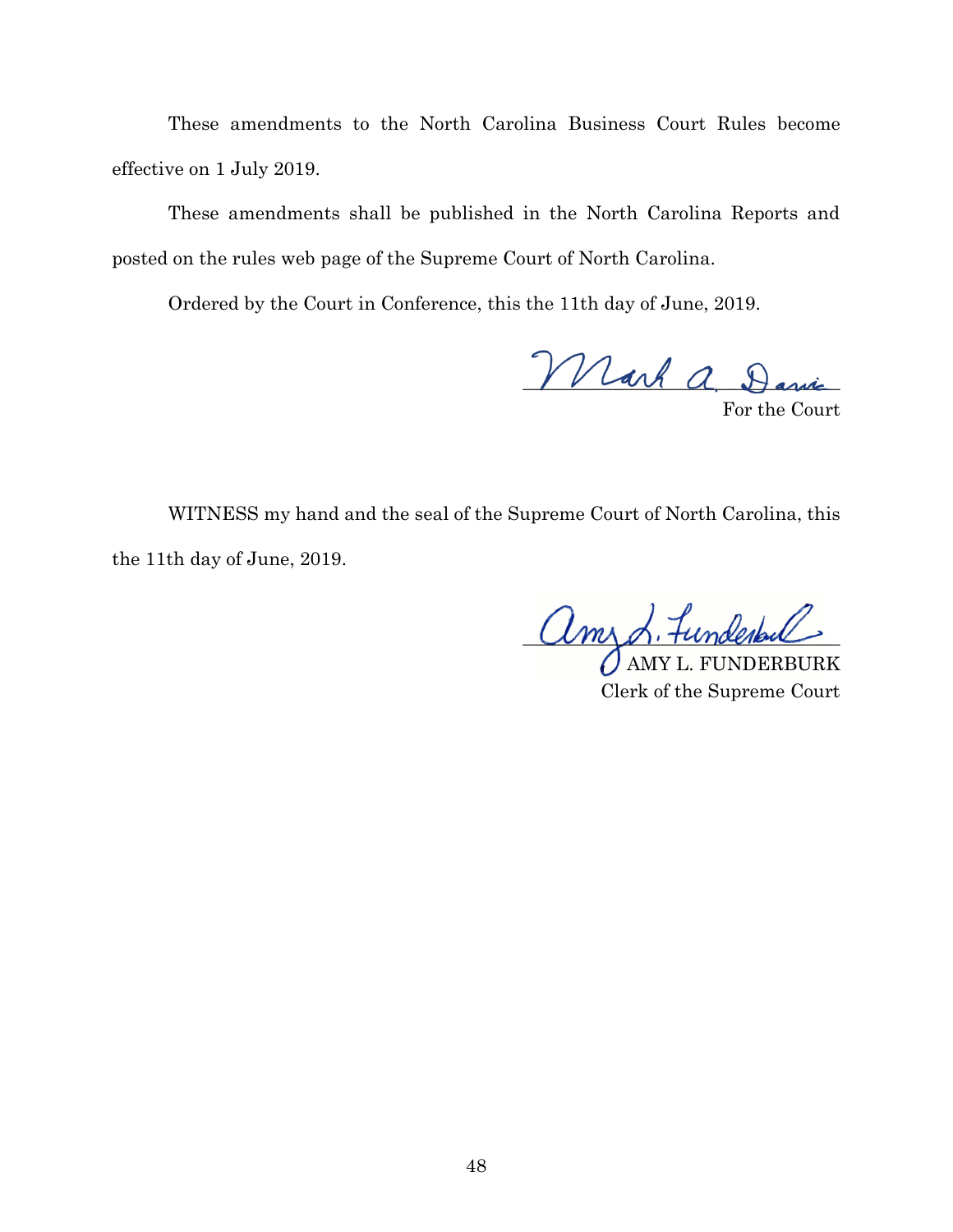These amendments to the North Carolina Business Court Rules become effective on 1 July 2019.

These amendments shall be published in the North Carolina Reports and posted on the rules web page of the Supreme Court of North Carolina.

Ordered by the Court in Conference, this the 11th day of June, 2019.

Mark A. Davis
For the Court

WITNESS my hand and the seal of the Supreme Court of North Carolina, this the 11th day of June, 2019.

Amy L. Funderburk
AMY L. FUNDERBURK
Clerk of the Supreme Court